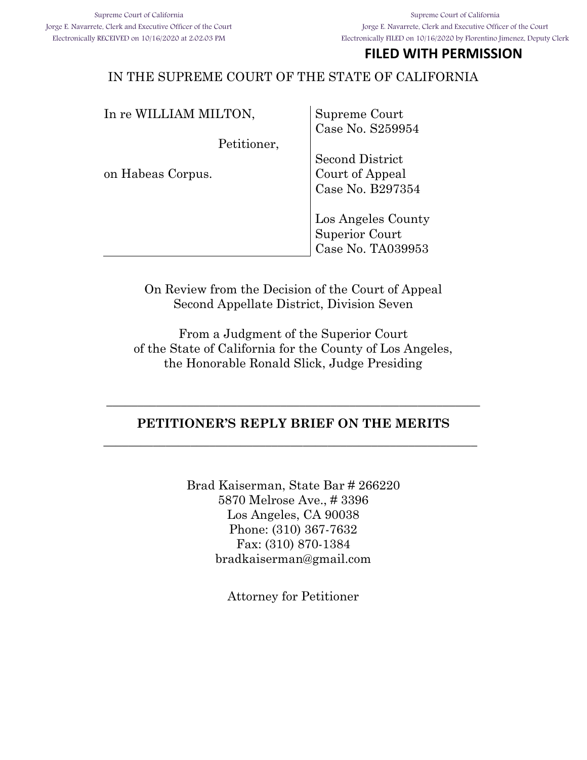Supreme Court of California
Jorge E. Navarrete, Clerk and Executive Officer of the Court
Electronically RECEIVED on 10/16/2020 at 2:02:03 PM

Supreme Court of California
Jorge E. Navarrete, Clerk and Executive Officer of the Court
Electronically FILED on 10/16/2020 by Florentino Jimenez, Deputy Clerk

**FILED WITH PERMISSION**

IN THE SUPREME COURT OF THE STATE OF CALIFORNIA

| | |
|---|---|
| In re WILLIAM MILTON,<br><br>Petitioner,<br><br>on Habeas Corpus. | Supreme Court<br>Case No. S259954<br><br>Second District<br>Court of Appeal<br>Case No. B297354<br><br>Los Angeles County<br>Superior Court<br>Case No. TA039953 |

On Review from the Decision of the Court of Appeal
Second Appellate District, Division Seven

From a Judgment of the Superior Court
of the State of California for the County of Los Angeles,
the Honorable Ronald Slick, Judge Presiding

---

**PETITIONER'S REPLY BRIEF ON THE MERITS**

---

Brad Kaiserman, State Bar # 266220
5870 Melrose Ave., # 3396
Los Angeles, CA 90038
Phone: (310) 367-7632
Fax: (310) 870-1384
bradkaiserman@gmail.com

Attorney for Petitioner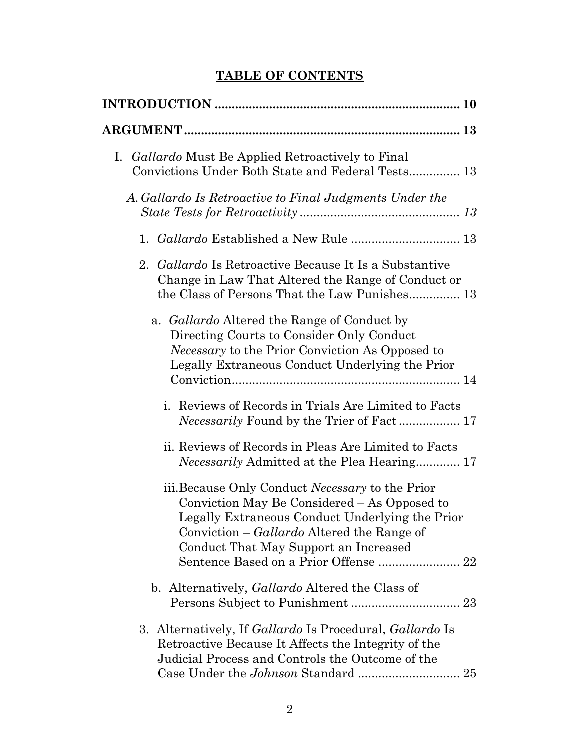**TABLE OF CONTENTS**

**INTRODUCTION** ........................................................................ **10**

**ARGUMENT** ................................................................................ **13**

I. *Gallardo* Must Be Applied Retroactively to Final Convictions Under Both State and Federal Tests............... 13

*A. Gallardo Is Retroactive to Final Judgments Under the State Tests for Retroactivity* ............................................... *13*

1. *Gallardo* Established a New Rule ............................... 13

2. *Gallardo* Is Retroactive Because It Is a Substantive Change in Law That Altered the Range of Conduct or the Class of Persons That the Law Punishes............... 13

a. *Gallardo* Altered the Range of Conduct by Directing Courts to Consider Only Conduct *Necessary* to the Prior Conviction As Opposed to Legally Extraneous Conduct Underlying the Prior Conviction.................................................................. 14

i. Reviews of Records in Trials Are Limited to Facts *Necessarily* Found by the Trier of Fact .................. 17

ii. Reviews of Records in Pleas Are Limited to Facts *Necessarily* Admitted at the Plea Hearing............. 17

iii. Because Only Conduct *Necessary* to the Prior Conviction May Be Considered – As Opposed to Legally Extraneous Conduct Underlying the Prior Conviction – *Gallardo* Altered the Range of Conduct That May Support an Increased Sentence Based on a Prior Offense ........................ 22

b. Alternatively, *Gallardo* Altered the Class of Persons Subject to Punishment ................................ 23

3. Alternatively, If *Gallardo* Is Procedural, *Gallardo* Is Retroactive Because It Affects the Integrity of the Judicial Process and Controls the Outcome of the Case Under the *Johnson* Standard .............................. 25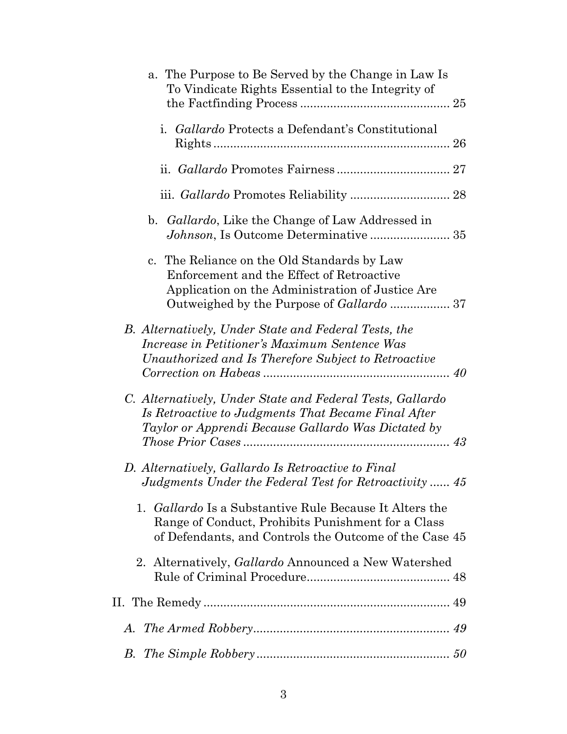a. The Purpose to Be Served by the Change in Law Is To Vindicate Rights Essential to the Integrity of the Factfinding Process ............................................ 25

i. *Gallardo* Protects a Defendant's Constitutional Rights ...................................................................... 26

ii. *Gallardo* Promotes Fairness ................................. 27

iii. *Gallardo* Promotes Reliability ............................. 28

b. *Gallardo*, Like the Change of Law Addressed in *Johnson*, Is Outcome Determinative ....................... 35

c. The Reliance on the Old Standards by Law Enforcement and the Effect of Retroactive Application on the Administration of Justice Are Outweighed by the Purpose of *Gallardo* ................. 37

*B. Alternatively, Under State and Federal Tests, the Increase in Petitioner's Maximum Sentence Was Unauthorized and Is Therefore Subject to Retroactive Correction on Habeas ....................................................... 40*

*C. Alternatively, Under State and Federal Tests, Gallardo Is Retroactive to Judgments That Became Final After Taylor or Apprendi Because Gallardo Was Dictated by Those Prior Cases ............................................................. 43*

*D. Alternatively, Gallardo Is Retroactive to Final Judgments Under the Federal Test for Retroactivity ...... 45*

1. *Gallardo* Is a Substantive Rule Because It Alters the Range of Conduct, Prohibits Punishment for a Class of Defendants, and Controls the Outcome of the Case 45

2. Alternatively, *Gallardo* Announced a New Watershed Rule of Criminal Procedure.......................................... 48

II. The Remedy ......................................................................... 49

*A. The Armed Robbery.......................................................... 49*

*B. The Simple Robbery ......................................................... 50*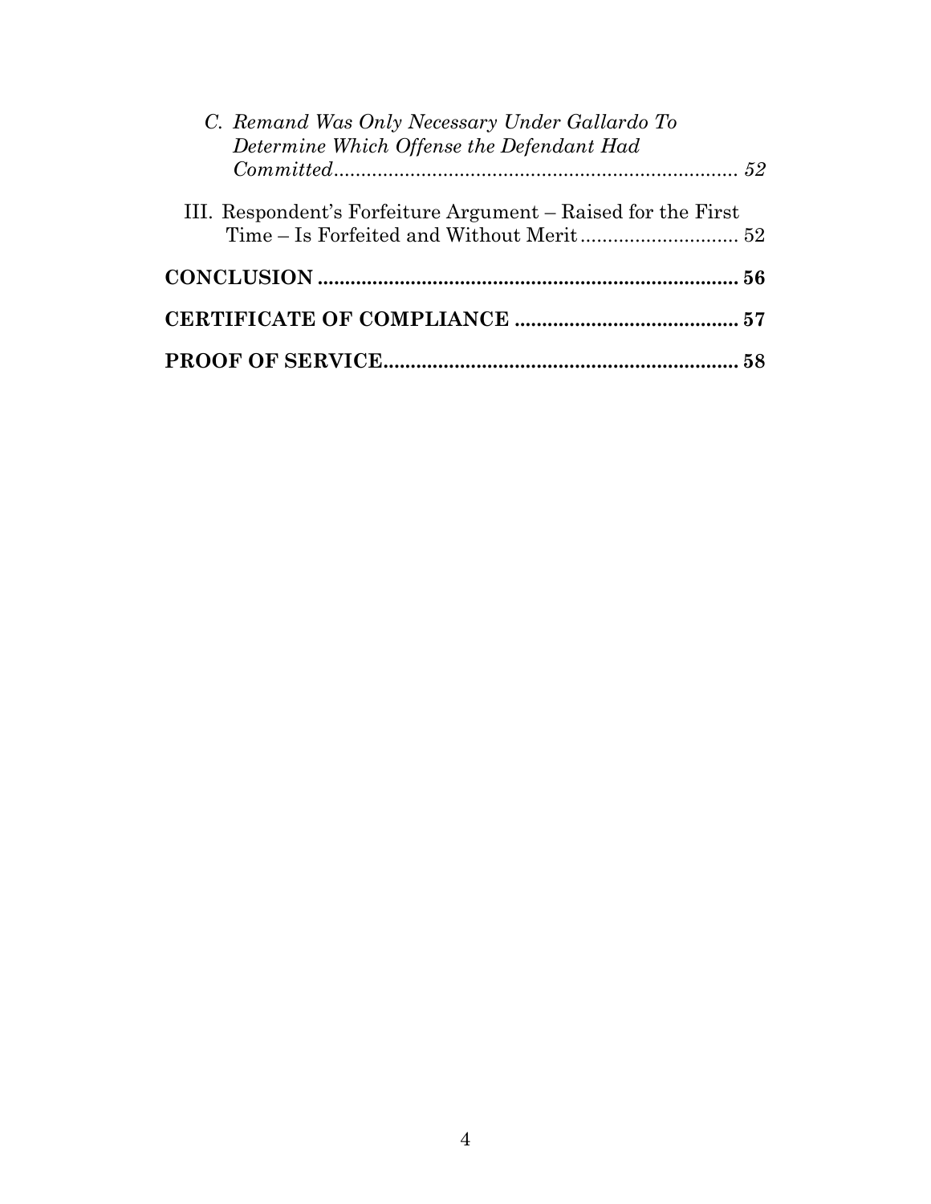*C. Remand Was Only Necessary Under Gallardo To Determine Which Offense the Defendant Had Committed* ........................................................................ *52*

III. Respondent's Forfeiture Argument – Raised for the First Time – Is Forfeited and Without Merit ............................ 52

**CONCLUSION** ............................................................................ **56**

**CERTIFICATE OF COMPLIANCE** ......................................... **57**

**PROOF OF SERVICE**................................................................ **58**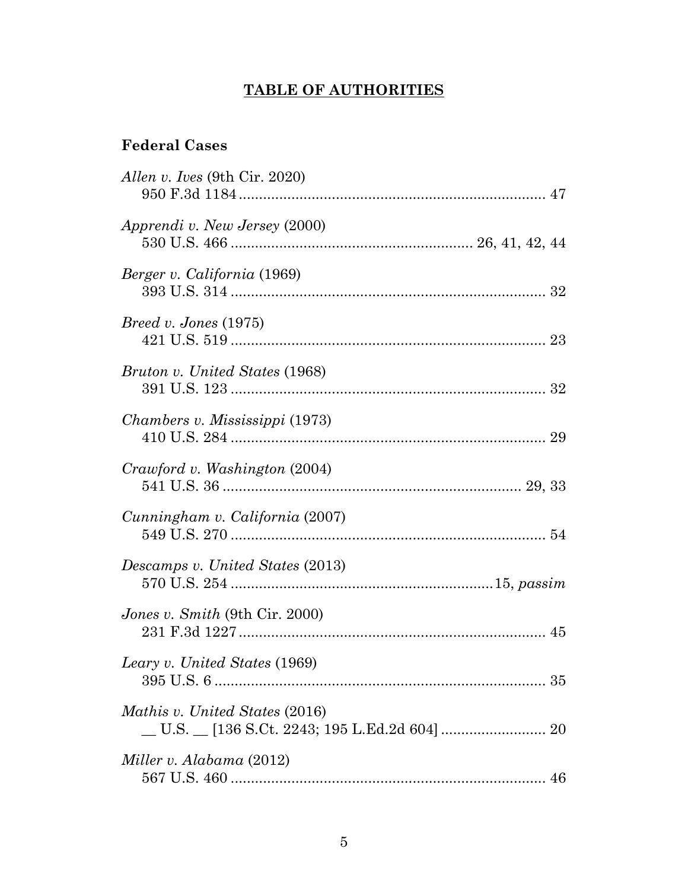# **TABLE OF AUTHORITIES**

## Federal Cases

*Allen v. Ives* (9th Cir. 2020)
950 F.3d 1184 ........................................................................... 47

*Apprendi v. New Jersey* (2000)
530 U.S. 466 ........................................................... 26, 41, 42, 44

*Berger v. California* (1969)
393 U.S. 314 ............................................................................. 32

*Breed v. Jones* (1975)
421 U.S. 519 ............................................................................. 23

*Bruton v. United States* (1968)
391 U.S. 123 ............................................................................. 32

*Chambers v. Mississippi* (1973)
410 U.S. 284 ............................................................................. 29

*Crawford v. Washington* (2004)
541 U.S. 36 ......................................................................... 29, 33

*Cunningham v. California* (2007)
549 U.S. 270 ............................................................................. 54

*Descamps v. United States* (2013)
570 U.S. 254 ................................................................ 15, *passim*

*Jones v. Smith* (9th Cir. 2000)
231 F.3d 1227 ........................................................................... 45

*Leary v. United States* (1969)
395 U.S. 6 ................................................................................. 35

*Mathis v. United States* (2016)
__ U.S. __ [136 S.Ct. 2243; 195 L.Ed.2d 604] .......................... 20

*Miller v. Alabama* (2012)
567 U.S. 460 ............................................................................. 46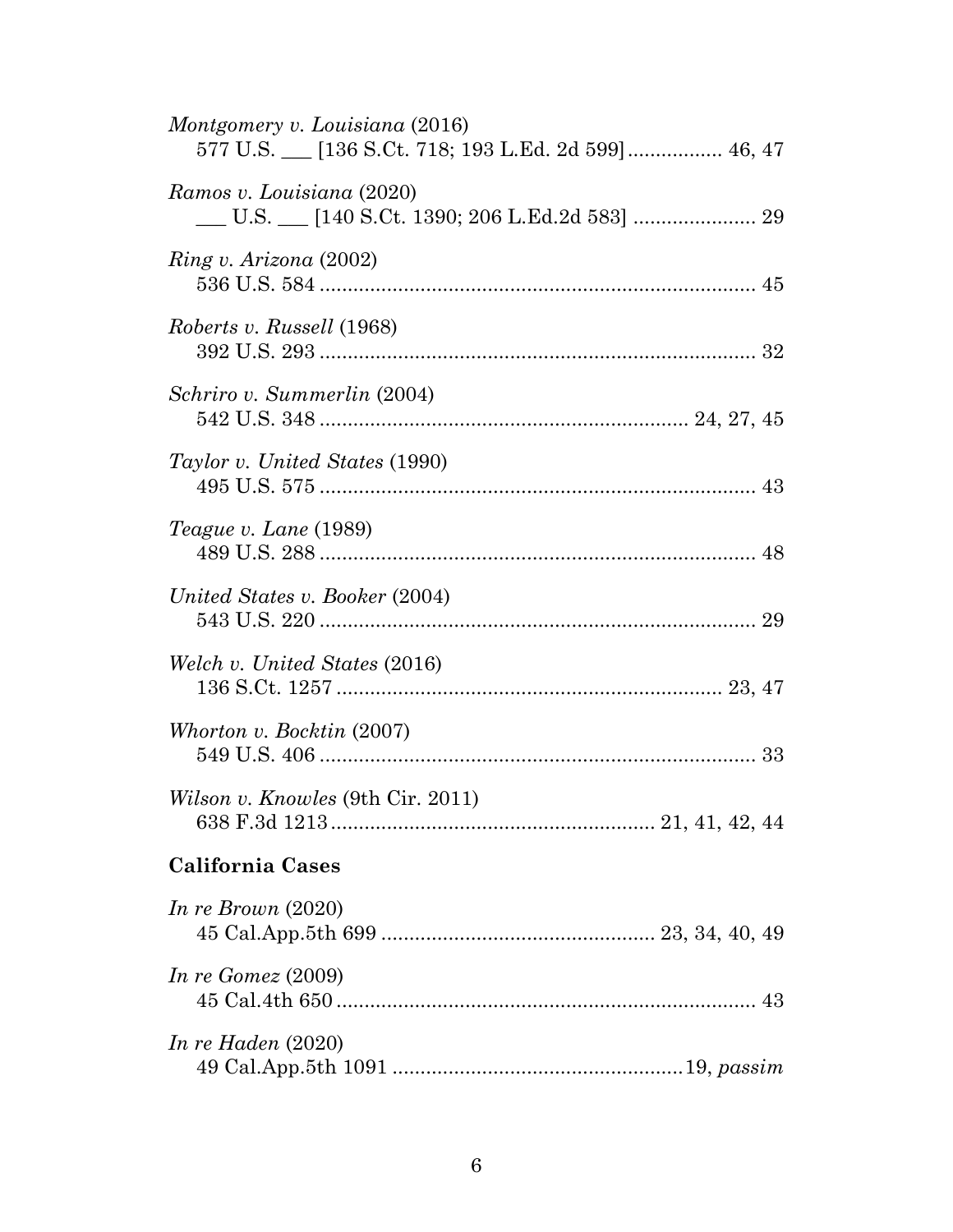*Montgomery v. Louisiana* (2016)
577 U.S. ___ [136 S.Ct. 718; 193 L.Ed. 2d 599] ................ 46, 47

*Ramos v. Louisiana* (2020)
___ U.S. ___ [140 S.Ct. 1390; 206 L.Ed.2d 583] ...................... 29

*Ring v. Arizona* (2002)
536 U.S. 584 .............................................................................. 45

*Roberts v. Russell* (1968)
392 U.S. 293 .............................................................................. 32

*Schriro v. Summerlin* (2004)
542 U.S. 348 ................................................................. 24, 27, 45

*Taylor v. United States* (1990)
495 U.S. 575 .............................................................................. 43

*Teague v. Lane* (1989)
489 U.S. 288 .............................................................................. 48

*United States v. Booker* (2004)
543 U.S. 220 .............................................................................. 29

*Welch v. United States* (2016)
136 S.Ct. 1257 ..................................................................... 23, 47

*Whorton v. Bocktin* (2007)
549 U.S. 406 .............................................................................. 33

*Wilson v. Knowles* (9th Cir. 2011)
638 F.3d 1213 .......................................................... 21, 41, 42, 44

**California Cases**

*In re Brown* (2020)
45 Cal.App.5th 699 ................................................. 23, 34, 40, 49

*In re Gomez* (2009)
45 Cal.4th 650 ........................................................................... 43

*In re Haden* (2020)
49 Cal.App.5th 1091 ...................................................19, *passim*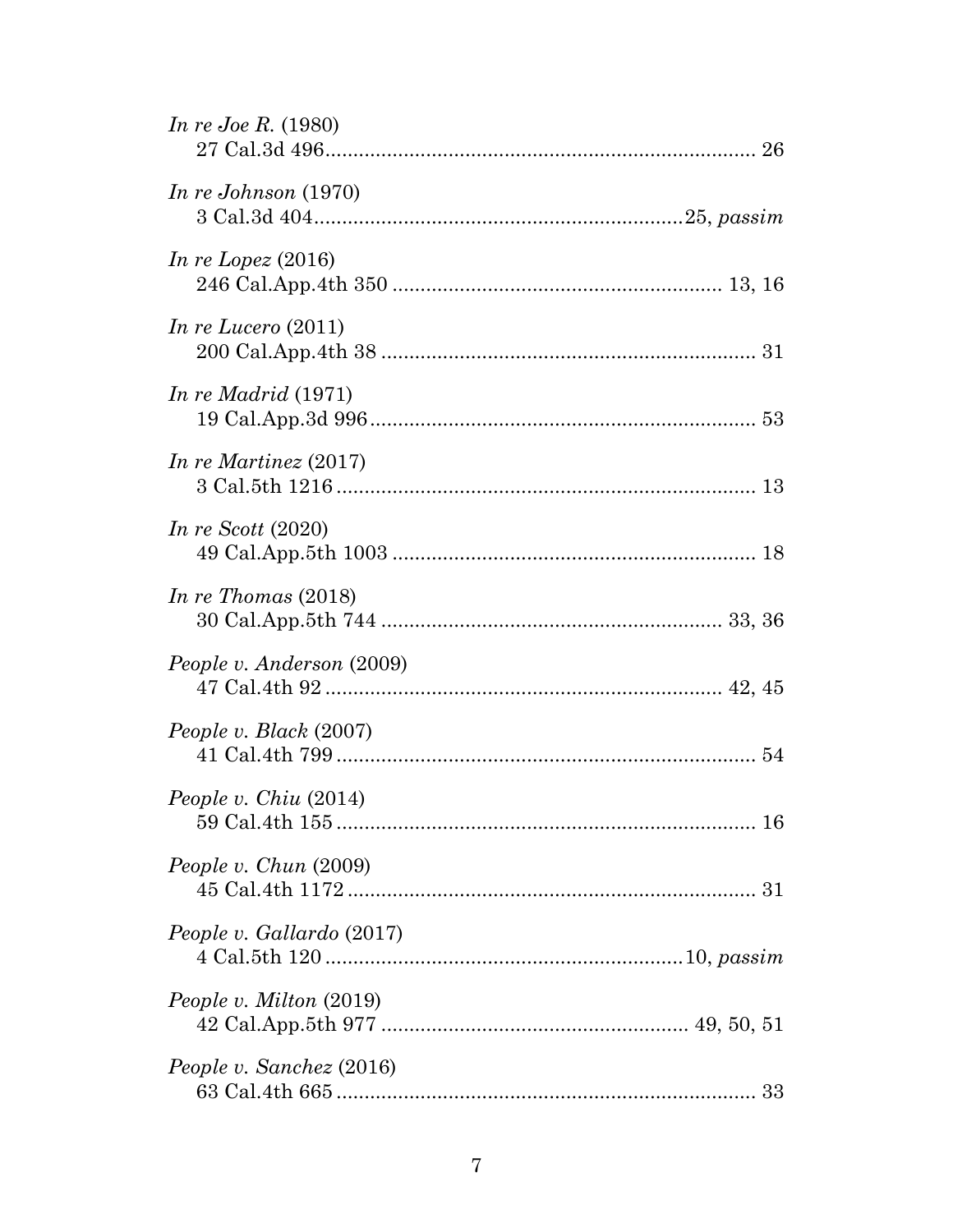*In re Joe R.* (1980)
27 Cal.3d 496 .............................................................................. 26

*In re Johnson* (1970)
3 Cal.3d 404 ..................................................................25, *passim*

*In re Lopez* (2016)
246 Cal.App.4th 350 ........................................................... 13, 16

*In re Lucero* (2011)
200 Cal.App.4th 38 .................................................................... 31

*In re Madrid* (1971)
19 Cal.App.3d 996 ...................................................................... 53

*In re Martinez* (2017)
3 Cal.5th 1216 ............................................................................ 13

*In re Scott* (2020)
49 Cal.App.5th 1003 ................................................................... 18

*In re Thomas* (2018)
30 Cal.App.5th 744 ............................................................... 33, 36

*People v. Anderson* (2009)
47 Cal.4th 92 ........................................................................ 42, 45

*People v. Black* (2007)
41 Cal.4th 799 ............................................................................ 54

*People v. Chiu* (2014)
59 Cal.4th 155 ............................................................................ 16

*People v. Chun* (2009)
45 Cal.4th 1172 .......................................................................... 31

*People v. Gallardo* (2017)
4 Cal.5th 120 ................................................................10, *passim*

*People v. Milton* (2019)
42 Cal.App.5th 977 ....................................................... 49, 50, 51

*People v. Sanchez* (2016)
63 Cal.4th 665 ............................................................................ 33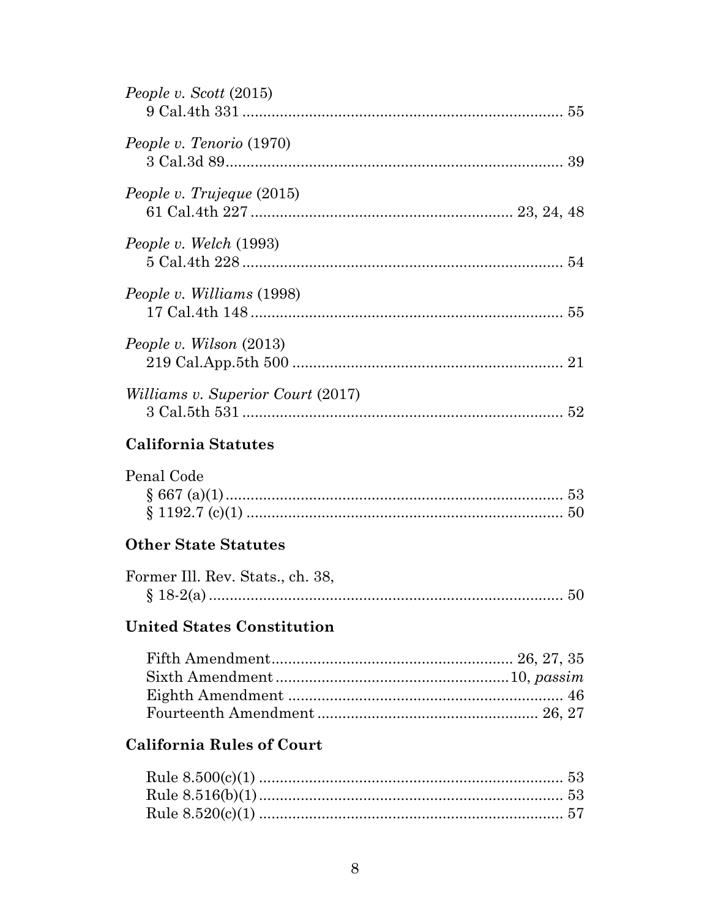*People v. Scott* (2015)
9 Cal.4th 331 .............................................................................. 55

*People v. Tenorio* (1970)
3 Cal.3d 89.................................................................................. 39

*People v. Trujeque* (2015)
61 Cal.4th 227 ............................................................... 23, 24, 48

*People v. Welch* (1993)
5 Cal.4th 228 .............................................................................. 54

*People v. Williams* (1998)
17 Cal.4th 148 ............................................................................ 55

*People v. Wilson* (2013)
219 Cal.App.5th 500 .................................................................. 21

*Williams v. Superior Court* (2017)
3 Cal.5th 531 .............................................................................. 52

**California Statutes**

Penal Code
§ 667 (a)(1).................................................................................. 53
§ 1192.7 (c)(1) ............................................................................ 50

**Other State Statutes**

Former Ill. Rev. Stats., ch. 38,
§ 18-2(a) ...................................................................................... 50

**United States Constitution**

Fifth Amendment........................................................ 26, 27, 35
Sixth Amendment ........................................................10, *passim*
Eighth Amendment .................................................................. 46
Fourteenth Amendment ..................................................... 26, 27

**California Rules of Court**

Rule 8.500(c)(1) ......................................................................... 53
Rule 8.516(b)(1)......................................................................... 53
Rule 8.520(c)(1) ......................................................................... 57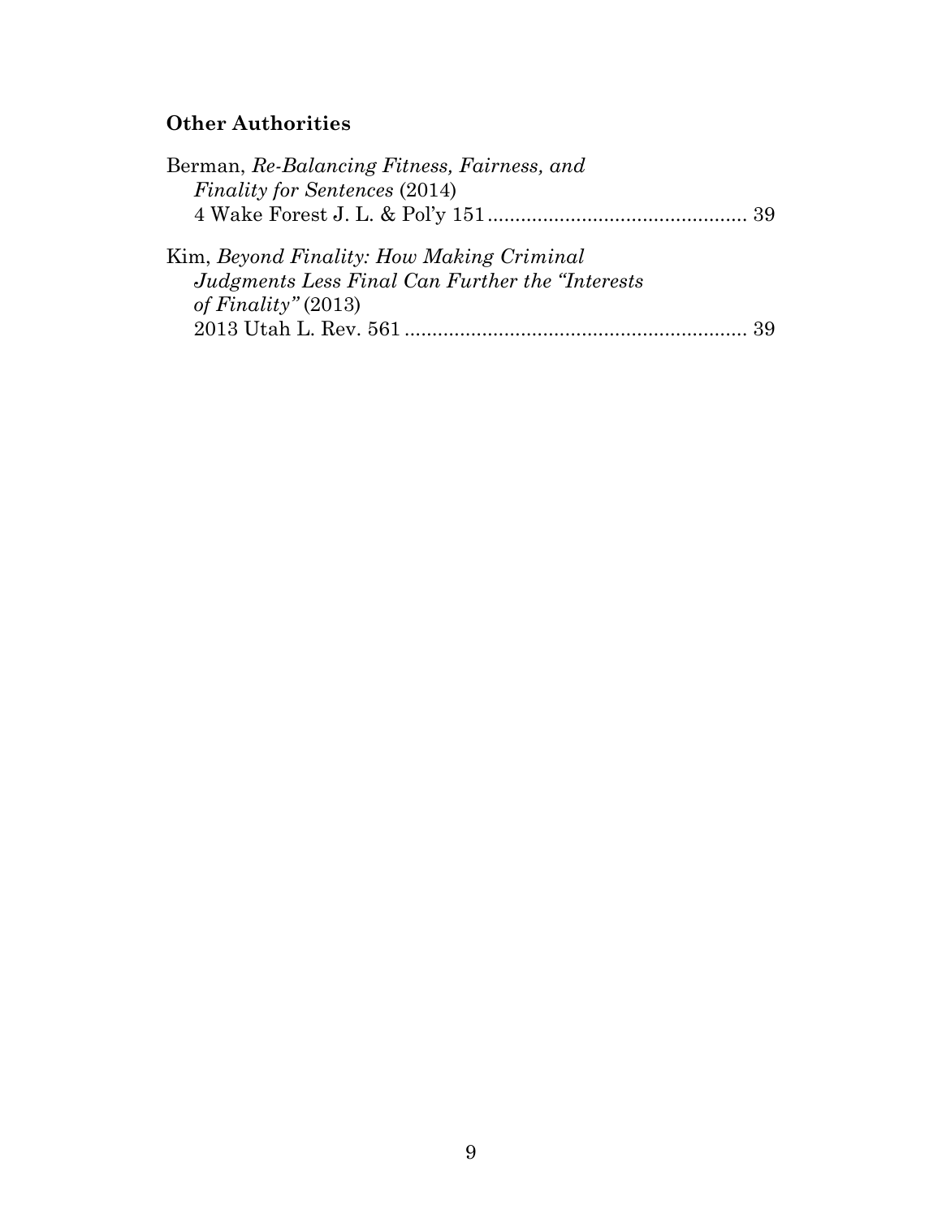**Other Authorities**

Berman, *Re-Balancing Fitness, Fairness, and Finality for Sentences* (2014) 4 Wake Forest J. L. & Pol'y 151 .............................................. 39

Kim, *Beyond Finality: How Making Criminal Judgments Less Final Can Further the "Interests of Finality"* (2013) 2013 Utah L. Rev. 561 ............................................................. 39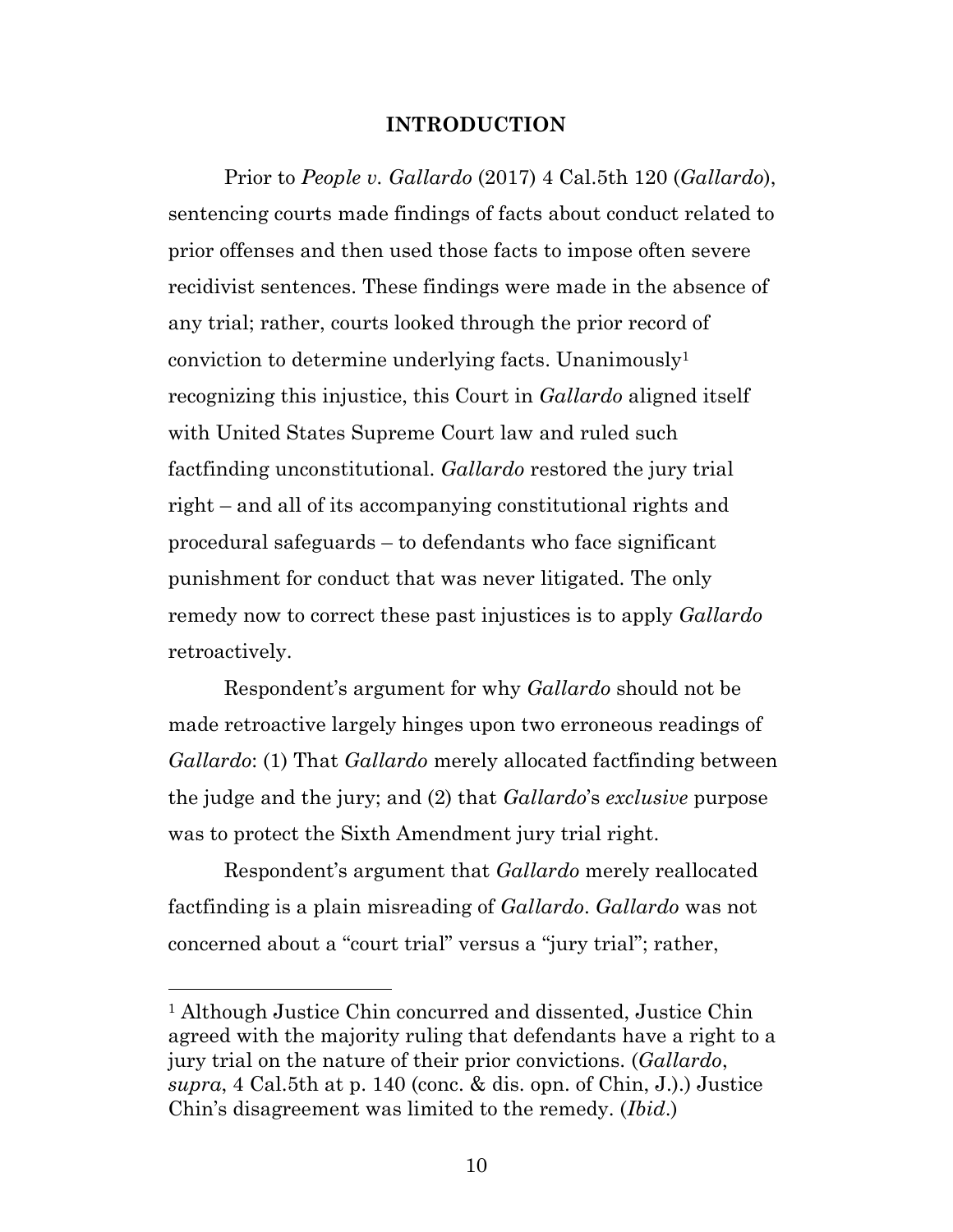## INTRODUCTION

Prior to *People v. Gallardo* (2017) 4 Cal.5th 120 (*Gallardo*), sentencing courts made findings of facts about conduct related to prior offenses and then used those facts to impose often severe recidivist sentences. These findings were made in the absence of any trial; rather, courts looked through the prior record of conviction to determine underlying facts. Unanimously[1] recognizing this injustice, this Court in *Gallardo* aligned itself with United States Supreme Court law and ruled such factfinding unconstitutional. *Gallardo* restored the jury trial right – and all of its accompanying constitutional rights and procedural safeguards – to defendants who face significant punishment for conduct that was never litigated. The only remedy now to correct these past injustices is to apply *Gallardo* retroactively.

Respondent's argument for why *Gallardo* should not be made retroactive largely hinges upon two erroneous readings of *Gallardo*: (1) That *Gallardo* merely allocated factfinding between the judge and the jury; and (2) that *Gallardo*'s *exclusive* purpose was to protect the Sixth Amendment jury trial right.

Respondent's argument that *Gallardo* merely reallocated factfinding is a plain misreading of *Gallardo*. *Gallardo* was not concerned about a "court trial" versus a "jury trial"; rather,

---

[1] Although Justice Chin concurred and dissented, Justice Chin agreed with the majority ruling that defendants have a right to a jury trial on the nature of their prior convictions. (*Gallardo*, *supra*, 4 Cal.5th at p. 140 (conc. & dis. opn. of Chin, J.).) Justice Chin's disagreement was limited to the remedy. (*Ibid*.)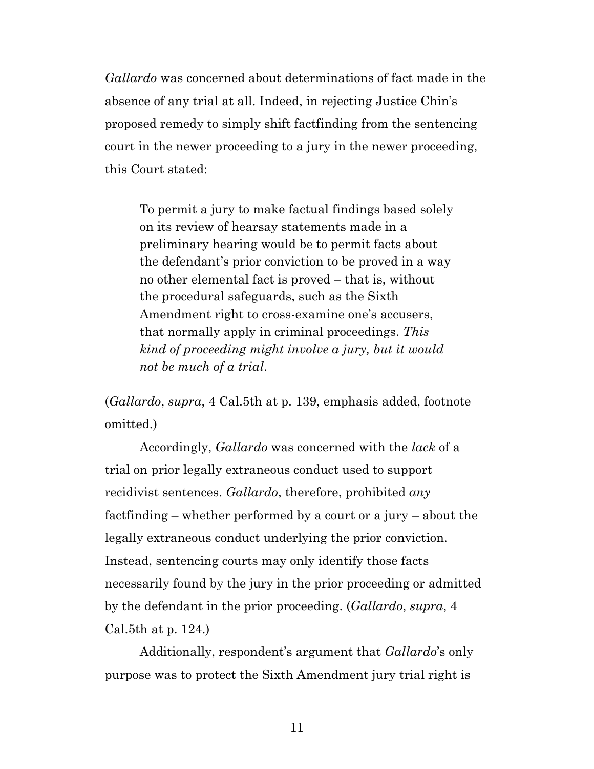*Gallardo* was concerned about determinations of fact made in the absence of any trial at all. Indeed, in rejecting Justice Chin's proposed remedy to simply shift factfinding from the sentencing court in the newer proceeding to a jury in the newer proceeding, this Court stated:

> To permit a jury to make factual findings based solely on its review of hearsay statements made in a preliminary hearing would be to permit facts about the defendant's prior conviction to be proved in a way no other elemental fact is proved – that is, without the procedural safeguards, such as the Sixth Amendment right to cross-examine one's accusers, that normally apply in criminal proceedings. *This kind of proceeding might involve a jury, but it would not be much of a trial*.

(*Gallardo*, *supra*, 4 Cal.5th at p. 139, emphasis added, footnote omitted.)

Accordingly, *Gallardo* was concerned with the *lack* of a trial on prior legally extraneous conduct used to support recidivist sentences. *Gallardo*, therefore, prohibited *any* factfinding – whether performed by a court or a jury – about the legally extraneous conduct underlying the prior conviction. Instead, sentencing courts may only identify those facts necessarily found by the jury in the prior proceeding or admitted by the defendant in the prior proceeding. (*Gallardo*, *supra*, 4 Cal.5th at p. 124.)

Additionally, respondent's argument that *Gallardo*'s only purpose was to protect the Sixth Amendment jury trial right is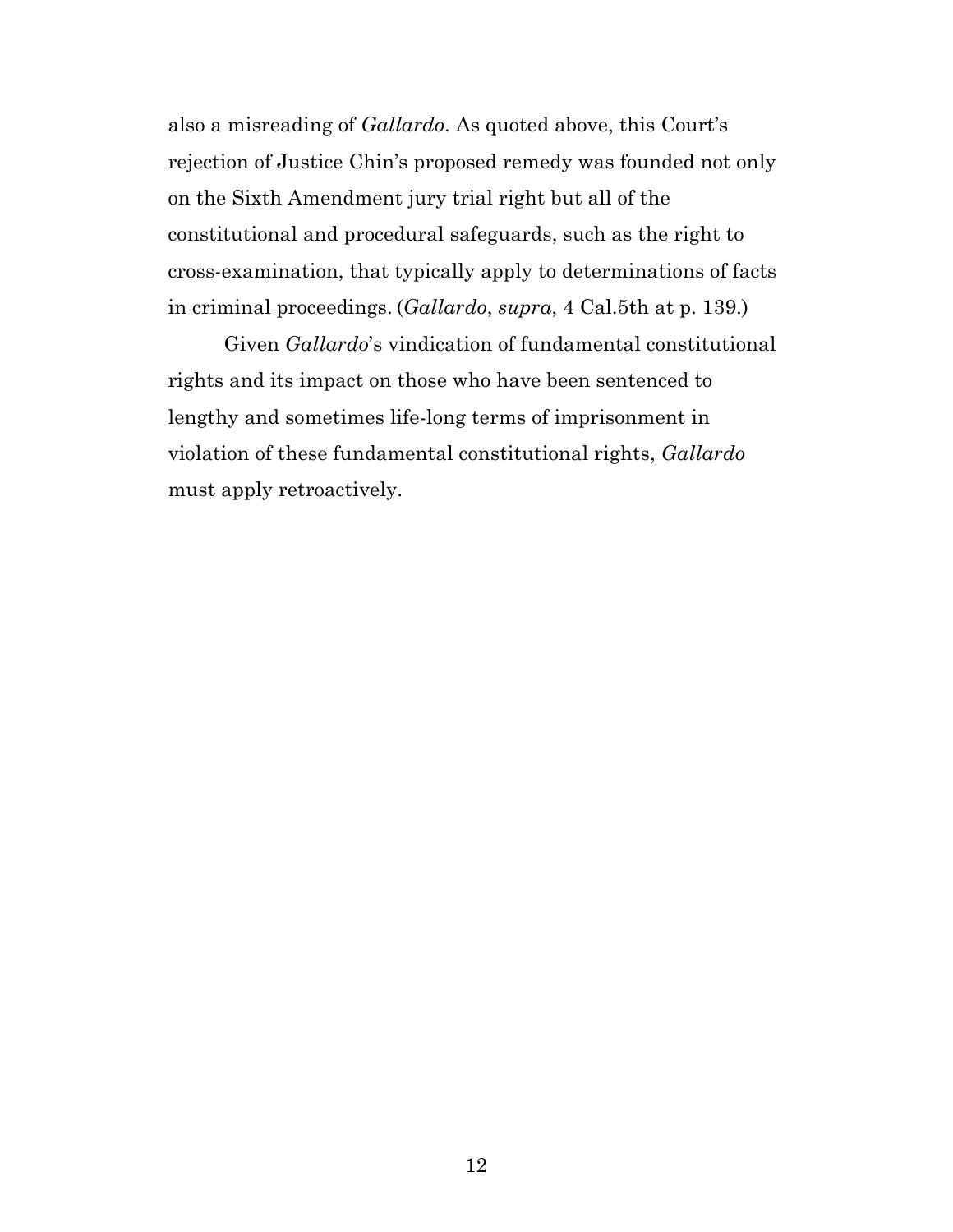also a misreading of *Gallardo*. As quoted above, this Court's rejection of Justice Chin's proposed remedy was founded not only on the Sixth Amendment jury trial right but all of the constitutional and procedural safeguards, such as the right to cross-examination, that typically apply to determinations of facts in criminal proceedings. (*Gallardo*, *supra*, 4 Cal.5th at p. 139.)

Given *Gallardo*'s vindication of fundamental constitutional rights and its impact on those who have been sentenced to lengthy and sometimes life-long terms of imprisonment in violation of these fundamental constitutional rights, *Gallardo* must apply retroactively.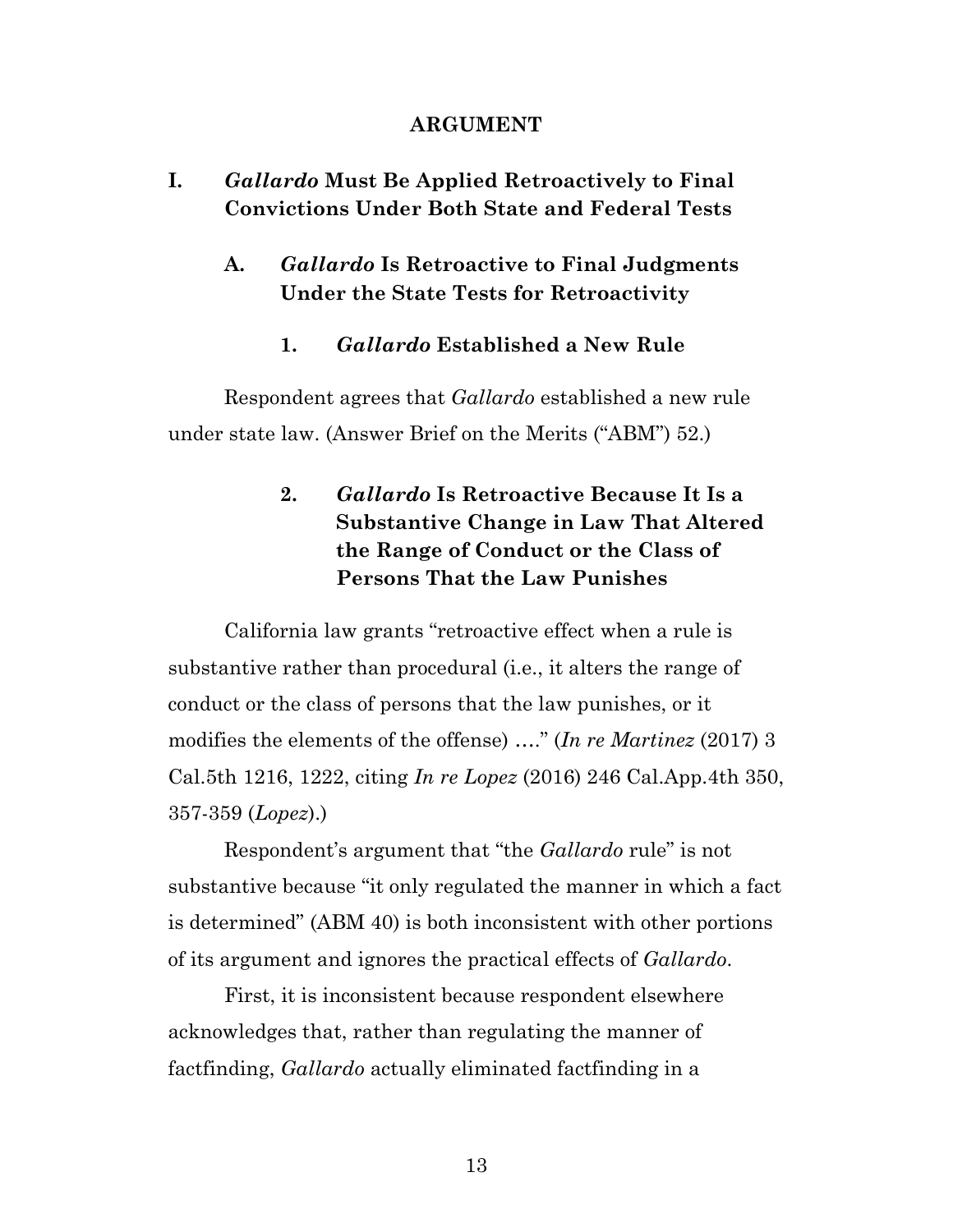# ARGUMENT

## I. *Gallardo* Must Be Applied Retroactively to Final Convictions Under Both State and Federal Tests

### A. *Gallardo* Is Retroactive to Final Judgments Under the State Tests for Retroactivity

#### 1. *Gallardo* Established a New Rule

Respondent agrees that *Gallardo* established a new rule under state law. (Answer Brief on the Merits ("ABM") 52.)

#### 2. *Gallardo* Is Retroactive Because It Is a Substantive Change in Law That Altered the Range of Conduct or the Class of Persons That the Law Punishes

California law grants "retroactive effect when a rule is substantive rather than procedural (i.e., it alters the range of conduct or the class of persons that the law punishes, or it modifies the elements of the offense) …." (*In re Martinez* (2017) 3 Cal.5th 1216, 1222, citing *In re Lopez* (2016) 246 Cal.App.4th 350, 357-359 (*Lopez*).)

Respondent's argument that "the *Gallardo* rule" is not substantive because "it only regulated the manner in which a fact is determined" (ABM 40) is both inconsistent with other portions of its argument and ignores the practical effects of *Gallardo*.

First, it is inconsistent because respondent elsewhere acknowledges that, rather than regulating the manner of factfinding, *Gallardo* actually eliminated factfinding in a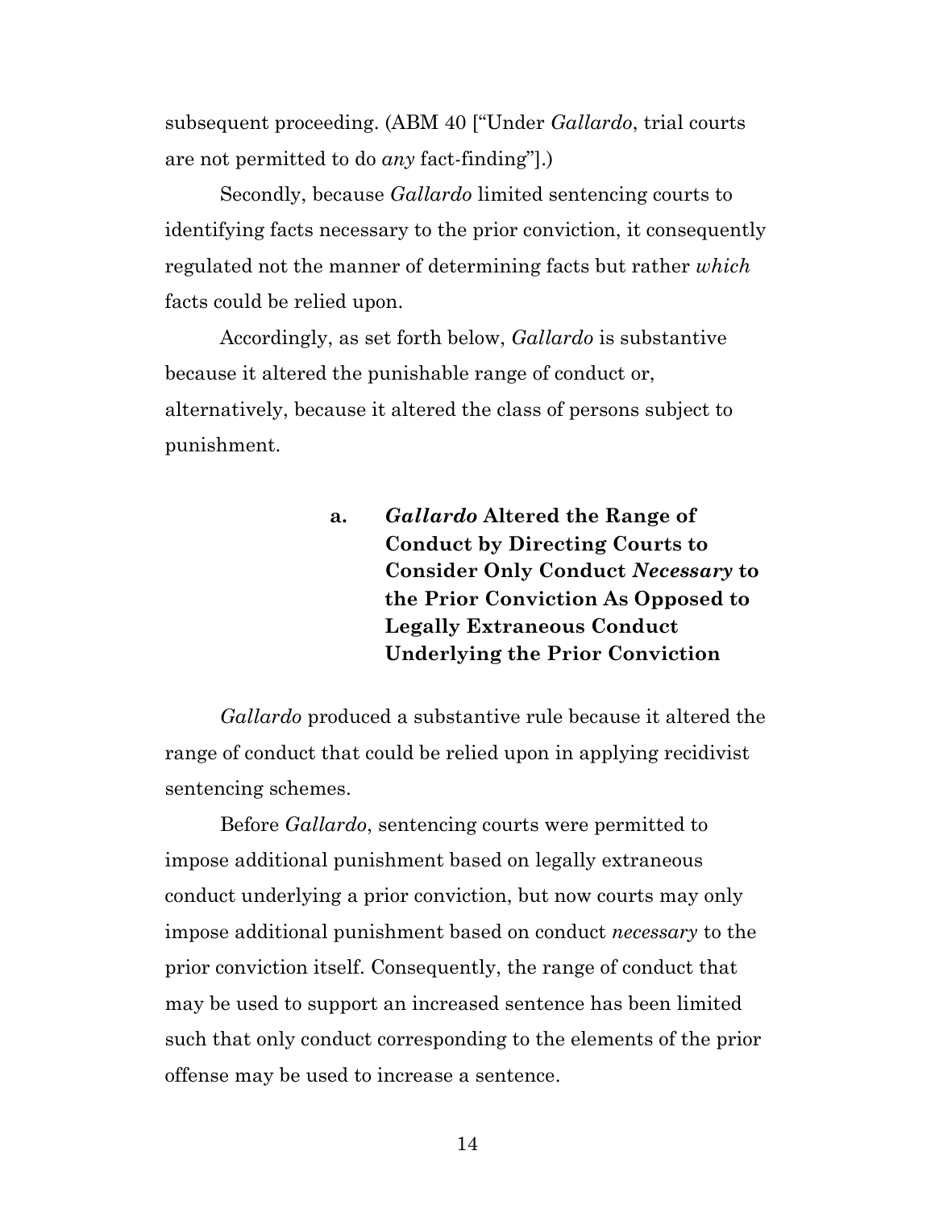subsequent proceeding. (ABM 40 ["Under *Gallardo*, trial courts are not permitted to do *any* fact-finding"].)

Secondly, because *Gallardo* limited sentencing courts to identifying facts necessary to the prior conviction, it consequently regulated not the manner of determining facts but rather *which* facts could be relied upon.

Accordingly, as set forth below, *Gallardo* is substantive because it altered the punishable range of conduct or, alternatively, because it altered the class of persons subject to punishment.

#### a. *Gallardo* Altered the Range of Conduct by Directing Courts to Consider Only Conduct *Necessary* to the Prior Conviction As Opposed to Legally Extraneous Conduct Underlying the Prior Conviction

*Gallardo* produced a substantive rule because it altered the range of conduct that could be relied upon in applying recidivist sentencing schemes.

Before *Gallardo*, sentencing courts were permitted to impose additional punishment based on legally extraneous conduct underlying a prior conviction, but now courts may only impose additional punishment based on conduct *necessary* to the prior conviction itself. Consequently, the range of conduct that may be used to support an increased sentence has been limited such that only conduct corresponding to the elements of the prior offense may be used to increase a sentence.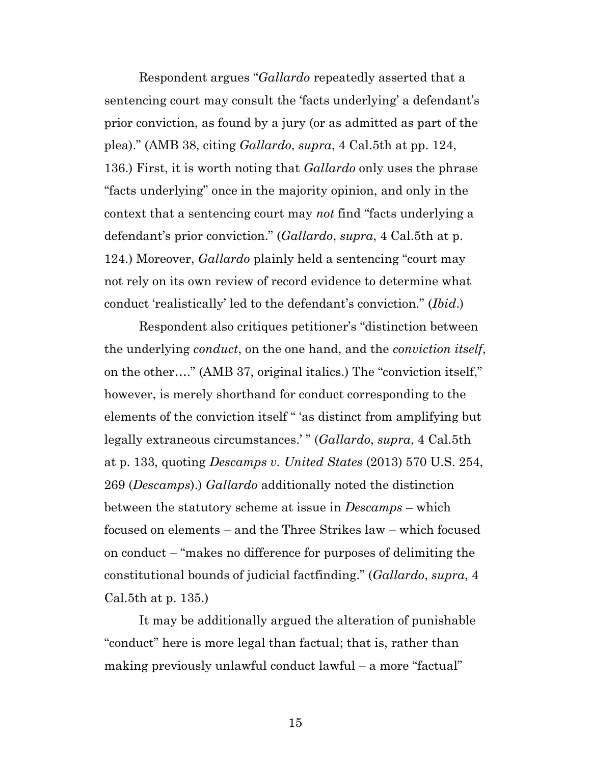Respondent argues "*Gallardo* repeatedly asserted that a sentencing court may consult the 'facts underlying' a defendant's prior conviction, as found by a jury (or as admitted as part of the plea)." (AMB 38, citing *Gallardo*, *supra*, 4 Cal.5th at pp. 124, 136.) First, it is worth noting that *Gallardo* only uses the phrase "facts underlying" once in the majority opinion, and only in the context that a sentencing court may *not* find "facts underlying a defendant's prior conviction." (*Gallardo*, *supra*, 4 Cal.5th at p. 124.) Moreover, *Gallardo* plainly held a sentencing "court may not rely on its own review of record evidence to determine what conduct 'realistically' led to the defendant's conviction." (*Ibid*.)

Respondent also critiques petitioner's "distinction between the underlying *conduct*, on the one hand, and the *conviction itself*, on the other…." (AMB 37, original italics.) The "conviction itself," however, is merely shorthand for conduct corresponding to the elements of the conviction itself " 'as distinct from amplifying but legally extraneous circumstances.' " (*Gallardo*, *supra*, 4 Cal.5th at p. 133, quoting *Descamps v. United States* (2013) 570 U.S. 254, 269 (*Descamps*).) *Gallardo* additionally noted the distinction between the statutory scheme at issue in *Descamps* – which focused on elements – and the Three Strikes law – which focused on conduct – "makes no difference for purposes of delimiting the constitutional bounds of judicial factfinding." (*Gallardo*, *supra*, 4 Cal.5th at p. 135.)

It may be additionally argued the alteration of punishable "conduct" here is more legal than factual; that is, rather than making previously unlawful conduct lawful – a more "factual"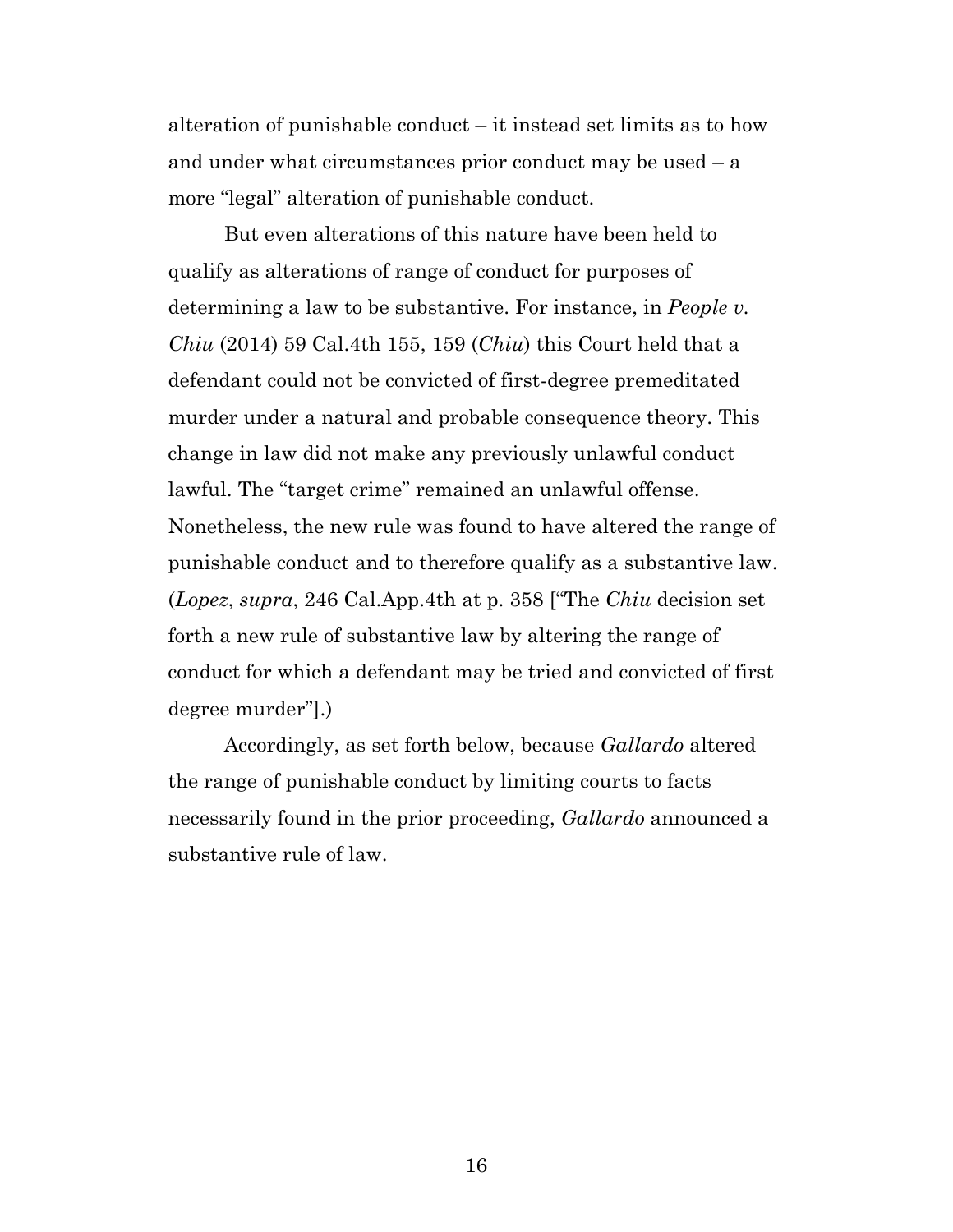alteration of punishable conduct – it instead set limits as to how and under what circumstances prior conduct may be used – a more "legal" alteration of punishable conduct.

But even alterations of this nature have been held to qualify as alterations of range of conduct for purposes of determining a law to be substantive. For instance, in *People v. Chiu* (2014) 59 Cal.4th 155, 159 (*Chiu*) this Court held that a defendant could not be convicted of first-degree premeditated murder under a natural and probable consequence theory. This change in law did not make any previously unlawful conduct lawful. The "target crime" remained an unlawful offense. Nonetheless, the new rule was found to have altered the range of punishable conduct and to therefore qualify as a substantive law. (*Lopez*, *supra*, 246 Cal.App.4th at p. 358 ["The *Chiu* decision set forth a new rule of substantive law by altering the range of conduct for which a defendant may be tried and convicted of first degree murder"].)

Accordingly, as set forth below, because *Gallardo* altered the range of punishable conduct by limiting courts to facts necessarily found in the prior proceeding, *Gallardo* announced a substantive rule of law.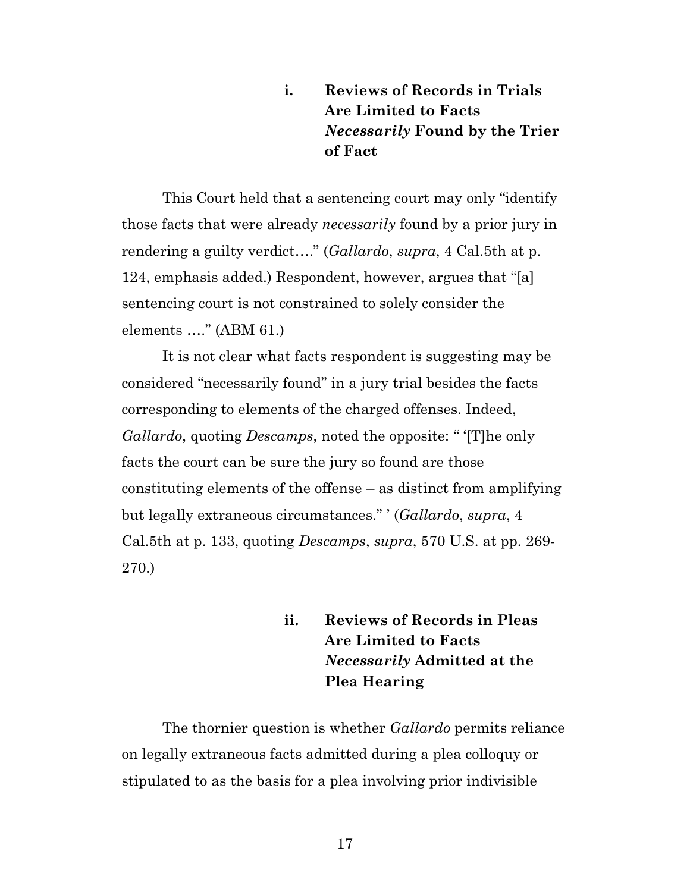#### i. Reviews of Records in Trials Are Limited to Facts *Necessarily* Found by the Trier of Fact

This Court held that a sentencing court may only "identify those facts that were already *necessarily* found by a prior jury in rendering a guilty verdict…." (*Gallardo*, *supra*, 4 Cal.5th at p. 124, emphasis added.) Respondent, however, argues that "[a] sentencing court is not constrained to solely consider the elements …." (ABM 61.)

It is not clear what facts respondent is suggesting may be considered "necessarily found" in a jury trial besides the facts corresponding to elements of the charged offenses. Indeed, *Gallardo*, quoting *Descamps*, noted the opposite: " '[T]he only facts the court can be sure the jury so found are those constituting elements of the offense – as distinct from amplifying but legally extraneous circumstances." ' (*Gallardo*, *supra*, 4 Cal.5th at p. 133, quoting *Descamps*, *supra*, 570 U.S. at pp. 269-270.)

#### ii. Reviews of Records in Pleas Are Limited to Facts *Necessarily* Admitted at the Plea Hearing

The thornier question is whether *Gallardo* permits reliance on legally extraneous facts admitted during a plea colloquy or stipulated to as the basis for a plea involving prior indivisible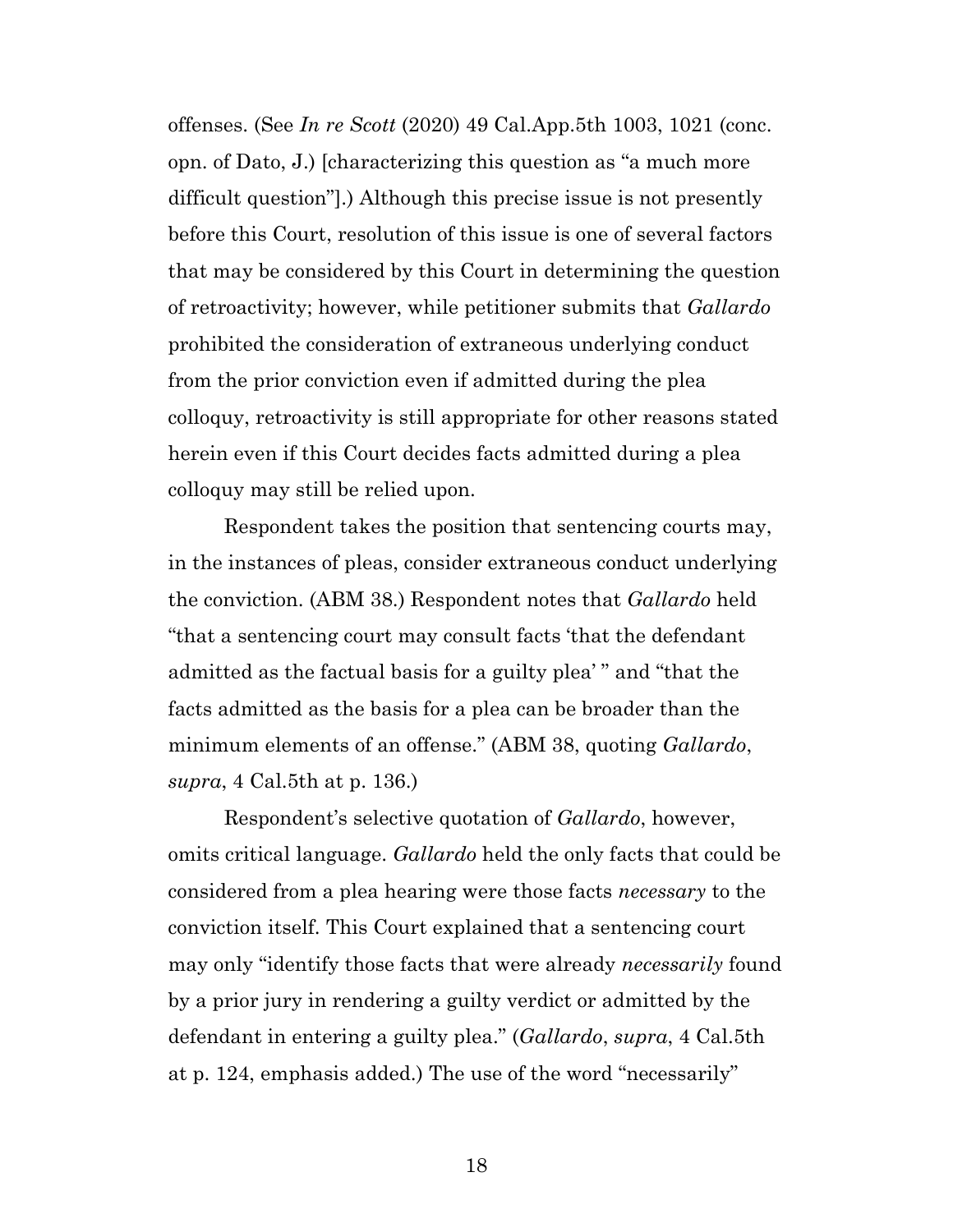offenses. (See *In re Scott* (2020) 49 Cal.App.5th 1003, 1021 (conc. opn. of Dato, J.) [characterizing this question as "a much more difficult question"].) Although this precise issue is not presently before this Court, resolution of this issue is one of several factors that may be considered by this Court in determining the question of retroactivity; however, while petitioner submits that *Gallardo* prohibited the consideration of extraneous underlying conduct from the prior conviction even if admitted during the plea colloquy, retroactivity is still appropriate for other reasons stated herein even if this Court decides facts admitted during a plea colloquy may still be relied upon.

Respondent takes the position that sentencing courts may, in the instances of pleas, consider extraneous conduct underlying the conviction. (ABM 38.) Respondent notes that *Gallardo* held "that a sentencing court may consult facts 'that the defendant admitted as the factual basis for a guilty plea' " and "that the facts admitted as the basis for a plea can be broader than the minimum elements of an offense." (ABM 38, quoting *Gallardo*, *supra*, 4 Cal.5th at p. 136.)

Respondent's selective quotation of *Gallardo*, however, omits critical language. *Gallardo* held the only facts that could be considered from a plea hearing were those facts *necessary* to the conviction itself. This Court explained that a sentencing court may only "identify those facts that were already *necessarily* found by a prior jury in rendering a guilty verdict or admitted by the defendant in entering a guilty plea." (*Gallardo*, *supra*, 4 Cal.5th at p. 124, emphasis added.) The use of the word "necessarily"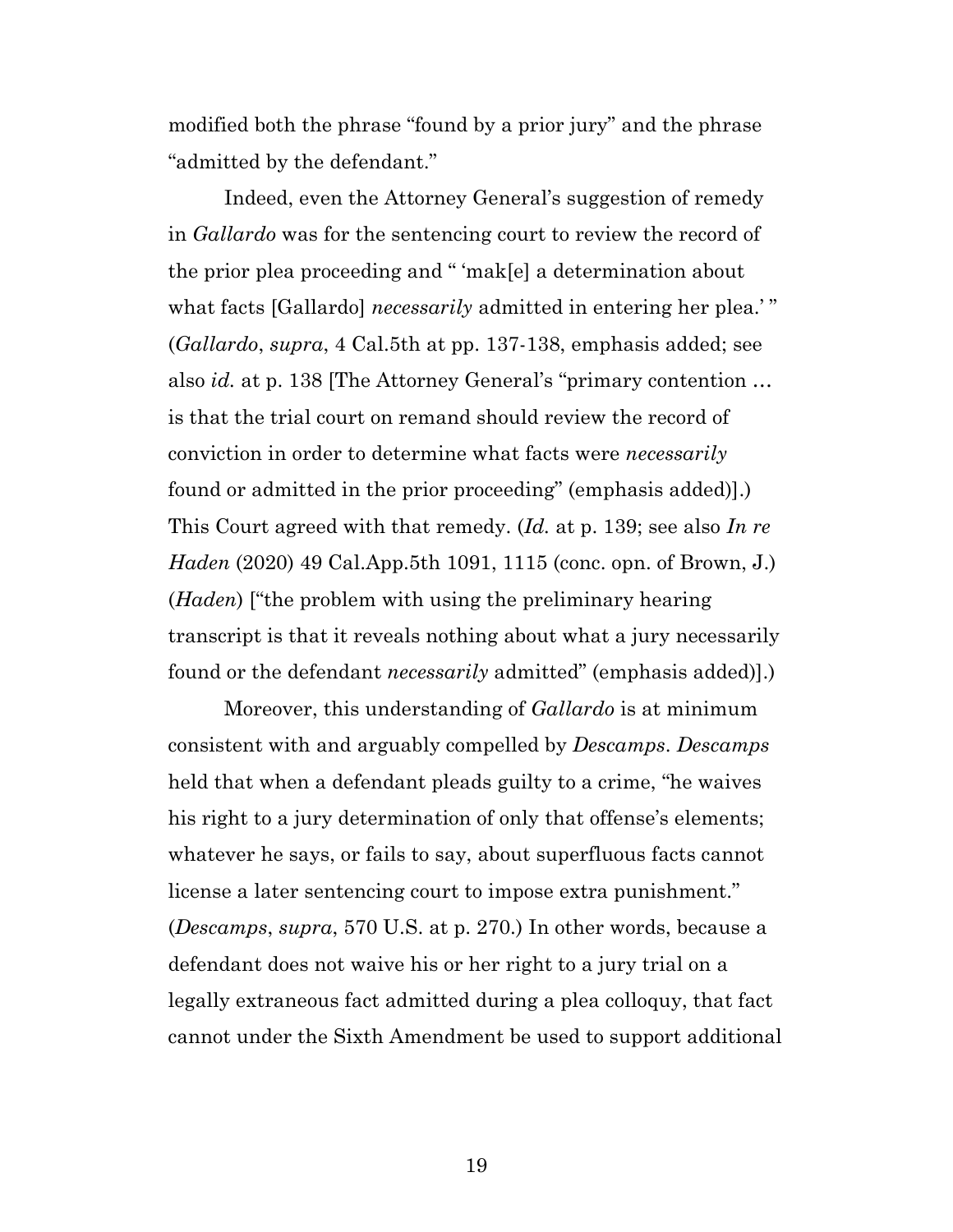modified both the phrase "found by a prior jury" and the phrase "admitted by the defendant."

Indeed, even the Attorney General's suggestion of remedy in *Gallardo* was for the sentencing court to review the record of the prior plea proceeding and " 'mak[e] a determination about what facts [Gallardo] *necessarily* admitted in entering her plea.' " (*Gallardo*, *supra*, 4 Cal.5th at pp. 137-138, emphasis added; see also *id.* at p. 138 [The Attorney General's "primary contention … is that the trial court on remand should review the record of conviction in order to determine what facts were *necessarily* found or admitted in the prior proceeding" (emphasis added)].) This Court agreed with that remedy. (*Id.* at p. 139; see also *In re Haden* (2020) 49 Cal.App.5th 1091, 1115 (conc. opn. of Brown, J.) (*Haden*) ["the problem with using the preliminary hearing transcript is that it reveals nothing about what a jury necessarily found or the defendant *necessarily* admitted" (emphasis added)].)

Moreover, this understanding of *Gallardo* is at minimum consistent with and arguably compelled by *Descamps*. *Descamps* held that when a defendant pleads guilty to a crime, "he waives his right to a jury determination of only that offense's elements; whatever he says, or fails to say, about superfluous facts cannot license a later sentencing court to impose extra punishment." (*Descamps*, *supra*, 570 U.S. at p. 270.) In other words, because a defendant does not waive his or her right to a jury trial on a legally extraneous fact admitted during a plea colloquy, that fact cannot under the Sixth Amendment be used to support additional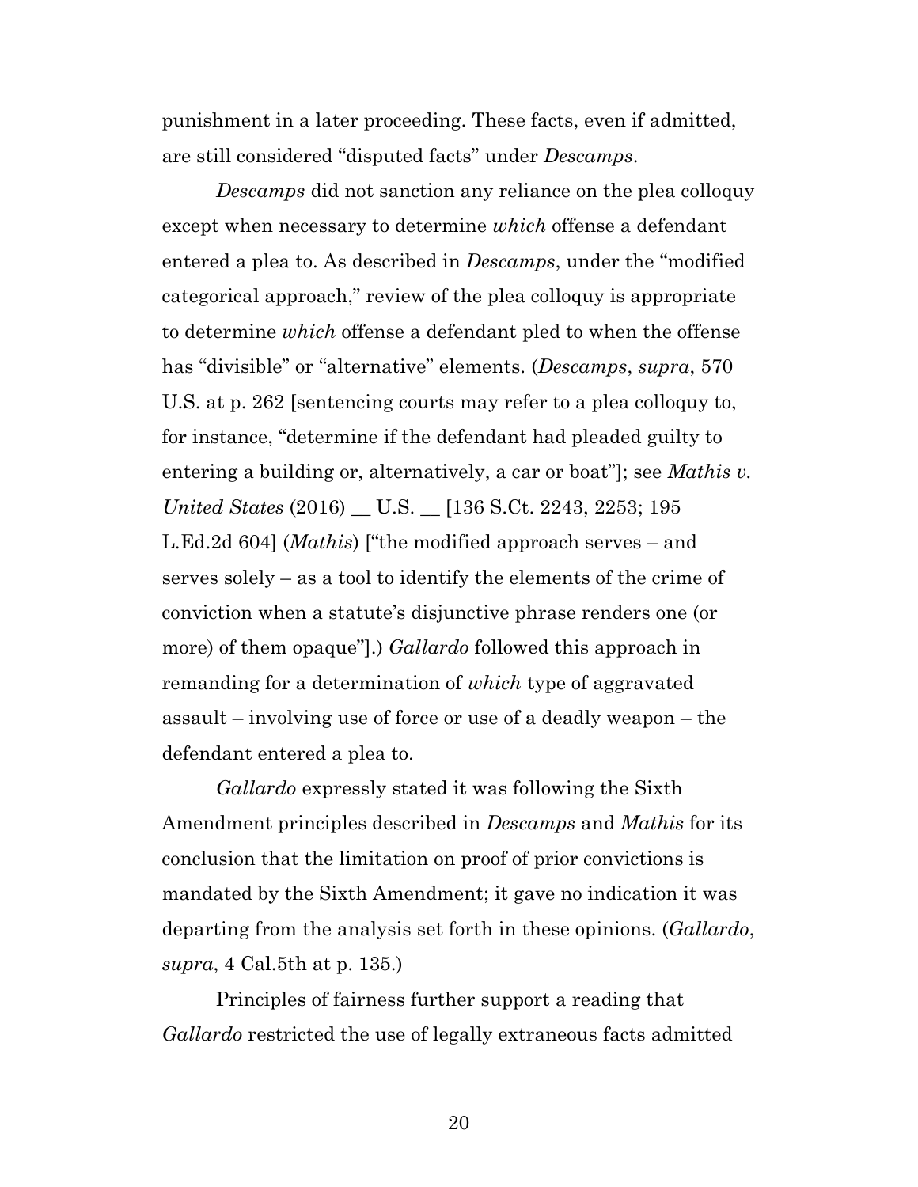punishment in a later proceeding. These facts, even if admitted, are still considered "disputed facts" under *Descamps*.

*Descamps* did not sanction any reliance on the plea colloquy except when necessary to determine *which* offense a defendant entered a plea to. As described in *Descamps*, under the "modified categorical approach," review of the plea colloquy is appropriate to determine *which* offense a defendant pled to when the offense has "divisible" or "alternative" elements. (*Descamps*, *supra*, 570 U.S. at p. 262 [sentencing courts may refer to a plea colloquy to, for instance, "determine if the defendant had pleaded guilty to entering a building or, alternatively, a car or boat"]; see *Mathis v. United States* (2016) __ U.S. __ [136 S.Ct. 2243, 2253; 195 L.Ed.2d 604] (*Mathis*) ["the modified approach serves – and serves solely – as a tool to identify the elements of the crime of conviction when a statute's disjunctive phrase renders one (or more) of them opaque"].) *Gallardo* followed this approach in remanding for a determination of *which* type of aggravated assault – involving use of force or use of a deadly weapon – the defendant entered a plea to.

*Gallardo* expressly stated it was following the Sixth Amendment principles described in *Descamps* and *Mathis* for its conclusion that the limitation on proof of prior convictions is mandated by the Sixth Amendment; it gave no indication it was departing from the analysis set forth in these opinions. (*Gallardo*, *supra*, 4 Cal.5th at p. 135.)

Principles of fairness further support a reading that *Gallardo* restricted the use of legally extraneous facts admitted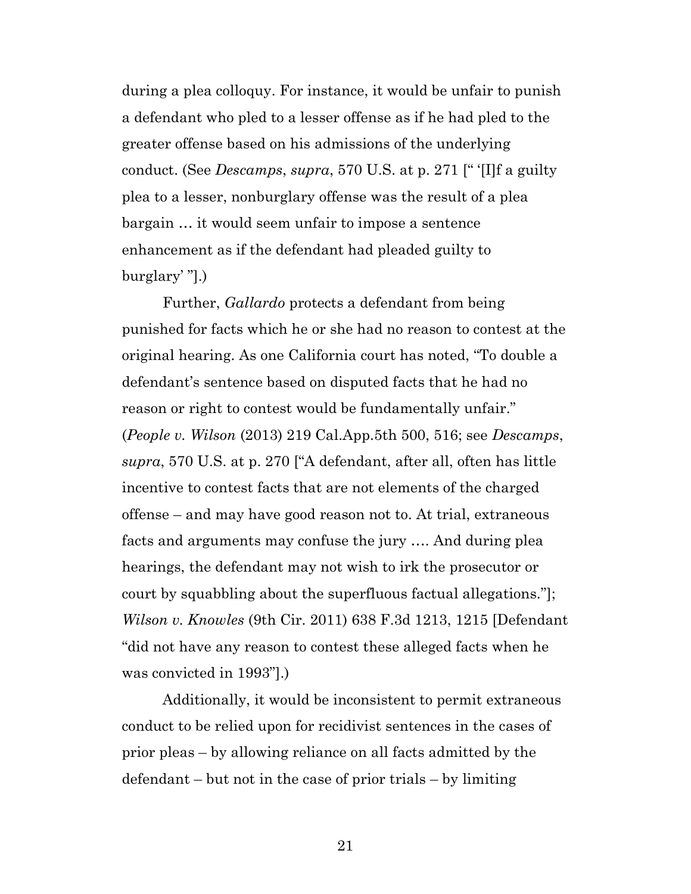during a plea colloquy. For instance, it would be unfair to punish a defendant who pled to a lesser offense as if he had pled to the greater offense based on his admissions of the underlying conduct. (See *Descamps*, *supra*, 570 U.S. at p. 271 [" '[I]f a guilty plea to a lesser, nonburglary offense was the result of a plea bargain … it would seem unfair to impose a sentence enhancement as if the defendant had pleaded guilty to burglary' "].)

Further, *Gallardo* protects a defendant from being punished for facts which he or she had no reason to contest at the original hearing. As one California court has noted, "To double a defendant's sentence based on disputed facts that he had no reason or right to contest would be fundamentally unfair." (*People v. Wilson* (2013) 219 Cal.App.5th 500, 516; see *Descamps*, *supra*, 570 U.S. at p. 270 ["A defendant, after all, often has little incentive to contest facts that are not elements of the charged offense – and may have good reason not to. At trial, extraneous facts and arguments may confuse the jury …. And during plea hearings, the defendant may not wish to irk the prosecutor or court by squabbling about the superfluous factual allegations."]; *Wilson v. Knowles* (9th Cir. 2011) 638 F.3d 1213, 1215 [Defendant "did not have any reason to contest these alleged facts when he was convicted in 1993"].)

Additionally, it would be inconsistent to permit extraneous conduct to be relied upon for recidivist sentences in the cases of prior pleas – by allowing reliance on all facts admitted by the defendant – but not in the case of prior trials – by limiting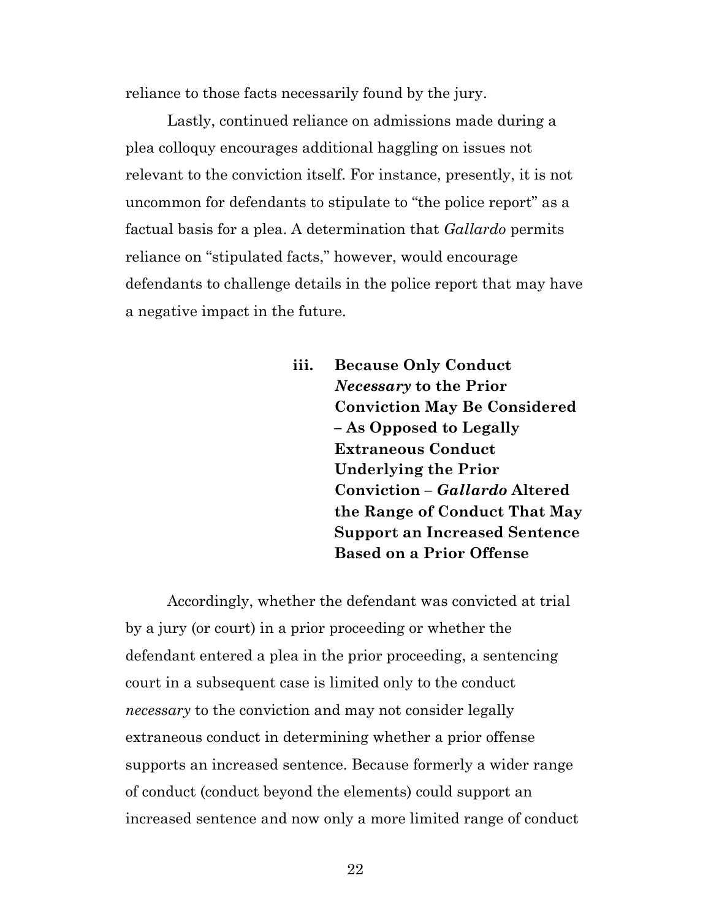reliance to those facts necessarily found by the jury.

Lastly, continued reliance on admissions made during a plea colloquy encourages additional haggling on issues not relevant to the conviction itself. For instance, presently, it is not uncommon for defendants to stipulate to "the police report" as a factual basis for a plea. A determination that *Gallardo* permits reliance on "stipulated facts," however, would encourage defendants to challenge details in the police report that may have a negative impact in the future.

#### iii. Because Only Conduct *Necessary* to the Prior Conviction May Be Considered – As Opposed to Legally Extraneous Conduct Underlying the Prior Conviction – *Gallardo* Altered the Range of Conduct That May Support an Increased Sentence Based on a Prior Offense

Accordingly, whether the defendant was convicted at trial by a jury (or court) in a prior proceeding or whether the defendant entered a plea in the prior proceeding, a sentencing court in a subsequent case is limited only to the conduct *necessary* to the conviction and may not consider legally extraneous conduct in determining whether a prior offense supports an increased sentence. Because formerly a wider range of conduct (conduct beyond the elements) could support an increased sentence and now only a more limited range of conduct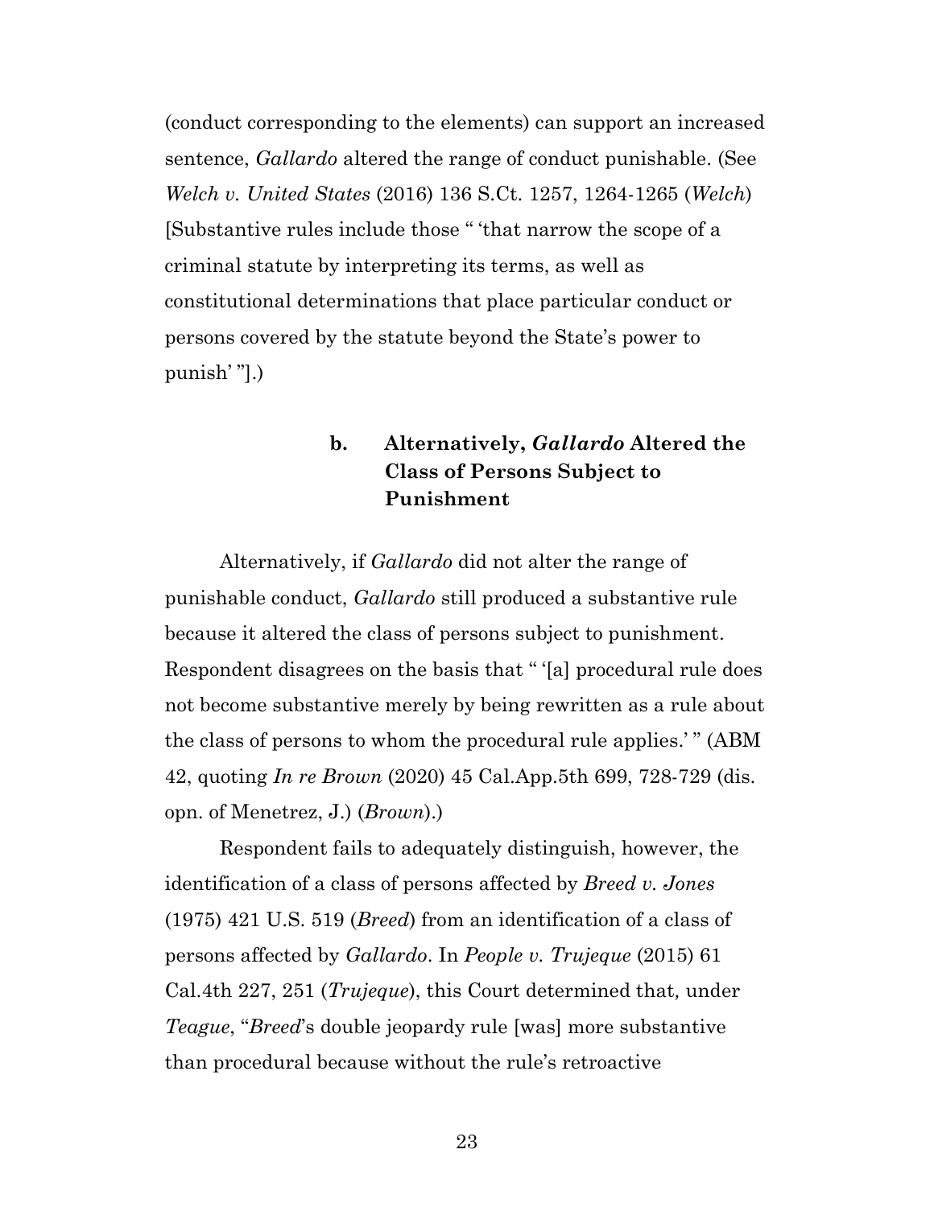(conduct corresponding to the elements) can support an increased sentence, *Gallardo* altered the range of conduct punishable. (See *Welch v. United States* (2016) 136 S.Ct. 1257, 1264-1265 (*Welch*) [Substantive rules include those " 'that narrow the scope of a criminal statute by interpreting its terms, as well as constitutional determinations that place particular conduct or persons covered by the statute beyond the State's power to punish' "].)

#### b. Alternatively, *Gallardo* Altered the Class of Persons Subject to Punishment

Alternatively, if *Gallardo* did not alter the range of punishable conduct, *Gallardo* still produced a substantive rule because it altered the class of persons subject to punishment. Respondent disagrees on the basis that " '[a] procedural rule does not become substantive merely by being rewritten as a rule about the class of persons to whom the procedural rule applies.' " (ABM 42, quoting *In re Brown* (2020) 45 Cal.App.5th 699, 728-729 (dis. opn. of Menetrez, J.) (*Brown*).)

Respondent fails to adequately distinguish, however, the identification of a class of persons affected by *Breed v. Jones* (1975) 421 U.S. 519 (*Breed*) from an identification of a class of persons affected by *Gallardo*. In *People v. Trujeque* (2015) 61 Cal.4th 227, 251 (*Trujeque*), this Court determined that*,* under *Teague*, "*Breed*'s double jeopardy rule [was] more substantive than procedural because without the rule's retroactive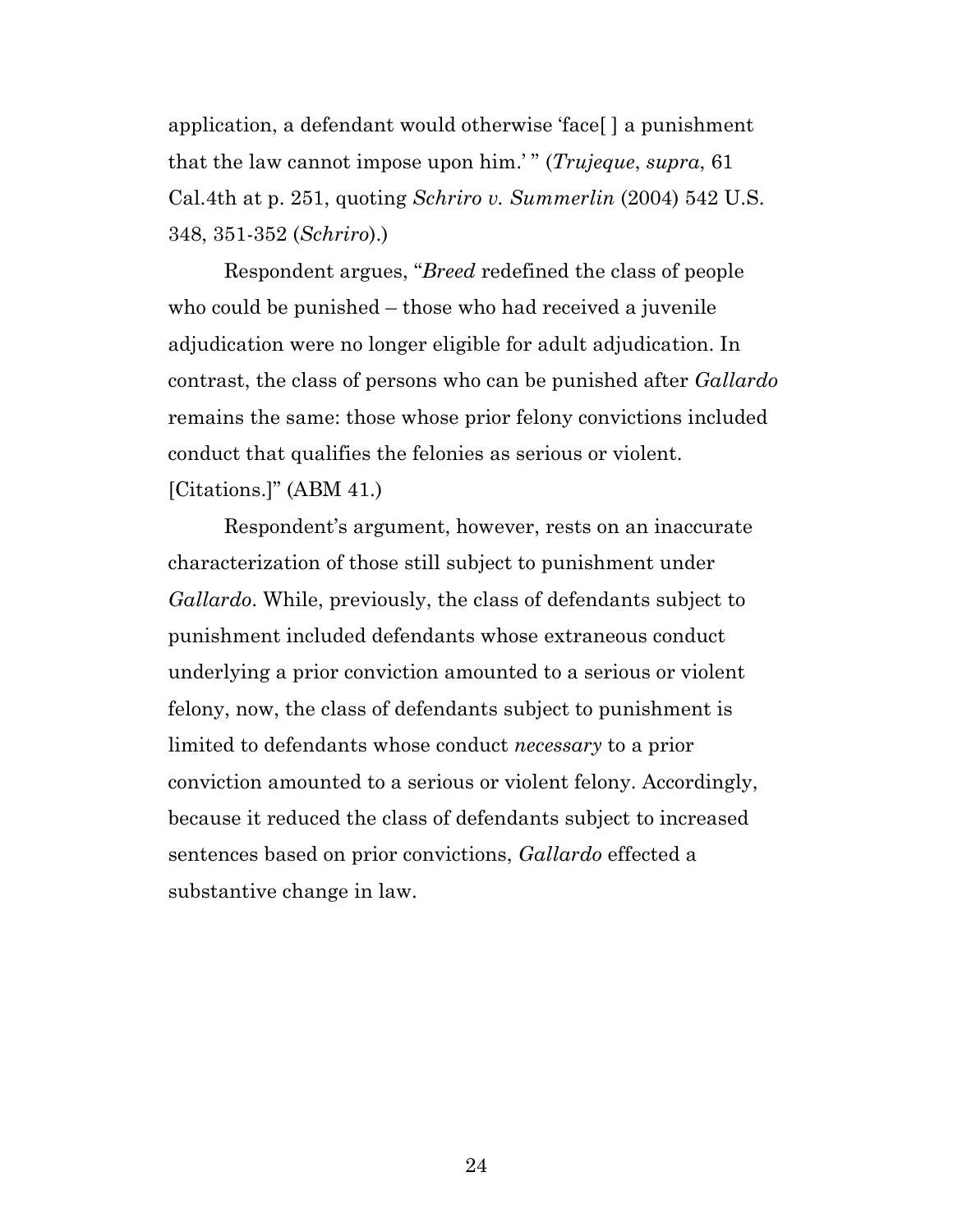application, a defendant would otherwise 'face[ ] a punishment that the law cannot impose upon him.' " (*Trujeque*, *supra*, 61 Cal.4th at p. 251, quoting *Schriro v. Summerlin* (2004) 542 U.S. 348, 351-352 (*Schriro*).)

Respondent argues, "*Breed* redefined the class of people who could be punished – those who had received a juvenile adjudication were no longer eligible for adult adjudication. In contrast, the class of persons who can be punished after *Gallardo* remains the same: those whose prior felony convictions included conduct that qualifies the felonies as serious or violent. [Citations.]" (ABM 41.)

Respondent's argument, however, rests on an inaccurate characterization of those still subject to punishment under *Gallardo*. While, previously, the class of defendants subject to punishment included defendants whose extraneous conduct underlying a prior conviction amounted to a serious or violent felony, now, the class of defendants subject to punishment is limited to defendants whose conduct *necessary* to a prior conviction amounted to a serious or violent felony. Accordingly, because it reduced the class of defendants subject to increased sentences based on prior convictions, *Gallardo* effected a substantive change in law.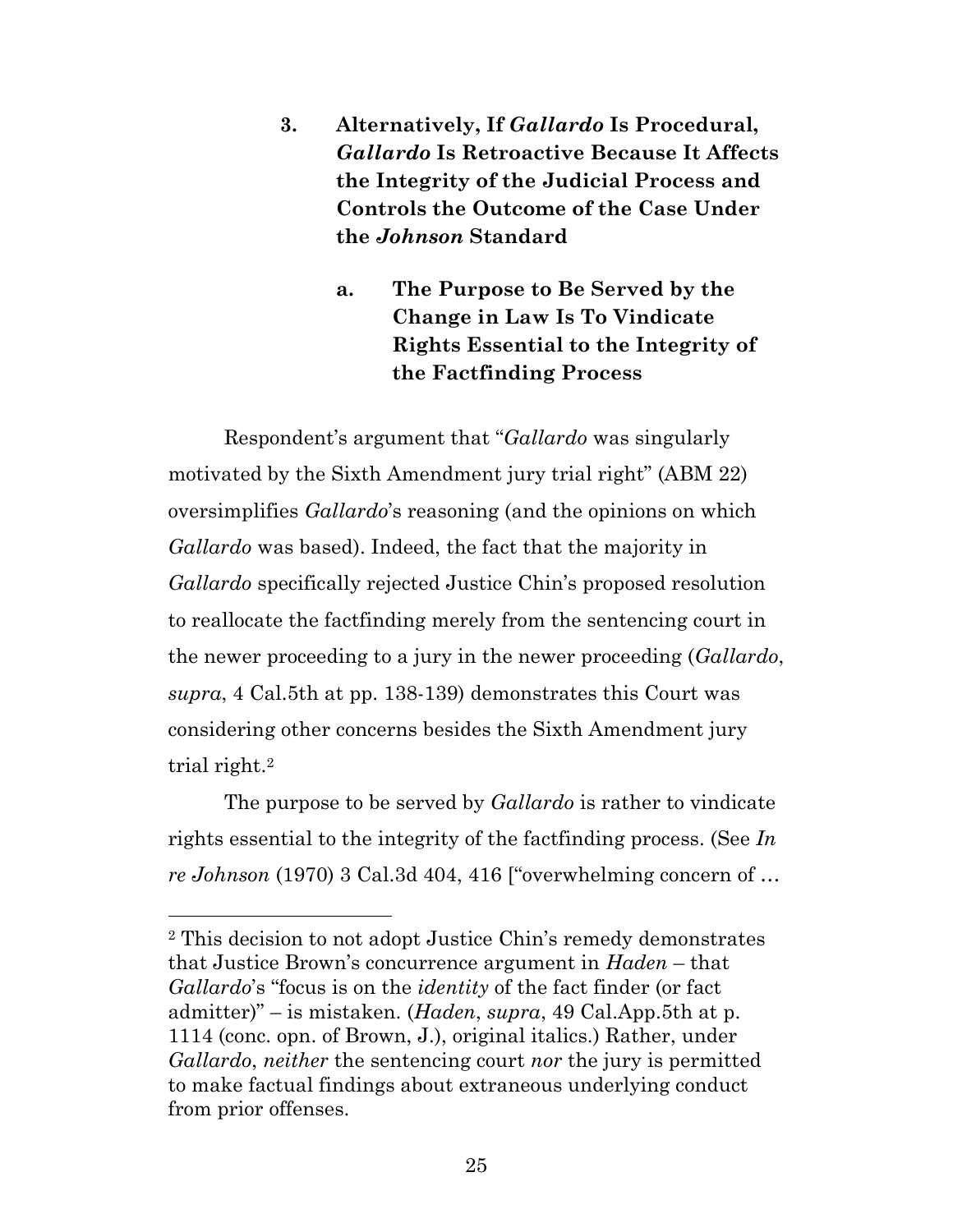### 3. Alternatively, If *Gallardo* Is Procedural, *Gallardo* Is Retroactive Because It Affects the Integrity of the Judicial Process and Controls the Outcome of the Case Under the *Johnson* Standard

#### a. The Purpose to Be Served by the Change in Law Is To Vindicate Rights Essential to the Integrity of the Factfinding Process

Respondent's argument that "*Gallardo* was singularly motivated by the Sixth Amendment jury trial right" (ABM 22) oversimplifies *Gallardo*'s reasoning (and the opinions on which *Gallardo* was based). Indeed, the fact that the majority in *Gallardo* specifically rejected Justice Chin's proposed resolution to reallocate the factfinding merely from the sentencing court in the newer proceeding to a jury in the newer proceeding (*Gallardo*, *supra*, 4 Cal.5th at pp. 138-139) demonstrates this Court was considering other concerns besides the Sixth Amendment jury trial right.[2]

The purpose to be served by *Gallardo* is rather to vindicate rights essential to the integrity of the factfinding process. (See *In re Johnson* (1970) 3 Cal.3d 404, 416 ["overwhelming concern of …

---

[2] This decision to not adopt Justice Chin's remedy demonstrates that Justice Brown's concurrence argument in *Haden* – that *Gallardo*'s "focus is on the *identity* of the fact finder (or fact admitter)" – is mistaken. (*Haden*, *supra*, 49 Cal.App.5th at p. 1114 (conc. opn. of Brown, J.), original italics.) Rather, under *Gallardo*, *neither* the sentencing court *nor* the jury is permitted to make factual findings about extraneous underlying conduct from prior offenses.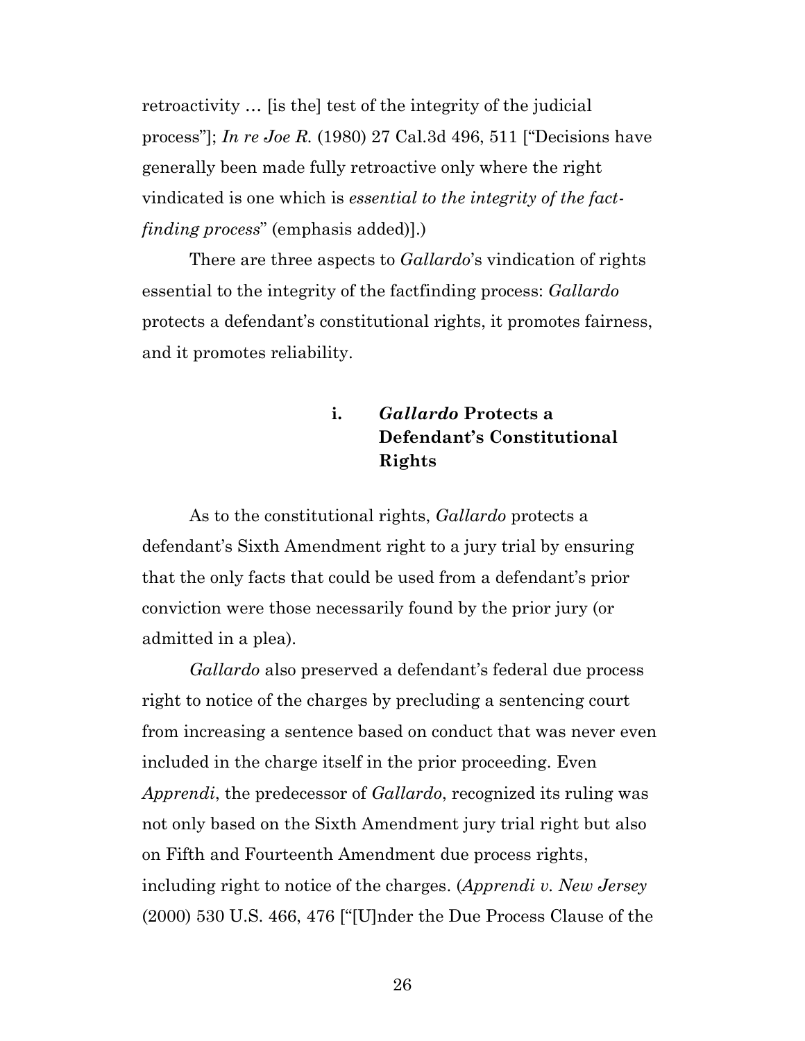retroactivity … [is the] test of the integrity of the judicial process"]; *In re Joe R.* (1980) 27 Cal.3d 496, 511 ["Decisions have generally been made fully retroactive only where the right vindicated is one which is *essential to the integrity of the fact-finding process*" (emphasis added)].)

There are three aspects to *Gallardo*'s vindication of rights essential to the integrity of the factfinding process: *Gallardo* protects a defendant's constitutional rights, it promotes fairness, and it promotes reliability.

#### i. *Gallardo* Protects a Defendant's Constitutional Rights

As to the constitutional rights, *Gallardo* protects a defendant's Sixth Amendment right to a jury trial by ensuring that the only facts that could be used from a defendant's prior conviction were those necessarily found by the prior jury (or admitted in a plea).

*Gallardo* also preserved a defendant's federal due process right to notice of the charges by precluding a sentencing court from increasing a sentence based on conduct that was never even included in the charge itself in the prior proceeding. Even *Apprendi*, the predecessor of *Gallardo*, recognized its ruling was not only based on the Sixth Amendment jury trial right but also on Fifth and Fourteenth Amendment due process rights, including right to notice of the charges. (*Apprendi v. New Jersey* (2000) 530 U.S. 466, 476 ["[U]nder the Due Process Clause of the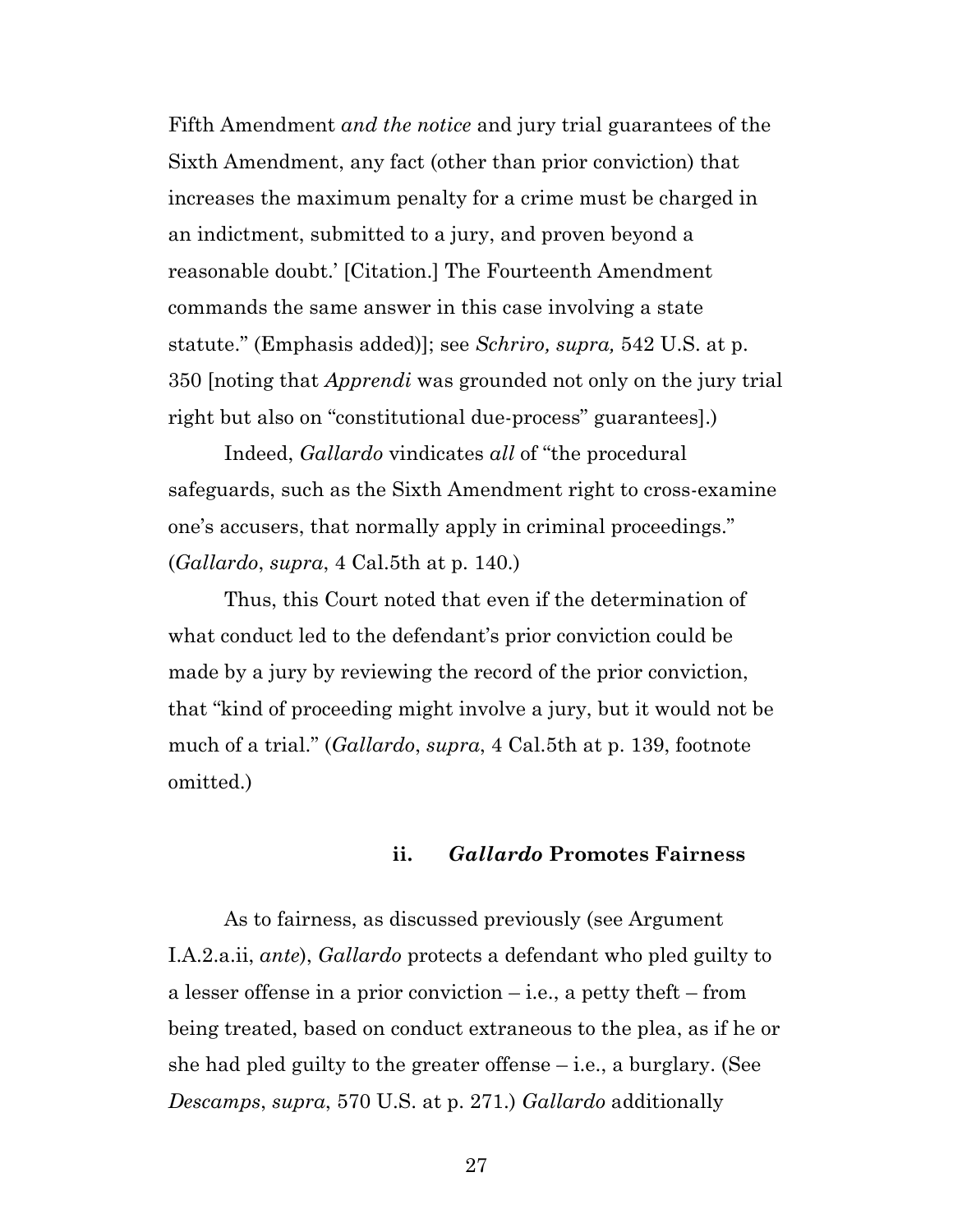Fifth Amendment *and the notice* and jury trial guarantees of the Sixth Amendment, any fact (other than prior conviction) that increases the maximum penalty for a crime must be charged in an indictment, submitted to a jury, and proven beyond a reasonable doubt.' [Citation.] The Fourteenth Amendment commands the same answer in this case involving a state statute." (Emphasis added)]; see *Schriro, supra,* 542 U.S. at p. 350 [noting that *Apprendi* was grounded not only on the jury trial right but also on "constitutional due-process" guarantees].)

Indeed, *Gallardo* vindicates *all* of "the procedural safeguards, such as the Sixth Amendment right to cross-examine one's accusers, that normally apply in criminal proceedings." (*Gallardo*, *supra*, 4 Cal.5th at p. 140.)

Thus, this Court noted that even if the determination of what conduct led to the defendant's prior conviction could be made by a jury by reviewing the record of the prior conviction, that "kind of proceeding might involve a jury, but it would not be much of a trial." (*Gallardo*, *supra*, 4 Cal.5th at p. 139, footnote omitted.)

#### ii. *Gallardo* Promotes Fairness

As to fairness, as discussed previously (see Argument I.A.2.a.ii, *ante*), *Gallardo* protects a defendant who pled guilty to a lesser offense in a prior conviction – i.e., a petty theft – from being treated, based on conduct extraneous to the plea, as if he or she had pled guilty to the greater offense – i.e., a burglary. (See *Descamps*, *supra*, 570 U.S. at p. 271.) *Gallardo* additionally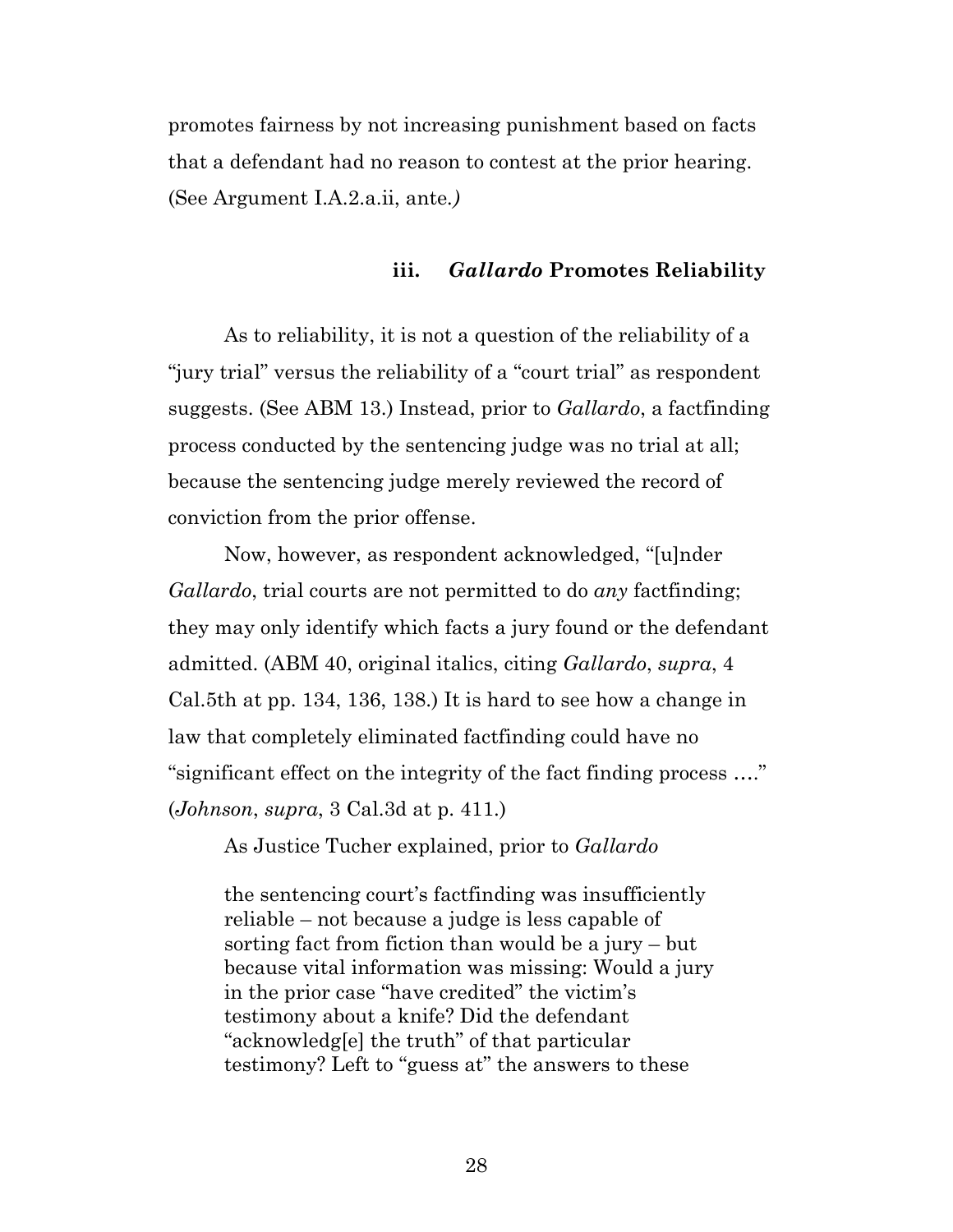promotes fairness by not increasing punishment based on facts that a defendant had no reason to contest at the prior hearing. (See Argument I.A.2.a.ii, ante.*)*

#### iii. *Gallardo* Promotes Reliability

As to reliability, it is not a question of the reliability of a "jury trial" versus the reliability of a "court trial" as respondent suggests. (See ABM 13.) Instead, prior to *Gallardo*, a factfinding process conducted by the sentencing judge was no trial at all; because the sentencing judge merely reviewed the record of conviction from the prior offense.

Now, however, as respondent acknowledged, "[u]nder *Gallardo*, trial courts are not permitted to do *any* factfinding; they may only identify which facts a jury found or the defendant admitted. (ABM 40, original italics, citing *Gallardo*, *supra*, 4 Cal.5th at pp. 134, 136, 138.) It is hard to see how a change in law that completely eliminated factfinding could have no "significant effect on the integrity of the fact finding process …." (*Johnson*, *supra*, 3 Cal.3d at p. 411.)

As Justice Tucher explained, prior to *Gallardo*

> the sentencing court's factfinding was insufficiently reliable – not because a judge is less capable of sorting fact from fiction than would be a jury – but because vital information was missing: Would a jury in the prior case "have credited" the victim's testimony about a knife? Did the defendant "acknowledg[e] the truth" of that particular testimony? Left to "guess at" the answers to these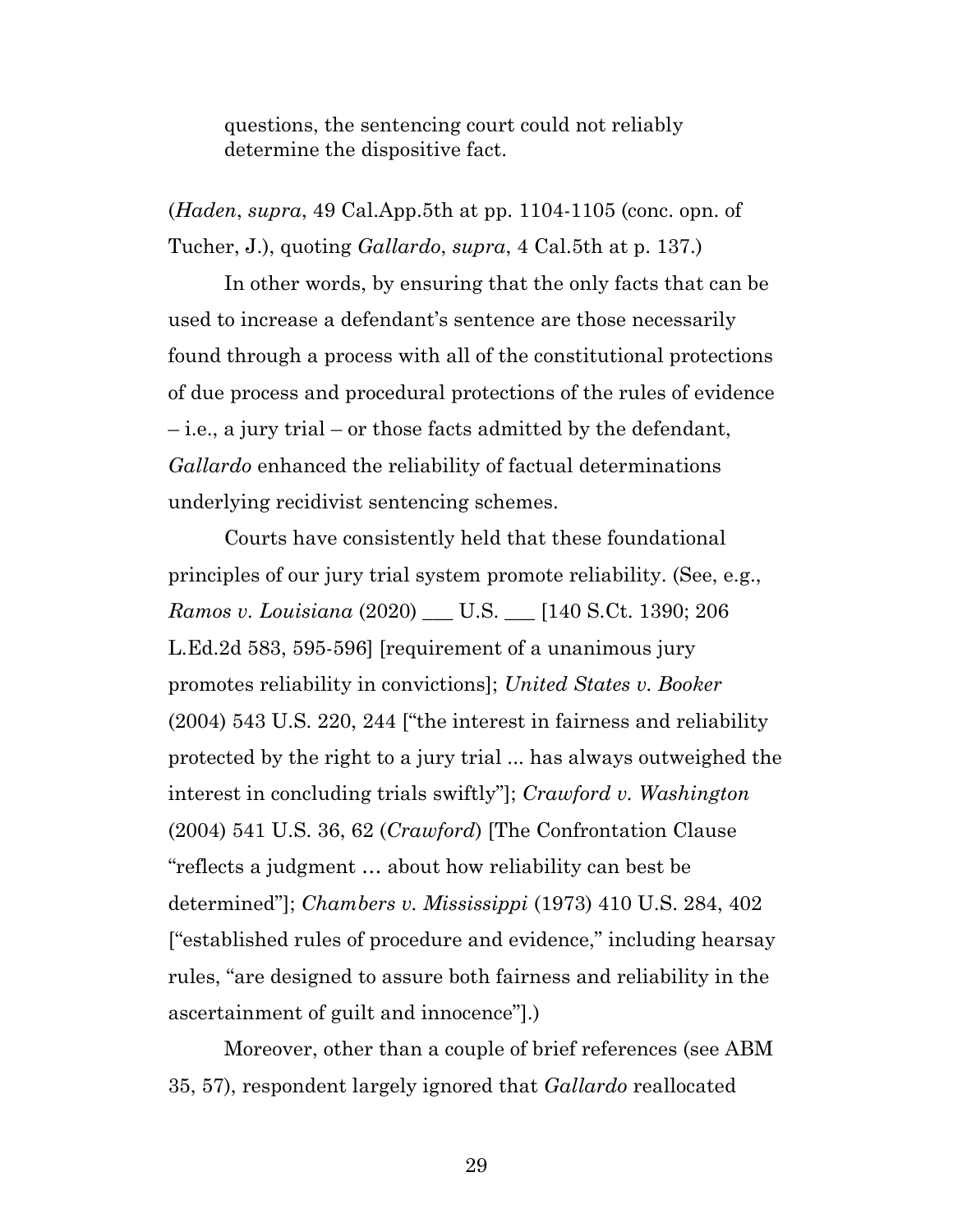> questions, the sentencing court could not reliably determine the dispositive fact.

(*Haden*, *supra*, 49 Cal.App.5th at pp. 1104-1105 (conc. opn. of Tucher, J.), quoting *Gallardo*, *supra*, 4 Cal.5th at p. 137.)

In other words, by ensuring that the only facts that can be used to increase a defendant's sentence are those necessarily found through a process with all of the constitutional protections of due process and procedural protections of the rules of evidence – i.e., a jury trial – or those facts admitted by the defendant, *Gallardo* enhanced the reliability of factual determinations underlying recidivist sentencing schemes.

Courts have consistently held that these foundational principles of our jury trial system promote reliability. (See, e.g., *Ramos v. Louisiana* (2020) ___ U.S. ___ [140 S.Ct. 1390; 206 L.Ed.2d 583, 595-596] [requirement of a unanimous jury promotes reliability in convictions]; *United States v. Booker* (2004) 543 U.S. 220, 244 ["the interest in fairness and reliability protected by the right to a jury trial ... has always outweighed the interest in concluding trials swiftly"]; *Crawford v. Washington* (2004) 541 U.S. 36, 62 (*Crawford*) [The Confrontation Clause "reflects a judgment … about how reliability can best be determined"]; *Chambers v. Mississippi* (1973) 410 U.S. 284, 402 ["established rules of procedure and evidence," including hearsay rules, "are designed to assure both fairness and reliability in the ascertainment of guilt and innocence"].)

Moreover, other than a couple of brief references (see ABM 35, 57), respondent largely ignored that *Gallardo* reallocated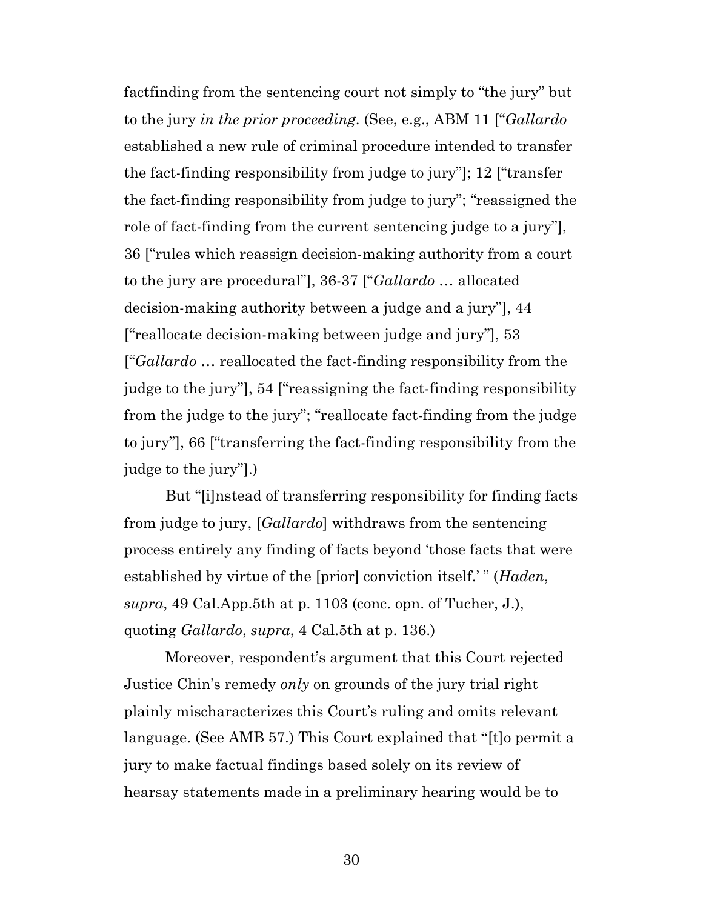factfinding from the sentencing court not simply to "the jury" but to the jury *in the prior proceeding*. (See, e.g., ABM 11 ["*Gallardo* established a new rule of criminal procedure intended to transfer the fact-finding responsibility from judge to jury"]; 12 ["transfer the fact-finding responsibility from judge to jury"; "reassigned the role of fact-finding from the current sentencing judge to a jury"], 36 ["rules which reassign decision-making authority from a court to the jury are procedural"], 36-37 ["*Gallardo* … allocated decision-making authority between a judge and a jury"], 44 ["reallocate decision-making between judge and jury"], 53 ["*Gallardo* … reallocated the fact-finding responsibility from the judge to the jury"], 54 ["reassigning the fact-finding responsibility from the judge to the jury"; "reallocate fact-finding from the judge to jury"], 66 ["transferring the fact-finding responsibility from the judge to the jury"].)

But "[i]nstead of transferring responsibility for finding facts from judge to jury, [*Gallardo*] withdraws from the sentencing process entirely any finding of facts beyond 'those facts that were established by virtue of the [prior] conviction itself.' " (*Haden*, *supra*, 49 Cal.App.5th at p. 1103 (conc. opn. of Tucher, J.), quoting *Gallardo*, *supra*, 4 Cal.5th at p. 136.)

Moreover, respondent's argument that this Court rejected Justice Chin's remedy *only* on grounds of the jury trial right plainly mischaracterizes this Court's ruling and omits relevant language. (See AMB 57.) This Court explained that "[t]o permit a jury to make factual findings based solely on its review of hearsay statements made in a preliminary hearing would be to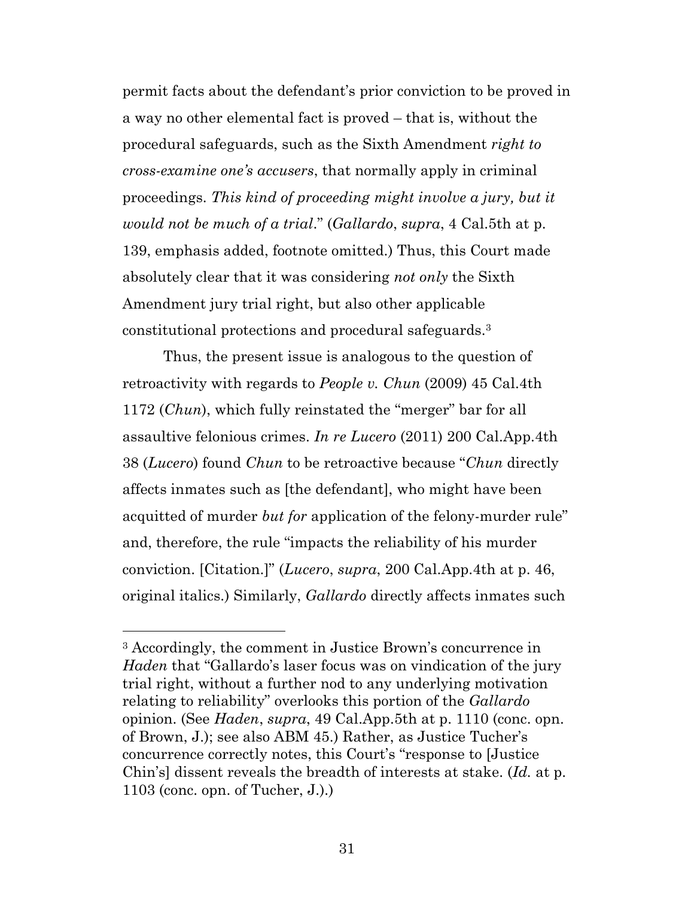permit facts about the defendant's prior conviction to be proved in a way no other elemental fact is proved – that is, without the procedural safeguards, such as the Sixth Amendment *right to cross-examine one's accusers*, that normally apply in criminal proceedings. *This kind of proceeding might involve a jury, but it would not be much of a trial*." (*Gallardo*, *supra*, 4 Cal.5th at p. 139, emphasis added, footnote omitted.) Thus, this Court made absolutely clear that it was considering *not only* the Sixth Amendment jury trial right, but also other applicable constitutional protections and procedural safeguards.[3]

Thus, the present issue is analogous to the question of retroactivity with regards to *People v. Chun* (2009) 45 Cal.4th 1172 (*Chun*), which fully reinstated the "merger" bar for all assaultive felonious crimes. *In re Lucero* (2011) 200 Cal.App.4th 38 (*Lucero*) found *Chun* to be retroactive because "*Chun* directly affects inmates such as [the defendant], who might have been acquitted of murder *but for* application of the felony-murder rule" and, therefore, the rule "impacts the reliability of his murder conviction. [Citation.]" (*Lucero*, *supra*, 200 Cal.App.4th at p. 46, original italics.) Similarly, *Gallardo* directly affects inmates such

---

[3] Accordingly, the comment in Justice Brown's concurrence in *Haden* that "Gallardo's laser focus was on vindication of the jury trial right, without a further nod to any underlying motivation relating to reliability" overlooks this portion of the *Gallardo* opinion. (See *Haden*, *supra*, 49 Cal.App.5th at p. 1110 (conc. opn. of Brown, J.); see also ABM 45.) Rather, as Justice Tucher's concurrence correctly notes, this Court's "response to [Justice Chin's] dissent reveals the breadth of interests at stake. (*Id.* at p. 1103 (conc. opn. of Tucher, J.).)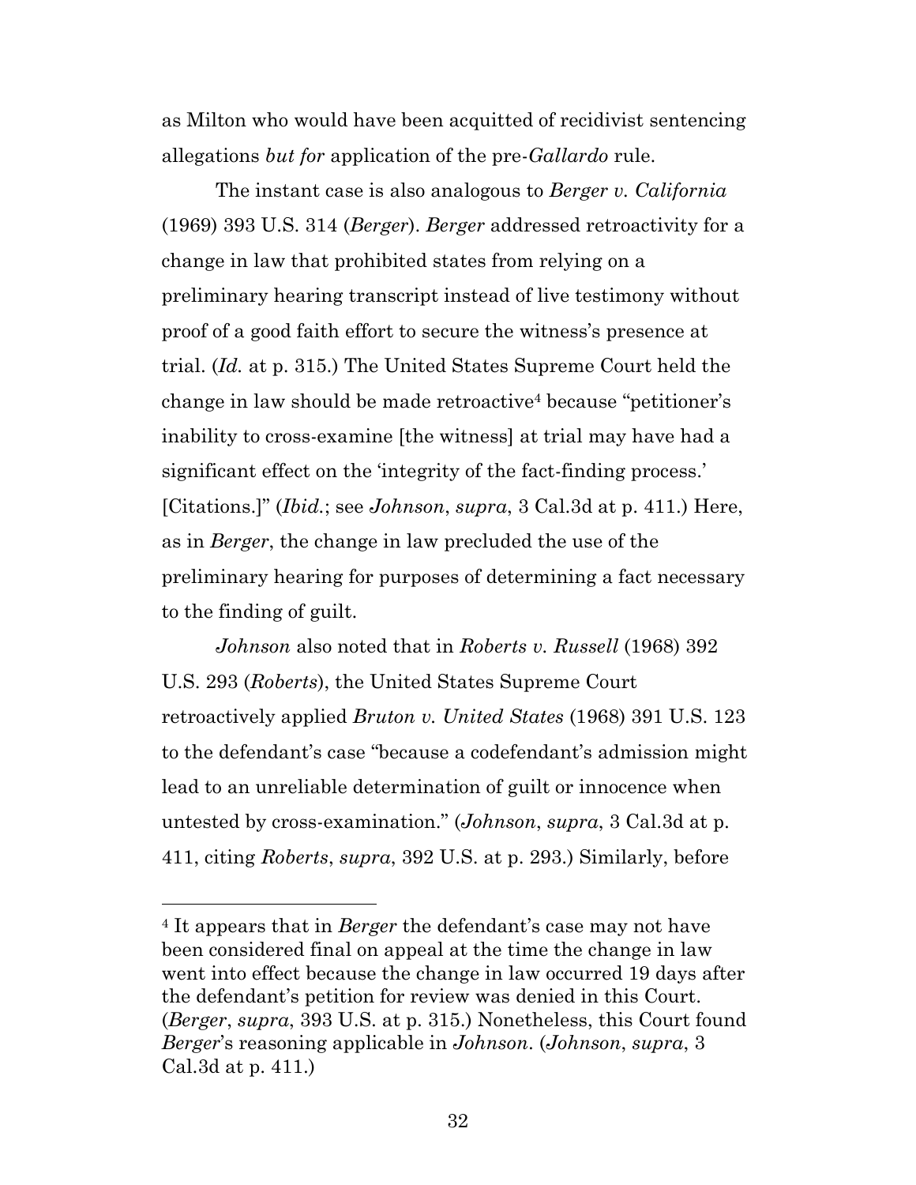as Milton who would have been acquitted of recidivist sentencing allegations *but for* application of the pre-*Gallardo* rule.

The instant case is also analogous to *Berger v. California* (1969) 393 U.S. 314 (*Berger*). *Berger* addressed retroactivity for a change in law that prohibited states from relying on a preliminary hearing transcript instead of live testimony without proof of a good faith effort to secure the witness's presence at trial. (*Id.* at p. 315.) The United States Supreme Court held the change in law should be made retroactive[4] because "petitioner's inability to cross-examine [the witness] at trial may have had a significant effect on the 'integrity of the fact-finding process.' [Citations.]" (*Ibid.*; see *Johnson*, *supra*, 3 Cal.3d at p. 411.) Here, as in *Berger*, the change in law precluded the use of the preliminary hearing for purposes of determining a fact necessary to the finding of guilt.

*Johnson* also noted that in *Roberts v. Russell* (1968) 392 U.S. 293 (*Roberts*), the United States Supreme Court retroactively applied *Bruton v. United States* (1968) 391 U.S. 123 to the defendant's case "because a codefendant's admission might lead to an unreliable determination of guilt or innocence when untested by cross-examination." (*Johnson*, *supra*, 3 Cal.3d at p. 411, citing *Roberts*, *supra*, 392 U.S. at p. 293.) Similarly, before

---

[4] It appears that in *Berger* the defendant's case may not have been considered final on appeal at the time the change in law went into effect because the change in law occurred 19 days after the defendant's petition for review was denied in this Court. (*Berger*, *supra*, 393 U.S. at p. 315.) Nonetheless, this Court found *Berger*'s reasoning applicable in *Johnson*. (*Johnson*, *supra*, 3 Cal.3d at p. 411.)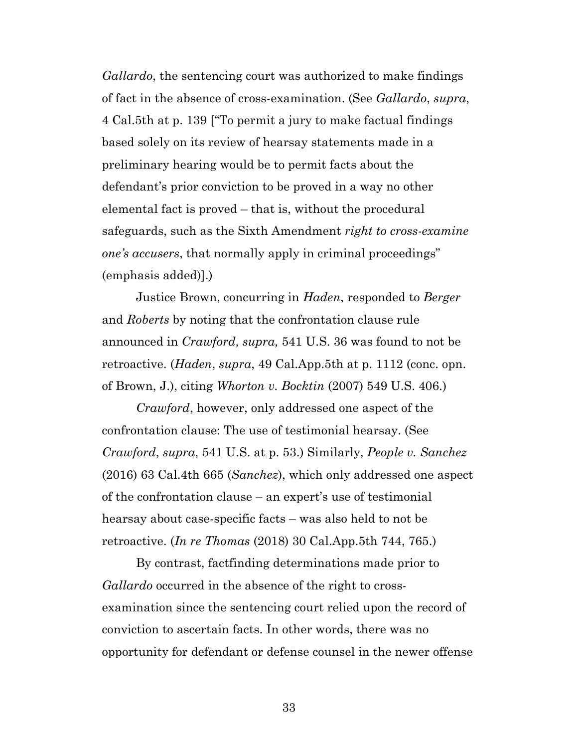*Gallardo*, the sentencing court was authorized to make findings of fact in the absence of cross-examination. (See *Gallardo*, *supra*, 4 Cal.5th at p. 139 ["To permit a jury to make factual findings based solely on its review of hearsay statements made in a preliminary hearing would be to permit facts about the defendant's prior conviction to be proved in a way no other elemental fact is proved – that is, without the procedural safeguards, such as the Sixth Amendment *right to cross-examine one's accusers*, that normally apply in criminal proceedings" (emphasis added)].)

Justice Brown, concurring in *Haden*, responded to *Berger* and *Roberts* by noting that the confrontation clause rule announced in *Crawford, supra,* 541 U.S. 36 was found to not be retroactive. (*Haden*, *supra*, 49 Cal.App.5th at p. 1112 (conc. opn. of Brown, J.), citing *Whorton v. Bocktin* (2007) 549 U.S. 406.)

*Crawford*, however, only addressed one aspect of the confrontation clause: The use of testimonial hearsay. (See *Crawford*, *supra*, 541 U.S. at p. 53.) Similarly, *People v. Sanchez* (2016) 63 Cal.4th 665 (*Sanchez*), which only addressed one aspect of the confrontation clause – an expert's use of testimonial hearsay about case-specific facts – was also held to not be retroactive. (*In re Thomas* (2018) 30 Cal.App.5th 744, 765.)

By contrast, factfinding determinations made prior to *Gallardo* occurred in the absence of the right to cross-examination since the sentencing court relied upon the record of conviction to ascertain facts. In other words, there was no opportunity for defendant or defense counsel in the newer offense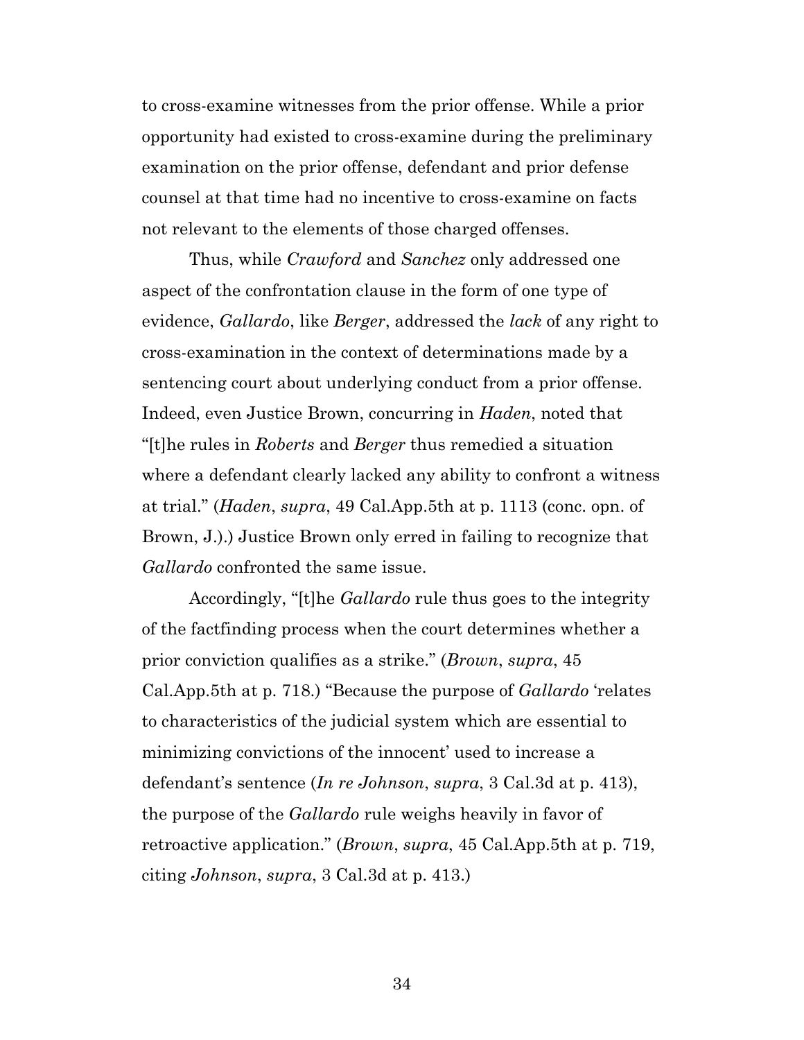to cross-examine witnesses from the prior offense. While a prior opportunity had existed to cross-examine during the preliminary examination on the prior offense, defendant and prior defense counsel at that time had no incentive to cross-examine on facts not relevant to the elements of those charged offenses.

Thus, while *Crawford* and *Sanchez* only addressed one aspect of the confrontation clause in the form of one type of evidence, *Gallardo*, like *Berger*, addressed the *lack* of any right to cross-examination in the context of determinations made by a sentencing court about underlying conduct from a prior offense. Indeed, even Justice Brown, concurring in *Haden*, noted that "[t]he rules in *Roberts* and *Berger* thus remedied a situation where a defendant clearly lacked any ability to confront a witness at trial." (*Haden*, *supra*, 49 Cal.App.5th at p. 1113 (conc. opn. of Brown, J.).) Justice Brown only erred in failing to recognize that *Gallardo* confronted the same issue.

Accordingly, "[t]he *Gallardo* rule thus goes to the integrity of the factfinding process when the court determines whether a prior conviction qualifies as a strike." (*Brown*, *supra*, 45 Cal.App.5th at p. 718.) "Because the purpose of *Gallardo* 'relates to characteristics of the judicial system which are essential to minimizing convictions of the innocent' used to increase a defendant's sentence (*In re Johnson*, *supra*, 3 Cal.3d at p. 413), the purpose of the *Gallardo* rule weighs heavily in favor of retroactive application." (*Brown*, *supra*, 45 Cal.App.5th at p. 719, citing *Johnson*, *supra*, 3 Cal.3d at p. 413.)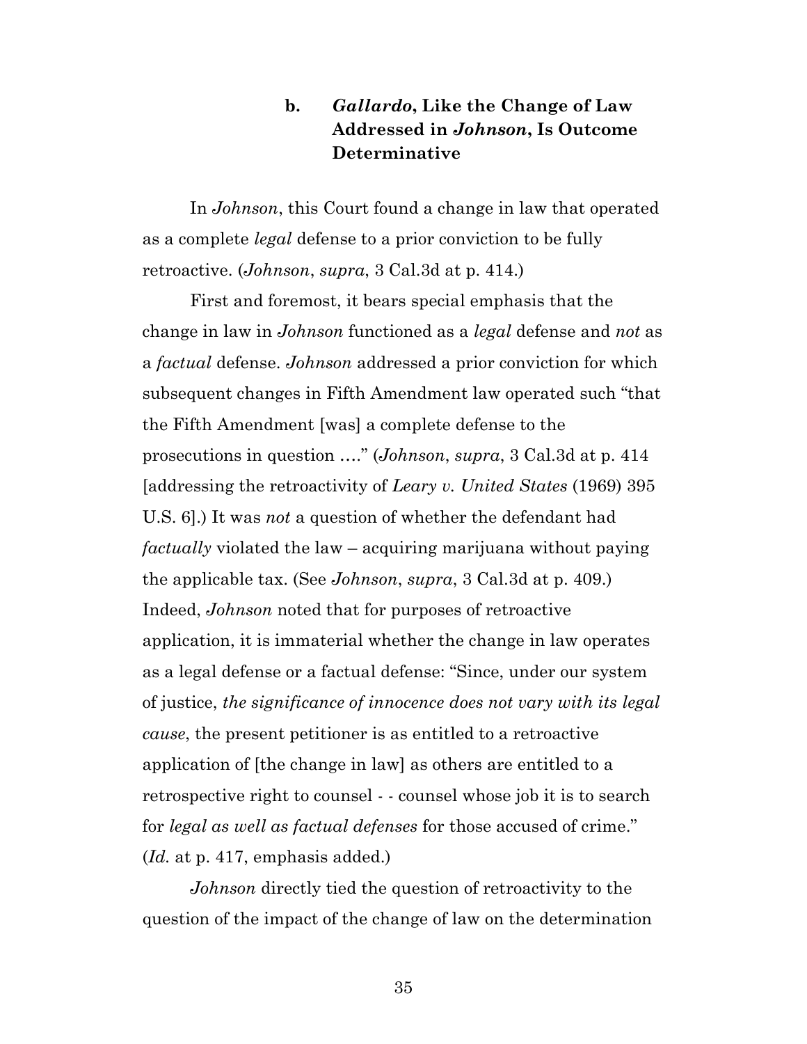### b. *Gallardo*, Like the Change of Law Addressed in *Johnson*, Is Outcome Determinative

In *Johnson*, this Court found a change in law that operated as a complete *legal* defense to a prior conviction to be fully retroactive. (*Johnson*, *supra*, 3 Cal.3d at p. 414.)

First and foremost, it bears special emphasis that the change in law in *Johnson* functioned as a *legal* defense and *not* as a *factual* defense. *Johnson* addressed a prior conviction for which subsequent changes in Fifth Amendment law operated such "that the Fifth Amendment [was] a complete defense to the prosecutions in question …." (*Johnson*, *supra*, 3 Cal.3d at p. 414 [addressing the retroactivity of *Leary v. United States* (1969) 395 U.S. 6].) It was *not* a question of whether the defendant had *factually* violated the law – acquiring marijuana without paying the applicable tax. (See *Johnson*, *supra*, 3 Cal.3d at p. 409.) Indeed, *Johnson* noted that for purposes of retroactive application, it is immaterial whether the change in law operates as a legal defense or a factual defense: "Since, under our system of justice, *the significance of innocence does not vary with its legal cause*, the present petitioner is as entitled to a retroactive application of [the change in law] as others are entitled to a retrospective right to counsel - - counsel whose job it is to search for *legal as well as factual defenses* for those accused of crime." (*Id.* at p. 417, emphasis added.)

*Johnson* directly tied the question of retroactivity to the question of the impact of the change of law on the determination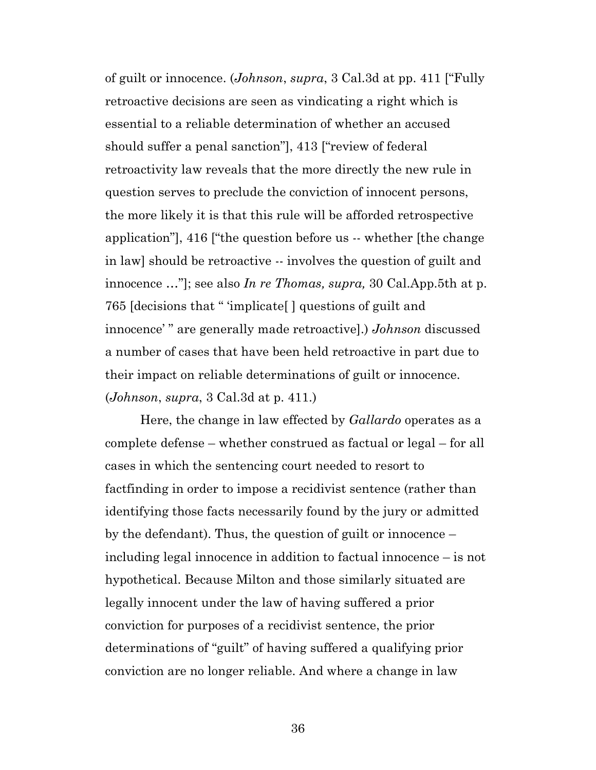of guilt or innocence. (*Johnson*, *supra*, 3 Cal.3d at pp. 411 ["Fully retroactive decisions are seen as vindicating a right which is essential to a reliable determination of whether an accused should suffer a penal sanction"], 413 ["review of federal retroactivity law reveals that the more directly the new rule in question serves to preclude the conviction of innocent persons, the more likely it is that this rule will be afforded retrospective application"], 416 ["the question before us -- whether [the change in law] should be retroactive -- involves the question of guilt and innocence …"]; see also *In re Thomas, supra,* 30 Cal.App.5th at p. 765 [decisions that " 'implicate[ ] questions of guilt and innocence' " are generally made retroactive].) *Johnson* discussed a number of cases that have been held retroactive in part due to their impact on reliable determinations of guilt or innocence. (*Johnson*, *supra*, 3 Cal.3d at p. 411.)

Here, the change in law effected by *Gallardo* operates as a complete defense – whether construed as factual or legal – for all cases in which the sentencing court needed to resort to factfinding in order to impose a recidivist sentence (rather than identifying those facts necessarily found by the jury or admitted by the defendant). Thus, the question of guilt or innocence – including legal innocence in addition to factual innocence – is not hypothetical. Because Milton and those similarly situated are legally innocent under the law of having suffered a prior conviction for purposes of a recidivist sentence, the prior determinations of "guilt" of having suffered a qualifying prior conviction are no longer reliable. And where a change in law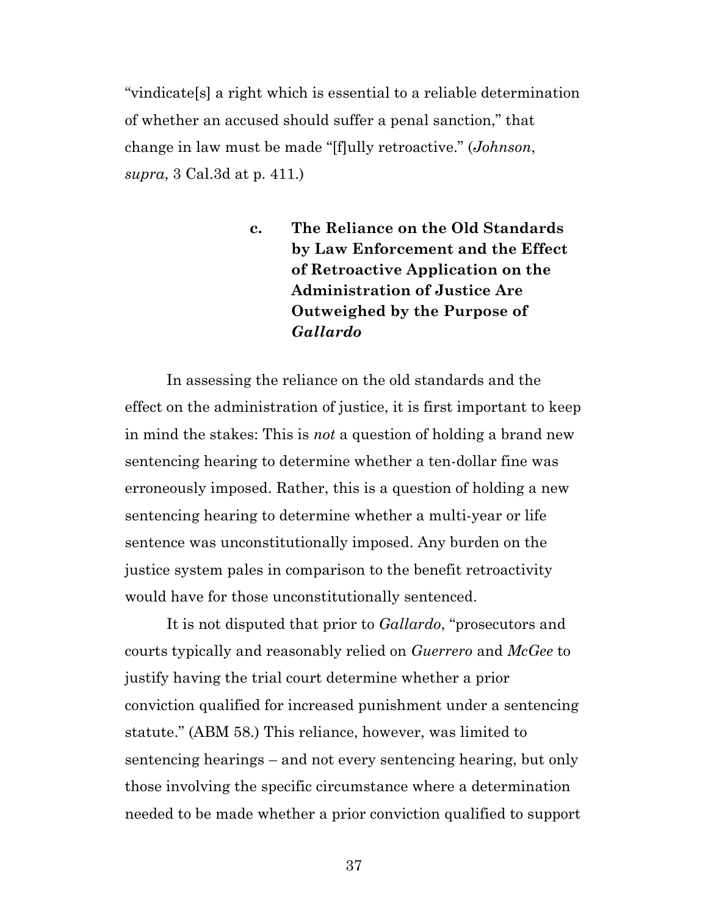"vindicate[s] a right which is essential to a reliable determination of whether an accused should suffer a penal sanction," that change in law must be made "[f]ully retroactive." (*Johnson*, *supra*, 3 Cal.3d at p. 411.)

#### c. The Reliance on the Old Standards by Law Enforcement and the Effect of Retroactive Application on the Administration of Justice Are Outweighed by the Purpose of *Gallardo*

In assessing the reliance on the old standards and the effect on the administration of justice, it is first important to keep in mind the stakes: This is *not* a question of holding a brand new sentencing hearing to determine whether a ten-dollar fine was erroneously imposed. Rather, this is a question of holding a new sentencing hearing to determine whether a multi-year or life sentence was unconstitutionally imposed. Any burden on the justice system pales in comparison to the benefit retroactivity would have for those unconstitutionally sentenced.

It is not disputed that prior to *Gallardo*, "prosecutors and courts typically and reasonably relied on *Guerrero* and *McGee* to justify having the trial court determine whether a prior conviction qualified for increased punishment under a sentencing statute." (ABM 58.) This reliance, however, was limited to sentencing hearings – and not every sentencing hearing, but only those involving the specific circumstance where a determination needed to be made whether a prior conviction qualified to support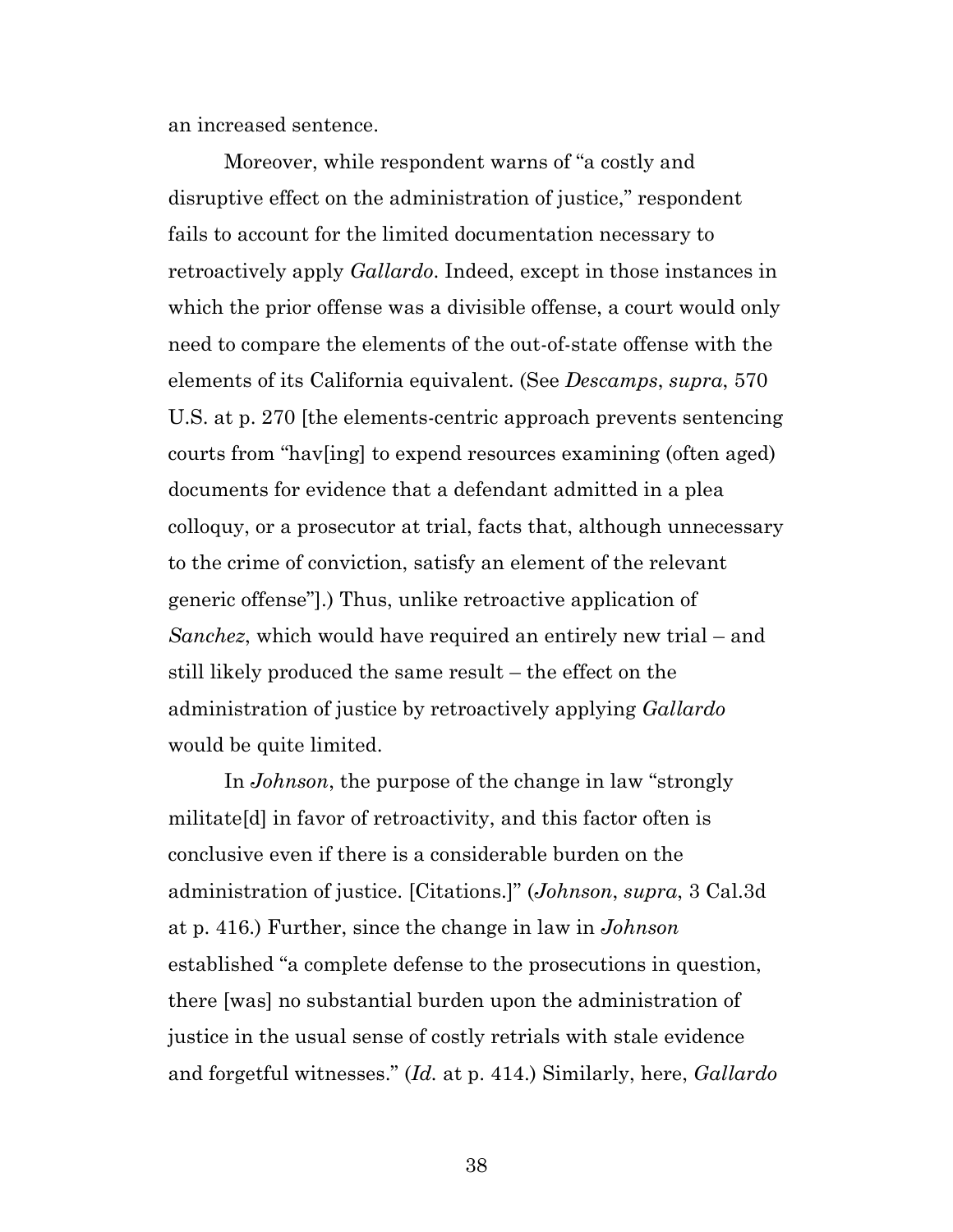an increased sentence.

Moreover, while respondent warns of "a costly and disruptive effect on the administration of justice," respondent fails to account for the limited documentation necessary to retroactively apply *Gallardo*. Indeed, except in those instances in which the prior offense was a divisible offense, a court would only need to compare the elements of the out-of-state offense with the elements of its California equivalent. (See *Descamps*, *supra*, 570 U.S. at p. 270 [the elements-centric approach prevents sentencing courts from "hav[ing] to expend resources examining (often aged) documents for evidence that a defendant admitted in a plea colloquy, or a prosecutor at trial, facts that, although unnecessary to the crime of conviction, satisfy an element of the relevant generic offense"].) Thus, unlike retroactive application of *Sanchez*, which would have required an entirely new trial – and still likely produced the same result – the effect on the administration of justice by retroactively applying *Gallardo* would be quite limited.

In *Johnson*, the purpose of the change in law "strongly militate[d] in favor of retroactivity, and this factor often is conclusive even if there is a considerable burden on the administration of justice. [Citations.]" (*Johnson*, *supra*, 3 Cal.3d at p. 416.) Further, since the change in law in *Johnson* established "a complete defense to the prosecutions in question, there [was] no substantial burden upon the administration of justice in the usual sense of costly retrials with stale evidence and forgetful witnesses." (*Id.* at p. 414.) Similarly, here, *Gallardo*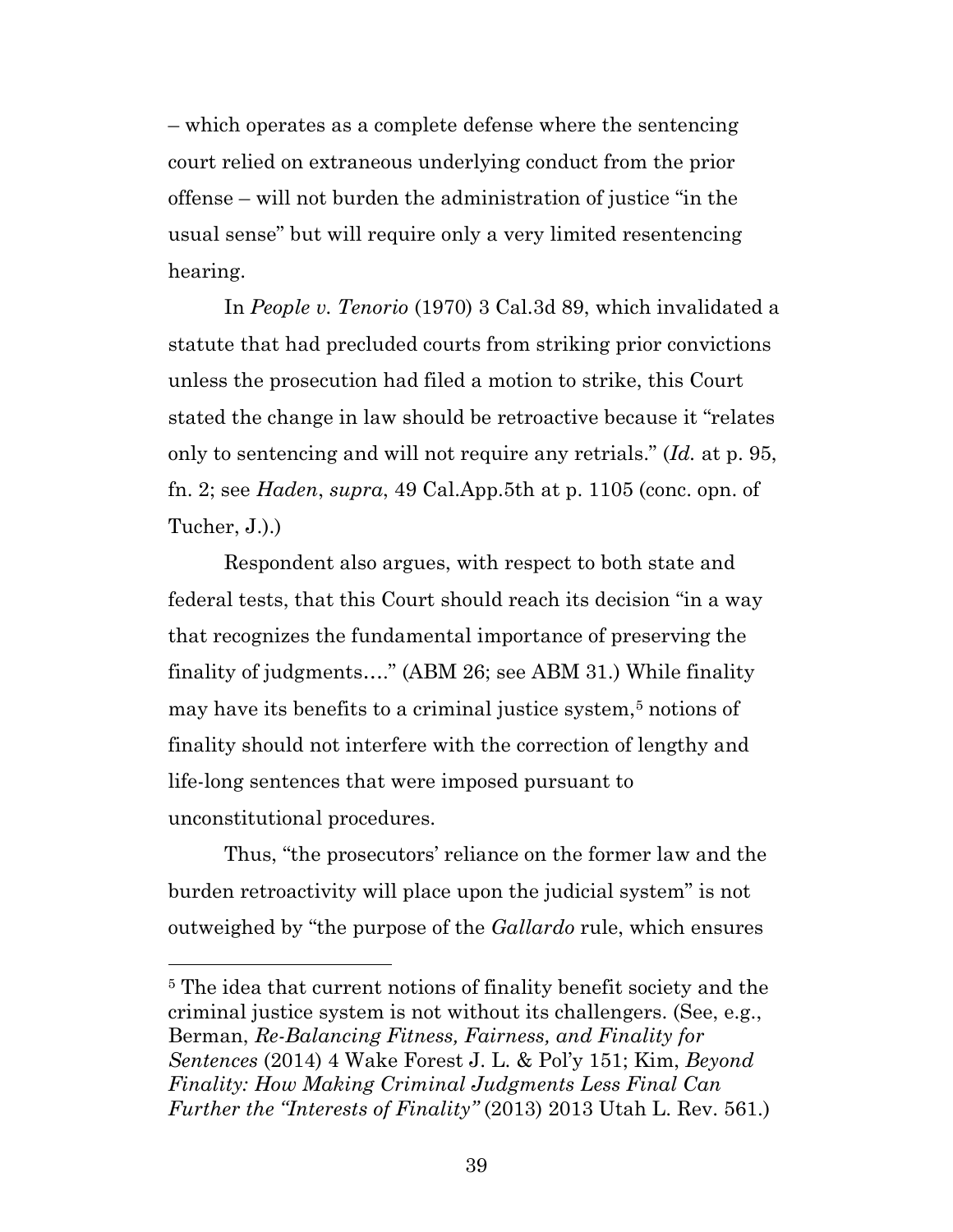– which operates as a complete defense where the sentencing court relied on extraneous underlying conduct from the prior offense – will not burden the administration of justice "in the usual sense" but will require only a very limited resentencing hearing.

In *People v. Tenorio* (1970) 3 Cal.3d 89, which invalidated a statute that had precluded courts from striking prior convictions unless the prosecution had filed a motion to strike, this Court stated the change in law should be retroactive because it "relates only to sentencing and will not require any retrials." (*Id.* at p. 95, fn. 2; see *Haden*, *supra*, 49 Cal.App.5th at p. 1105 (conc. opn. of Tucher, J.).)

Respondent also argues, with respect to both state and federal tests, that this Court should reach its decision "in a way that recognizes the fundamental importance of preserving the finality of judgments…." (ABM 26; see ABM 31.) While finality may have its benefits to a criminal justice system,[5] notions of finality should not interfere with the correction of lengthy and life-long sentences that were imposed pursuant to unconstitutional procedures.

Thus, "the prosecutors' reliance on the former law and the burden retroactivity will place upon the judicial system" is not outweighed by "the purpose of the *Gallardo* rule, which ensures

---

[5] The idea that current notions of finality benefit society and the criminal justice system is not without its challengers. (See, e.g., Berman, *Re-Balancing Fitness, Fairness, and Finality for Sentences* (2014) 4 Wake Forest J. L. & Pol'y 151; Kim, *Beyond Finality: How Making Criminal Judgments Less Final Can Further the "Interests of Finality"* (2013) 2013 Utah L. Rev. 561.)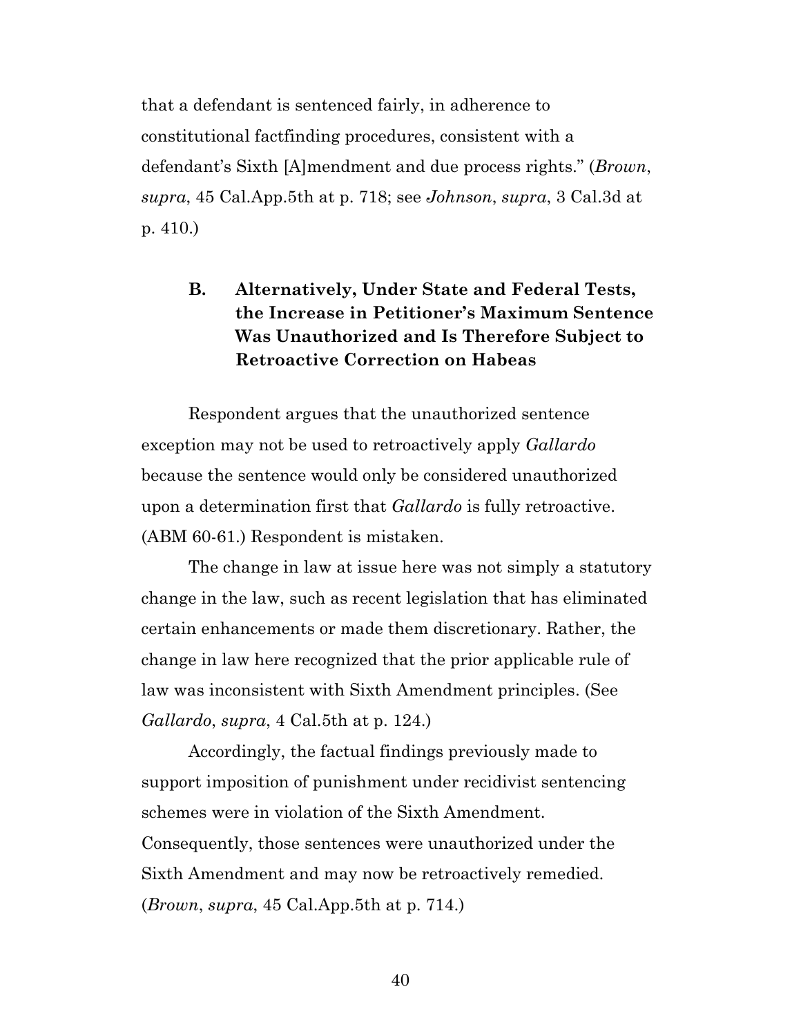that a defendant is sentenced fairly, in adherence to constitutional factfinding procedures, consistent with a defendant's Sixth [A]mendment and due process rights." (*Brown*, *supra*, 45 Cal.App.5th at p. 718; see *Johnson*, *supra*, 3 Cal.3d at p. 410.)

### B. Alternatively, Under State and Federal Tests, the Increase in Petitioner's Maximum Sentence Was Unauthorized and Is Therefore Subject to Retroactive Correction on Habeas

Respondent argues that the unauthorized sentence exception may not be used to retroactively apply *Gallardo* because the sentence would only be considered unauthorized upon a determination first that *Gallardo* is fully retroactive. (ABM 60-61.) Respondent is mistaken.

The change in law at issue here was not simply a statutory change in the law, such as recent legislation that has eliminated certain enhancements or made them discretionary. Rather, the change in law here recognized that the prior applicable rule of law was inconsistent with Sixth Amendment principles. (See *Gallardo*, *supra*, 4 Cal.5th at p. 124.)

Accordingly, the factual findings previously made to support imposition of punishment under recidivist sentencing schemes were in violation of the Sixth Amendment. Consequently, those sentences were unauthorized under the Sixth Amendment and may now be retroactively remedied. (*Brown*, *supra*, 45 Cal.App.5th at p. 714.)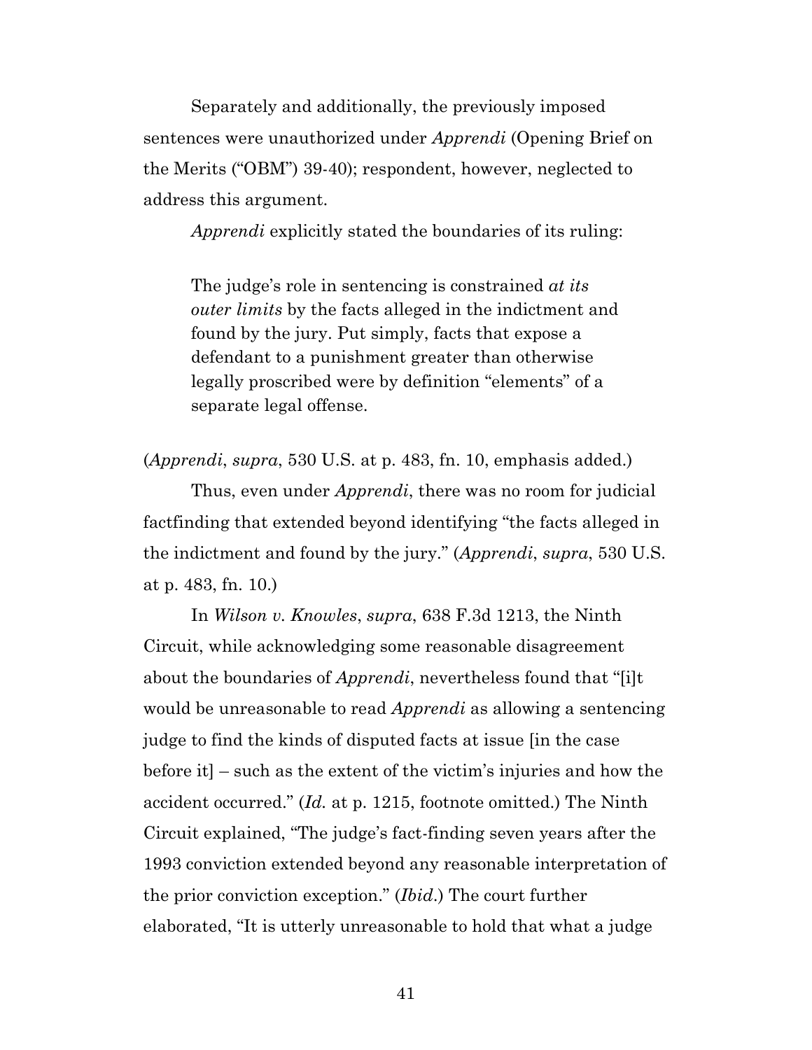Separately and additionally, the previously imposed sentences were unauthorized under *Apprendi* (Opening Brief on the Merits ("OBM") 39-40); respondent, however, neglected to address this argument.

*Apprendi* explicitly stated the boundaries of its ruling:

> The judge's role in sentencing is constrained *at its outer limits* by the facts alleged in the indictment and found by the jury. Put simply, facts that expose a defendant to a punishment greater than otherwise legally proscribed were by definition "elements" of a separate legal offense.

(*Apprendi*, *supra*, 530 U.S. at p. 483, fn. 10, emphasis added.)

Thus, even under *Apprendi*, there was no room for judicial factfinding that extended beyond identifying "the facts alleged in the indictment and found by the jury." (*Apprendi*, *supra*, 530 U.S. at p. 483, fn. 10.)

In *Wilson v. Knowles*, *supra*, 638 F.3d 1213, the Ninth Circuit, while acknowledging some reasonable disagreement about the boundaries of *Apprendi*, nevertheless found that "[i]t would be unreasonable to read *Apprendi* as allowing a sentencing judge to find the kinds of disputed facts at issue [in the case before it] – such as the extent of the victim's injuries and how the accident occurred." (*Id.* at p. 1215, footnote omitted.) The Ninth Circuit explained, "The judge's fact-finding seven years after the 1993 conviction extended beyond any reasonable interpretation of the prior conviction exception." (*Ibid*.) The court further elaborated, "It is utterly unreasonable to hold that what a judge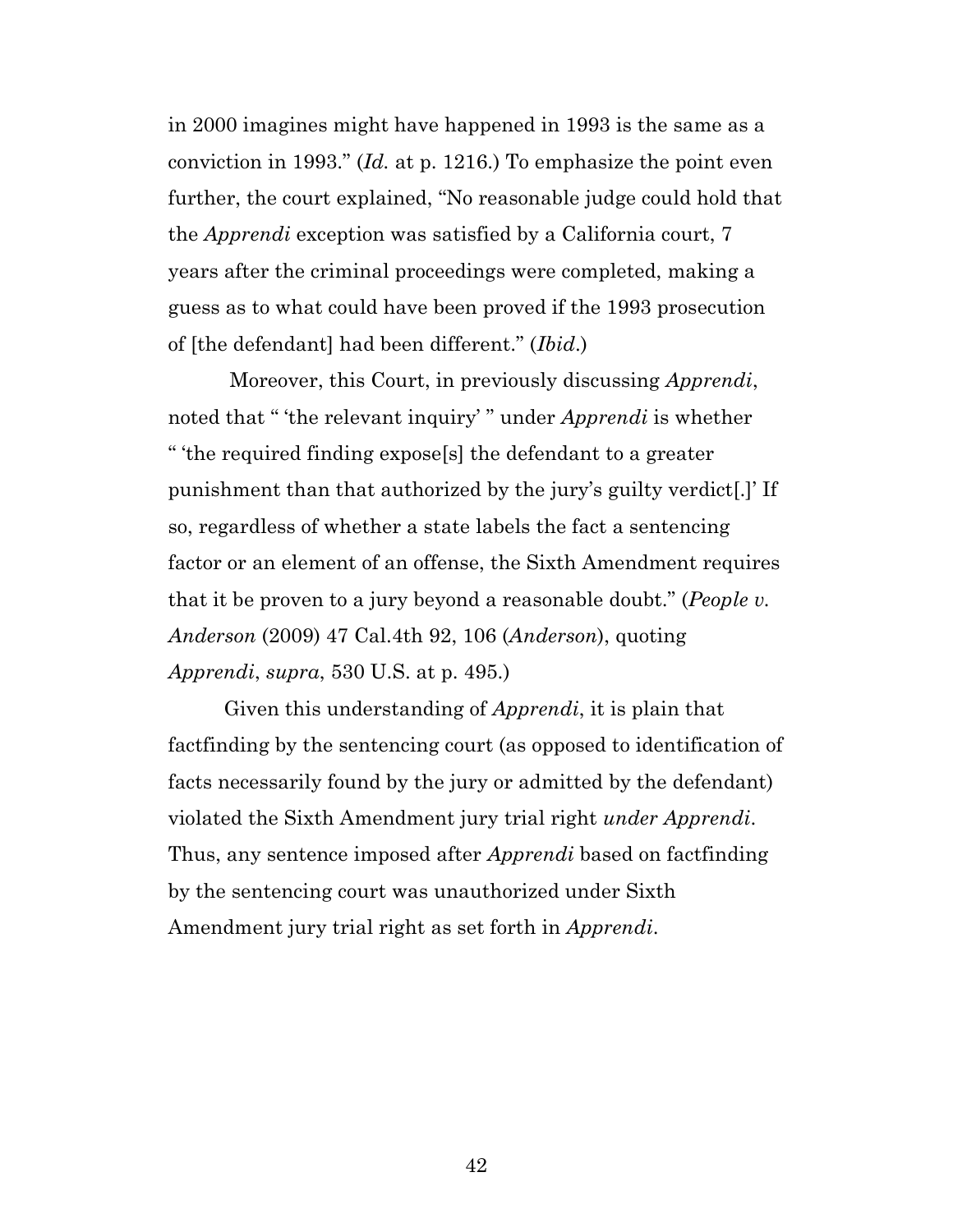in 2000 imagines might have happened in 1993 is the same as a conviction in 1993." (*Id.* at p. 1216.) To emphasize the point even further, the court explained, "No reasonable judge could hold that the *Apprendi* exception was satisfied by a California court, 7 years after the criminal proceedings were completed, making a guess as to what could have been proved if the 1993 prosecution of [the defendant] had been different." (*Ibid.*)

Moreover, this Court, in previously discussing *Apprendi*, noted that " 'the relevant inquiry' " under *Apprendi* is whether " 'the required finding expose[s] the defendant to a greater punishment than that authorized by the jury's guilty verdict[.]' If so, regardless of whether a state labels the fact a sentencing factor or an element of an offense, the Sixth Amendment requires that it be proven to a jury beyond a reasonable doubt." (*People v. Anderson* (2009) 47 Cal.4th 92, 106 (*Anderson*), quoting *Apprendi*, *supra*, 530 U.S. at p. 495.)

Given this understanding of *Apprendi*, it is plain that factfinding by the sentencing court (as opposed to identification of facts necessarily found by the jury or admitted by the defendant) violated the Sixth Amendment jury trial right *under Apprendi*. Thus, any sentence imposed after *Apprendi* based on factfinding by the sentencing court was unauthorized under Sixth Amendment jury trial right as set forth in *Apprendi*.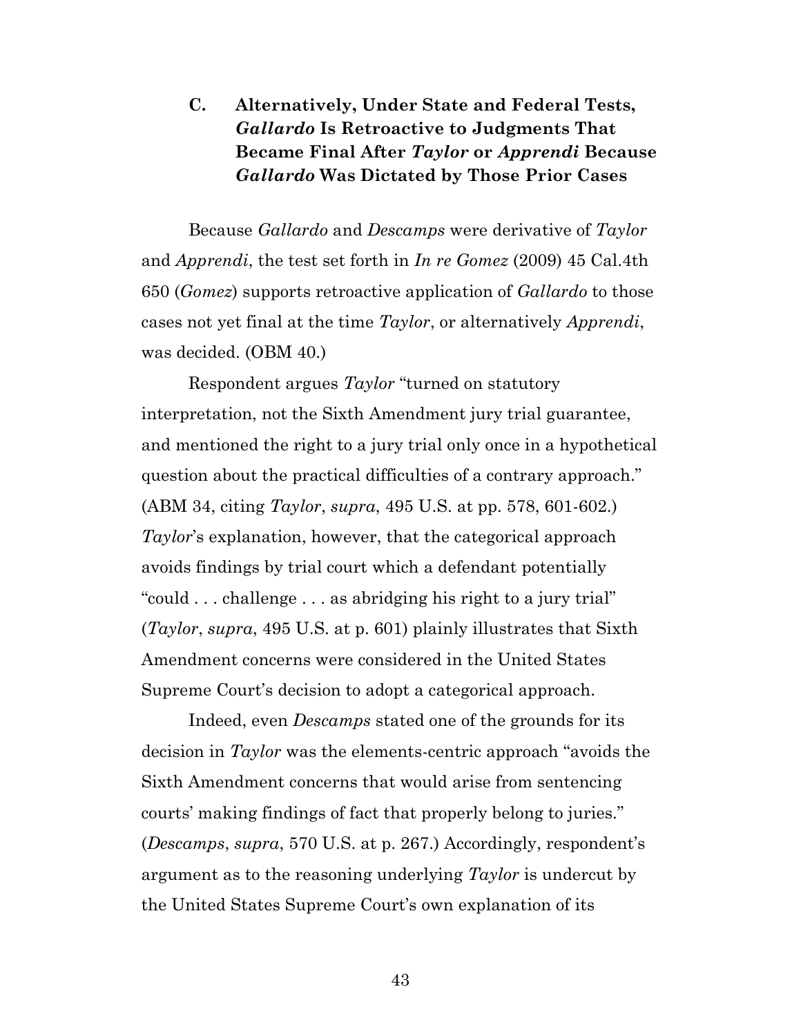### C. Alternatively, Under State and Federal Tests, *Gallardo* Is Retroactive to Judgments That Became Final After *Taylor* or *Apprendi* Because *Gallardo* Was Dictated by Those Prior Cases

Because *Gallardo* and *Descamps* were derivative of *Taylor* and *Apprendi*, the test set forth in *In re Gomez* (2009) 45 Cal.4th 650 (*Gomez*) supports retroactive application of *Gallardo* to those cases not yet final at the time *Taylor*, or alternatively *Apprendi*, was decided. (OBM 40.)

Respondent argues *Taylor* "turned on statutory interpretation, not the Sixth Amendment jury trial guarantee, and mentioned the right to a jury trial only once in a hypothetical question about the practical difficulties of a contrary approach." (ABM 34, citing *Taylor*, *supra*, 495 U.S. at pp. 578, 601-602.) *Taylor*'s explanation, however, that the categorical approach avoids findings by trial court which a defendant potentially "could . . . challenge . . . as abridging his right to a jury trial" (*Taylor*, *supra*, 495 U.S. at p. 601) plainly illustrates that Sixth Amendment concerns were considered in the United States Supreme Court's decision to adopt a categorical approach.

Indeed, even *Descamps* stated one of the grounds for its decision in *Taylor* was the elements-centric approach "avoids the Sixth Amendment concerns that would arise from sentencing courts' making findings of fact that properly belong to juries." (*Descamps*, *supra*, 570 U.S. at p. 267.) Accordingly, respondent's argument as to the reasoning underlying *Taylor* is undercut by the United States Supreme Court's own explanation of its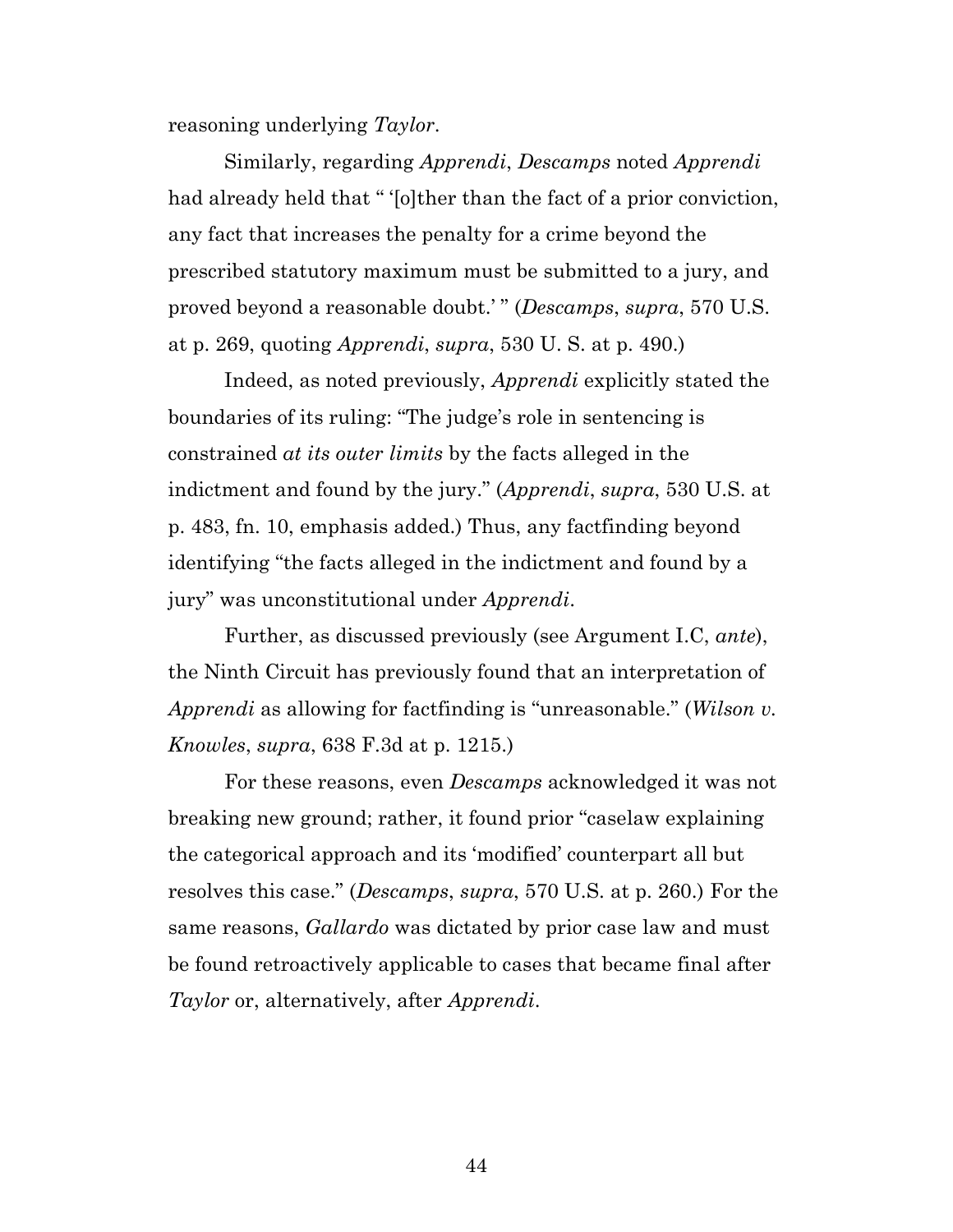reasoning underlying *Taylor*.

Similarly, regarding *Apprendi*, *Descamps* noted *Apprendi* had already held that " '[o]ther than the fact of a prior conviction, any fact that increases the penalty for a crime beyond the prescribed statutory maximum must be submitted to a jury, and proved beyond a reasonable doubt.' " (*Descamps*, *supra*, 570 U.S. at p. 269, quoting *Apprendi*, *supra*, 530 U. S. at p. 490.)

Indeed, as noted previously, *Apprendi* explicitly stated the boundaries of its ruling: "The judge's role in sentencing is constrained *at its outer limits* by the facts alleged in the indictment and found by the jury." (*Apprendi*, *supra*, 530 U.S. at p. 483, fn. 10, emphasis added.) Thus, any factfinding beyond identifying "the facts alleged in the indictment and found by a jury" was unconstitutional under *Apprendi*.

Further, as discussed previously (see Argument I.C, *ante*), the Ninth Circuit has previously found that an interpretation of *Apprendi* as allowing for factfinding is "unreasonable." (*Wilson v. Knowles*, *supra*, 638 F.3d at p. 1215.)

For these reasons, even *Descamps* acknowledged it was not breaking new ground; rather, it found prior "caselaw explaining the categorical approach and its 'modified' counterpart all but resolves this case." (*Descamps*, *supra*, 570 U.S. at p. 260.) For the same reasons, *Gallardo* was dictated by prior case law and must be found retroactively applicable to cases that became final after *Taylor* or, alternatively, after *Apprendi*.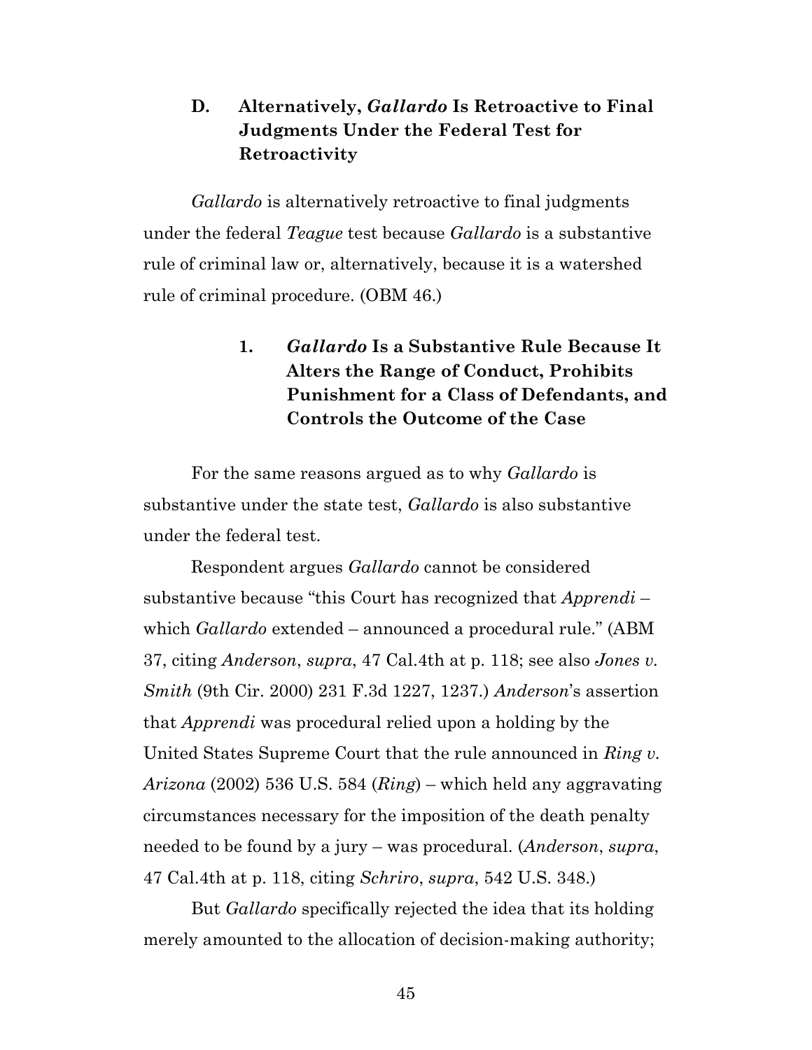### D. Alternatively, *Gallardo* Is Retroactive to Final Judgments Under the Federal Test for Retroactivity

*Gallardo* is alternatively retroactive to final judgments under the federal *Teague* test because *Gallardo* is a substantive rule of criminal law or, alternatively, because it is a watershed rule of criminal procedure. (OBM 46.)

#### 1. *Gallardo* Is a Substantive Rule Because It Alters the Range of Conduct, Prohibits Punishment for a Class of Defendants, and Controls the Outcome of the Case

For the same reasons argued as to why *Gallardo* is substantive under the state test, *Gallardo* is also substantive under the federal test.

Respondent argues *Gallardo* cannot be considered substantive because "this Court has recognized that *Apprendi* – which *Gallardo* extended – announced a procedural rule." (ABM 37, citing *Anderson*, *supra*, 47 Cal.4th at p. 118; see also *Jones v. Smith* (9th Cir. 2000) 231 F.3d 1227, 1237.) *Anderson*'s assertion that *Apprendi* was procedural relied upon a holding by the United States Supreme Court that the rule announced in *Ring v. Arizona* (2002) 536 U.S. 584 (*Ring*) – which held any aggravating circumstances necessary for the imposition of the death penalty needed to be found by a jury – was procedural. (*Anderson*, *supra*, 47 Cal.4th at p. 118, citing *Schriro*, *supra*, 542 U.S. 348.)

But *Gallardo* specifically rejected the idea that its holding merely amounted to the allocation of decision-making authority;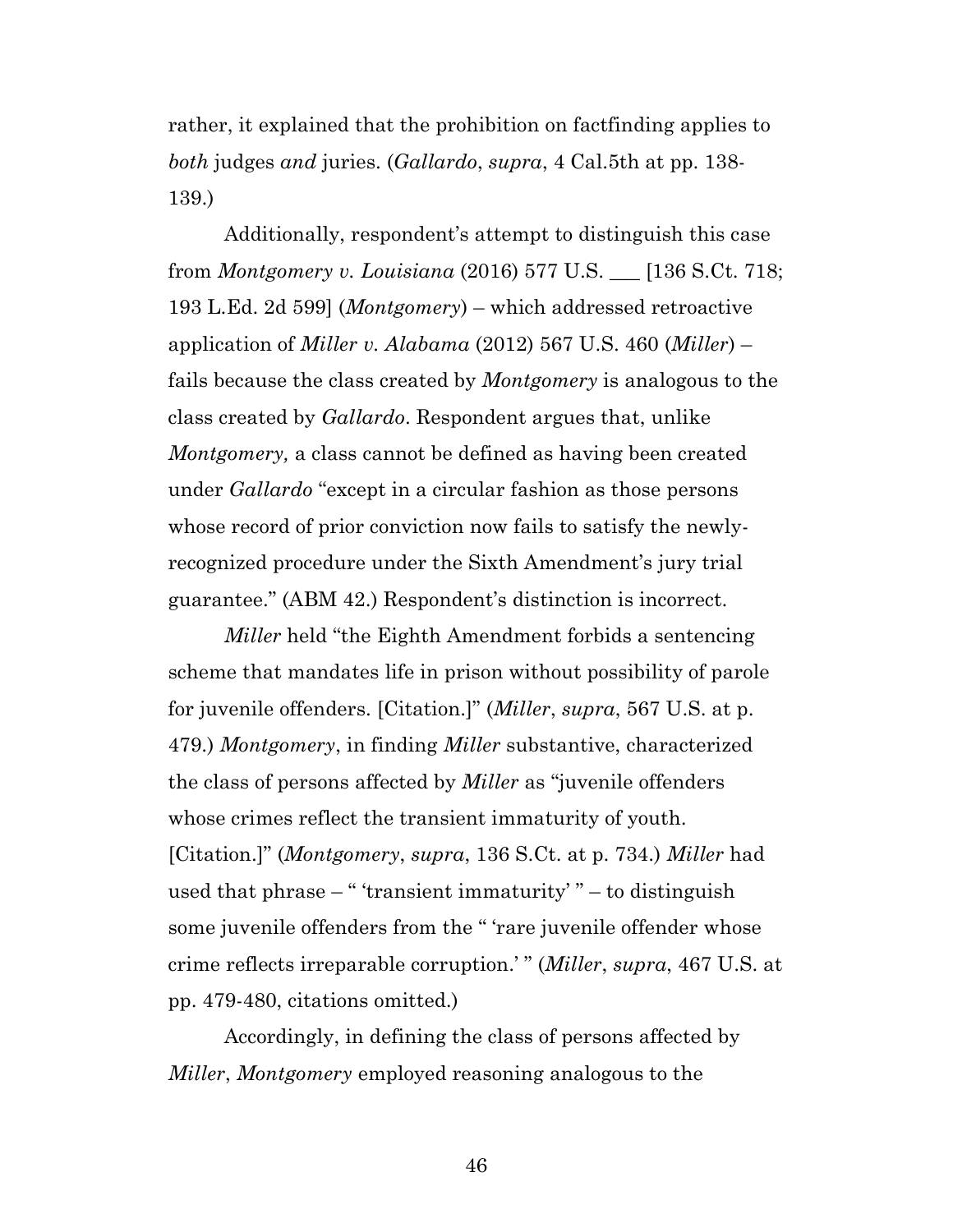rather, it explained that the prohibition on factfinding applies to *both* judges *and* juries. (*Gallardo*, *supra*, 4 Cal.5th at pp. 138-139.)

Additionally, respondent's attempt to distinguish this case from *Montgomery v. Louisiana* (2016) 577 U.S. ___ [136 S.Ct. 718; 193 L.Ed. 2d 599] (*Montgomery*) – which addressed retroactive application of *Miller v. Alabama* (2012) 567 U.S. 460 (*Miller*) – fails because the class created by *Montgomery* is analogous to the class created by *Gallardo*. Respondent argues that, unlike *Montgomery,* a class cannot be defined as having been created under *Gallardo* "except in a circular fashion as those persons whose record of prior conviction now fails to satisfy the newly-recognized procedure under the Sixth Amendment's jury trial guarantee." (ABM 42.) Respondent's distinction is incorrect.

*Miller* held "the Eighth Amendment forbids a sentencing scheme that mandates life in prison without possibility of parole for juvenile offenders. [Citation.]" (*Miller*, *supra*, 567 U.S. at p. 479.) *Montgomery*, in finding *Miller* substantive, characterized the class of persons affected by *Miller* as "juvenile offenders whose crimes reflect the transient immaturity of youth. [Citation.]" (*Montgomery*, *supra*, 136 S.Ct. at p. 734.) *Miller* had used that phrase – " 'transient immaturity' " – to distinguish some juvenile offenders from the " 'rare juvenile offender whose crime reflects irreparable corruption.' " (*Miller*, *supra*, 467 U.S. at pp. 479-480, citations omitted.)

Accordingly, in defining the class of persons affected by *Miller*, *Montgomery* employed reasoning analogous to the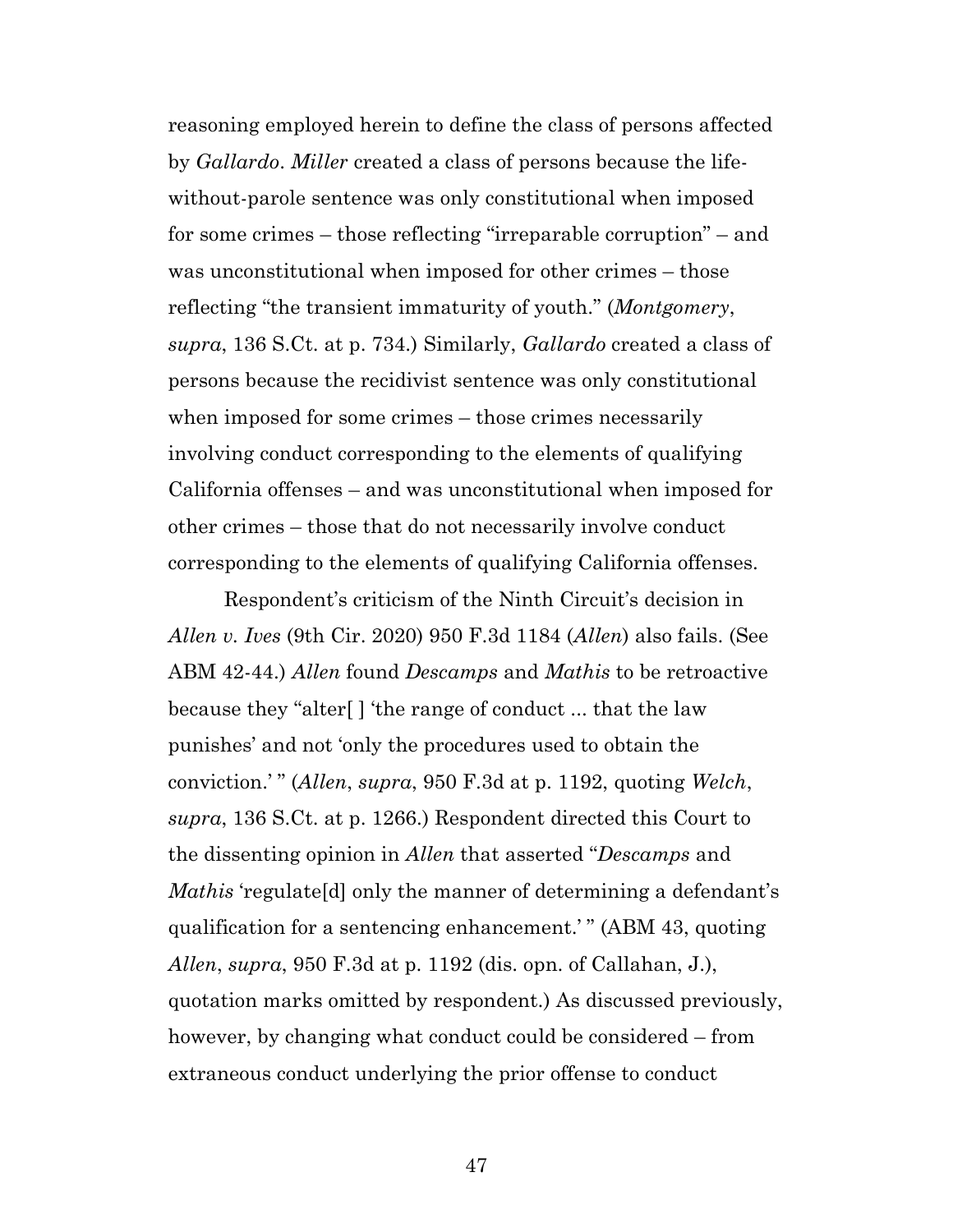reasoning employed herein to define the class of persons affected by *Gallardo*. *Miller* created a class of persons because the life-without-parole sentence was only constitutional when imposed for some crimes – those reflecting "irreparable corruption" – and was unconstitutional when imposed for other crimes – those reflecting "the transient immaturity of youth." (*Montgomery*, *supra*, 136 S.Ct. at p. 734.) Similarly, *Gallardo* created a class of persons because the recidivist sentence was only constitutional when imposed for some crimes – those crimes necessarily involving conduct corresponding to the elements of qualifying California offenses – and was unconstitutional when imposed for other crimes – those that do not necessarily involve conduct corresponding to the elements of qualifying California offenses.

Respondent's criticism of the Ninth Circuit's decision in *Allen v. Ives* (9th Cir. 2020) 950 F.3d 1184 (*Allen*) also fails. (See ABM 42-44.) *Allen* found *Descamps* and *Mathis* to be retroactive because they "alter[ ] 'the range of conduct ... that the law punishes' and not 'only the procedures used to obtain the conviction.' " (*Allen*, *supra*, 950 F.3d at p. 1192, quoting *Welch*, *supra*, 136 S.Ct. at p. 1266.) Respondent directed this Court to the dissenting opinion in *Allen* that asserted "*Descamps* and *Mathis* 'regulate[d] only the manner of determining a defendant's qualification for a sentencing enhancement.' " (ABM 43, quoting *Allen*, *supra*, 950 F.3d at p. 1192 (dis. opn. of Callahan, J.), quotation marks omitted by respondent.) As discussed previously, however, by changing what conduct could be considered – from extraneous conduct underlying the prior offense to conduct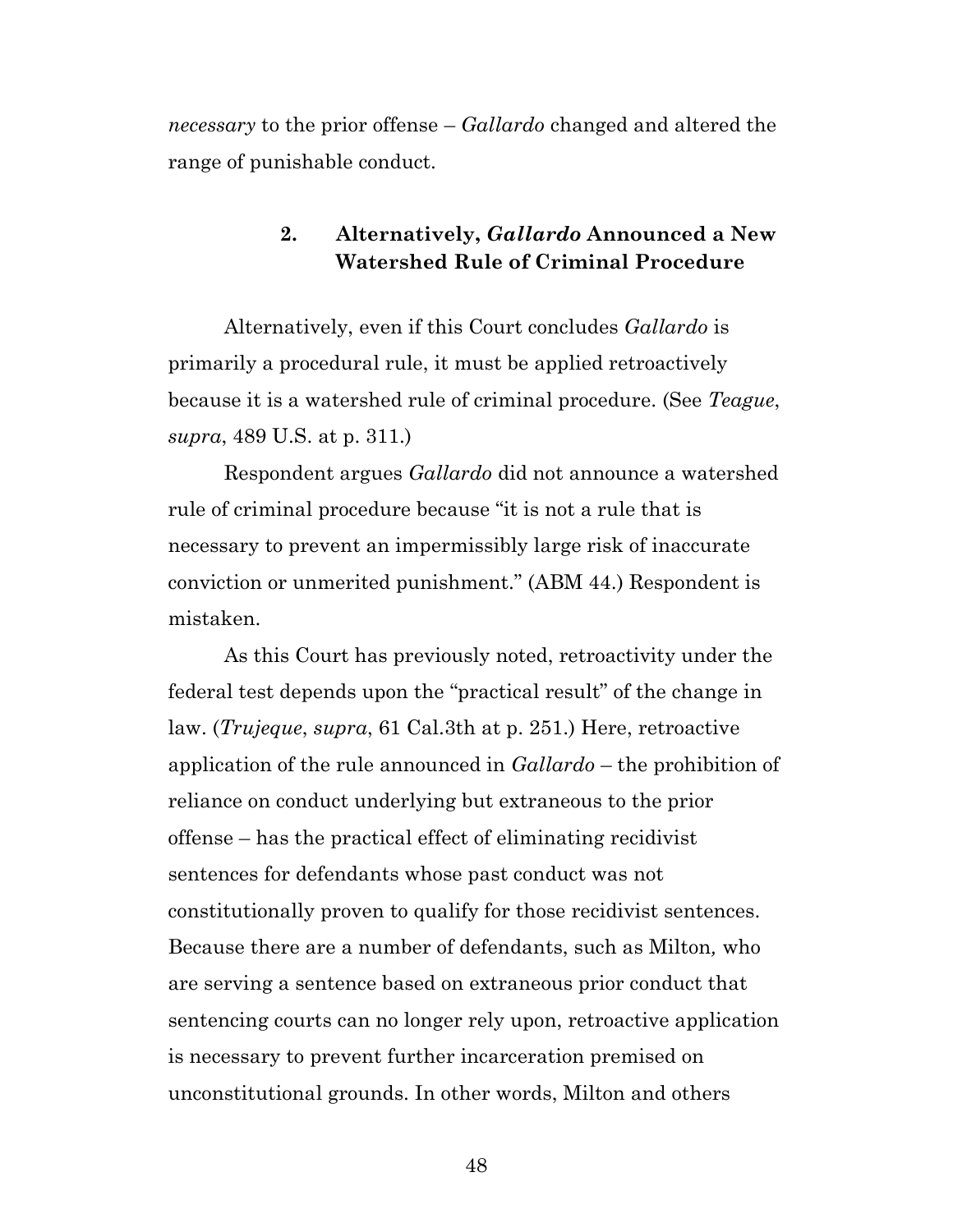*necessary* to the prior offense – *Gallardo* changed and altered the range of punishable conduct.

### 2. Alternatively, *Gallardo* Announced a New Watershed Rule of Criminal Procedure

Alternatively, even if this Court concludes *Gallardo* is primarily a procedural rule, it must be applied retroactively because it is a watershed rule of criminal procedure. (See *Teague*, *supra*, 489 U.S. at p. 311.)

Respondent argues *Gallardo* did not announce a watershed rule of criminal procedure because "it is not a rule that is necessary to prevent an impermissibly large risk of inaccurate conviction or unmerited punishment." (ABM 44.) Respondent is mistaken.

As this Court has previously noted, retroactivity under the federal test depends upon the "practical result" of the change in law. (*Trujeque*, *supra*, 61 Cal.3th at p. 251.) Here, retroactive application of the rule announced in *Gallardo* – the prohibition of reliance on conduct underlying but extraneous to the prior offense – has the practical effect of eliminating recidivist sentences for defendants whose past conduct was not constitutionally proven to qualify for those recidivist sentences. Because there are a number of defendants, such as Milton, who are serving a sentence based on extraneous prior conduct that sentencing courts can no longer rely upon, retroactive application is necessary to prevent further incarceration premised on unconstitutional grounds. In other words, Milton and others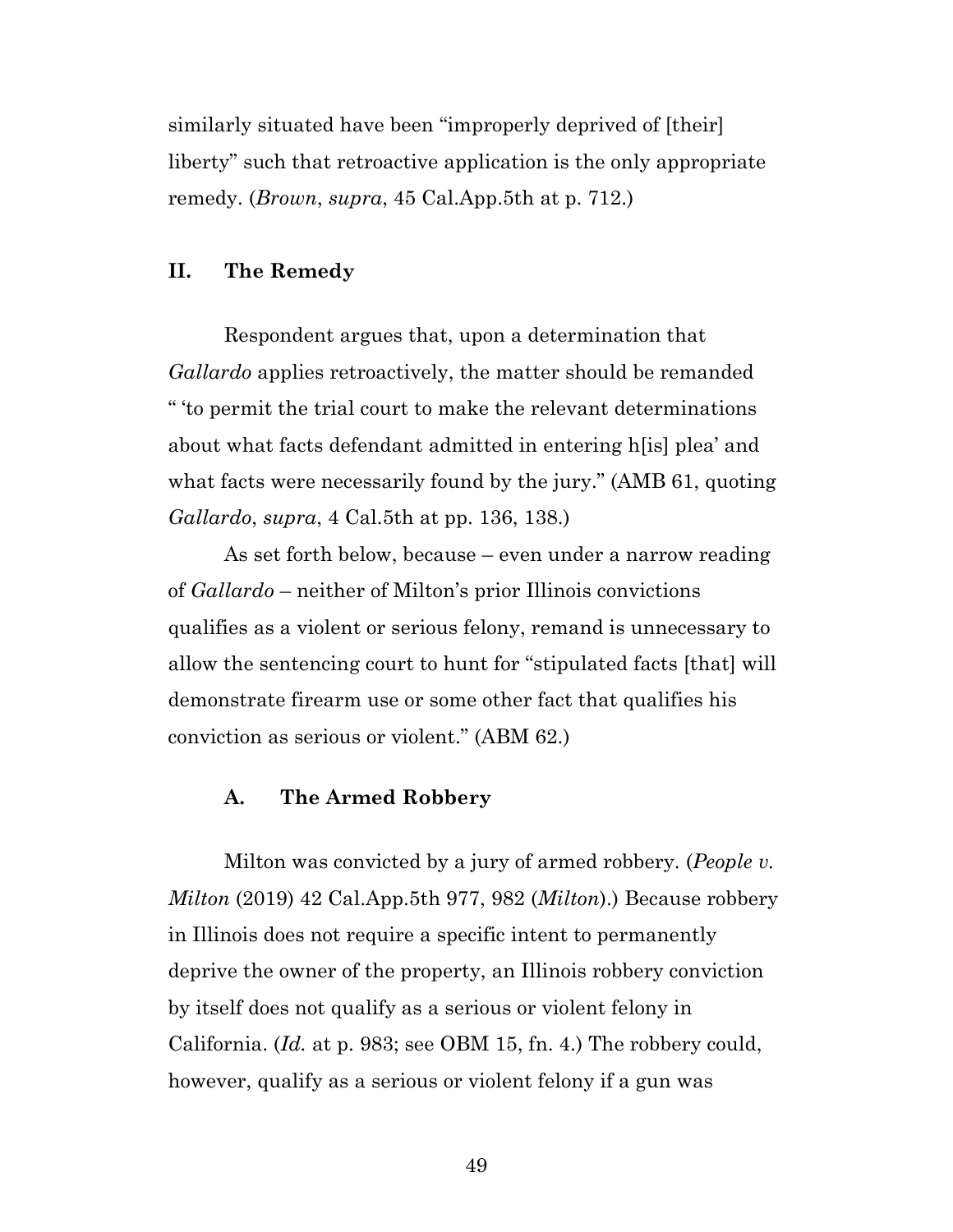similarly situated have been "improperly deprived of [their] liberty" such that retroactive application is the only appropriate remedy. (*Brown*, *supra*, 45 Cal.App.5th at p. 712.)

## II. The Remedy

Respondent argues that, upon a determination that *Gallardo* applies retroactively, the matter should be remanded " 'to permit the trial court to make the relevant determinations about what facts defendant admitted in entering h[is] plea' and what facts were necessarily found by the jury." (AMB 61, quoting *Gallardo*, *supra*, 4 Cal.5th at pp. 136, 138.)

As set forth below, because – even under a narrow reading of *Gallardo* – neither of Milton's prior Illinois convictions qualifies as a violent or serious felony, remand is unnecessary to allow the sentencing court to hunt for "stipulated facts [that] will demonstrate firearm use or some other fact that qualifies his conviction as serious or violent." (ABM 62.)

### A. The Armed Robbery

Milton was convicted by a jury of armed robbery. (*People v. Milton* (2019) 42 Cal.App.5th 977, 982 (*Milton*).) Because robbery in Illinois does not require a specific intent to permanently deprive the owner of the property, an Illinois robbery conviction by itself does not qualify as a serious or violent felony in California. (*Id.* at p. 983; see OBM 15, fn. 4.) The robbery could, however, qualify as a serious or violent felony if a gun was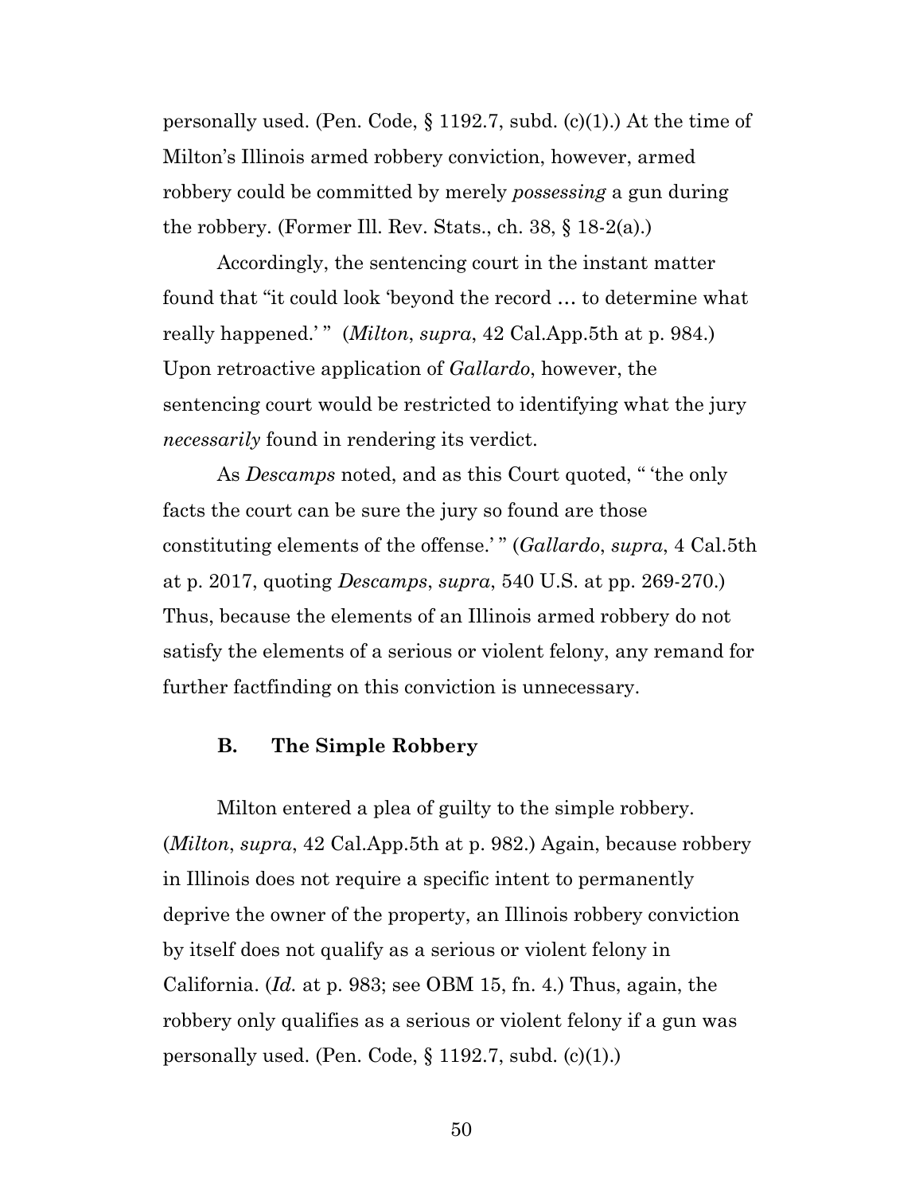personally used. (Pen. Code, § 1192.7, subd. (c)(1).) At the time of Milton's Illinois armed robbery conviction, however, armed robbery could be committed by merely *possessing* a gun during the robbery. (Former Ill. Rev. Stats., ch. 38, § 18-2(a).)

Accordingly, the sentencing court in the instant matter found that "it could look 'beyond the record … to determine what really happened.' " (*Milton*, *supra*, 42 Cal.App.5th at p. 984.) Upon retroactive application of *Gallardo*, however, the sentencing court would be restricted to identifying what the jury *necessarily* found in rendering its verdict.

As *Descamps* noted, and as this Court quoted, " 'the only facts the court can be sure the jury so found are those constituting elements of the offense.' " (*Gallardo*, *supra*, 4 Cal.5th at p. 2017, quoting *Descamps*, *supra*, 540 U.S. at pp. 269-270.) Thus, because the elements of an Illinois armed robbery do not satisfy the elements of a serious or violent felony, any remand for further factfinding on this conviction is unnecessary.

### B. The Simple Robbery

Milton entered a plea of guilty to the simple robbery. (*Milton*, *supra*, 42 Cal.App.5th at p. 982.) Again, because robbery in Illinois does not require a specific intent to permanently deprive the owner of the property, an Illinois robbery conviction by itself does not qualify as a serious or violent felony in California. (*Id.* at p. 983; see OBM 15, fn. 4.) Thus, again, the robbery only qualifies as a serious or violent felony if a gun was personally used. (Pen. Code, § 1192.7, subd. (c)(1).)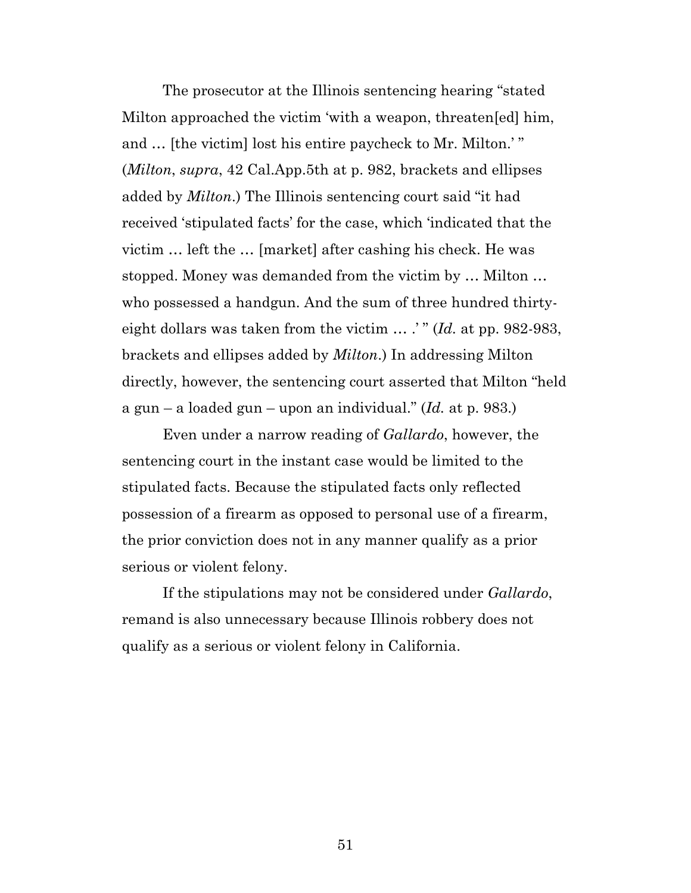The prosecutor at the Illinois sentencing hearing "stated Milton approached the victim 'with a weapon, threaten[ed] him, and … [the victim] lost his entire paycheck to Mr. Milton.' " (*Milton*, *supra*, 42 Cal.App.5th at p. 982, brackets and ellipses added by *Milton*.) The Illinois sentencing court said "it had received 'stipulated facts' for the case, which 'indicated that the victim … left the … [market] after cashing his check. He was stopped. Money was demanded from the victim by … Milton … who possessed a handgun. And the sum of three hundred thirty-eight dollars was taken from the victim … .' " (*Id.* at pp. 982-983, brackets and ellipses added by *Milton*.) In addressing Milton directly, however, the sentencing court asserted that Milton "held a gun – a loaded gun – upon an individual." (*Id.* at p. 983.)

Even under a narrow reading of *Gallardo*, however, the sentencing court in the instant case would be limited to the stipulated facts. Because the stipulated facts only reflected possession of a firearm as opposed to personal use of a firearm, the prior conviction does not in any manner qualify as a prior serious or violent felony.

If the stipulations may not be considered under *Gallardo*, remand is also unnecessary because Illinois robbery does not qualify as a serious or violent felony in California.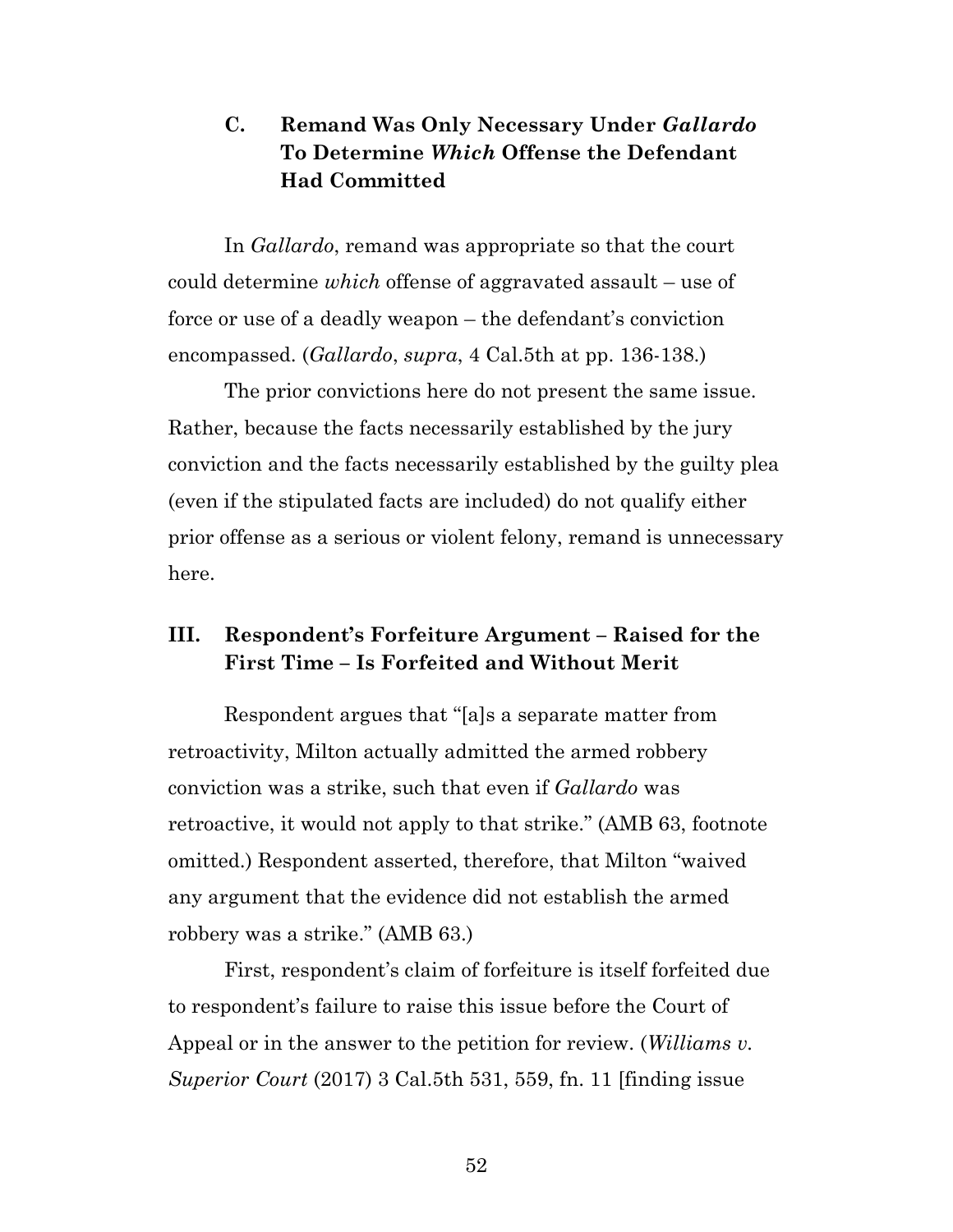### C. Remand Was Only Necessary Under *Gallardo* To Determine *Which* Offense the Defendant Had Committed

In *Gallardo*, remand was appropriate so that the court could determine *which* offense of aggravated assault – use of force or use of a deadly weapon – the defendant's conviction encompassed. (*Gallardo*, *supra*, 4 Cal.5th at pp. 136-138.)

The prior convictions here do not present the same issue. Rather, because the facts necessarily established by the jury conviction and the facts necessarily established by the guilty plea (even if the stipulated facts are included) do not qualify either prior offense as a serious or violent felony, remand is unnecessary here.

## III. Respondent's Forfeiture Argument – Raised for the First Time – Is Forfeited and Without Merit

Respondent argues that "[a]s a separate matter from retroactivity, Milton actually admitted the armed robbery conviction was a strike, such that even if *Gallardo* was retroactive, it would not apply to that strike." (AMB 63, footnote omitted.) Respondent asserted, therefore, that Milton "waived any argument that the evidence did not establish the armed robbery was a strike." (AMB 63.)

First, respondent's claim of forfeiture is itself forfeited due to respondent's failure to raise this issue before the Court of Appeal or in the answer to the petition for review. (*Williams v. Superior Court* (2017) 3 Cal.5th 531, 559, fn. 11 [finding issue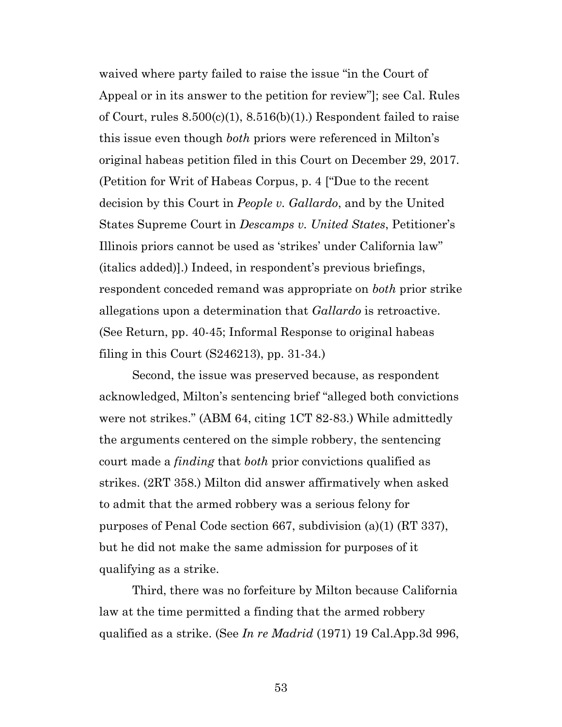waived where party failed to raise the issue "in the Court of Appeal or in its answer to the petition for review"]; see Cal. Rules of Court, rules 8.500(c)(1), 8.516(b)(1).) Respondent failed to raise this issue even though *both* priors were referenced in Milton's original habeas petition filed in this Court on December 29, 2017. (Petition for Writ of Habeas Corpus, p. 4 ["Due to the recent decision by this Court in *People v. Gallardo*, and by the United States Supreme Court in *Descamps v. United States*, Petitioner's Illinois priors cannot be used as 'strikes' under California law" (italics added)].) Indeed, in respondent's previous briefings, respondent conceded remand was appropriate on *both* prior strike allegations upon a determination that *Gallardo* is retroactive. (See Return, pp. 40-45; Informal Response to original habeas filing in this Court (S246213), pp. 31-34.)

Second, the issue was preserved because, as respondent acknowledged, Milton's sentencing brief "alleged both convictions were not strikes." (ABM 64, citing 1CT 82-83.) While admittedly the arguments centered on the simple robbery, the sentencing court made a *finding* that *both* prior convictions qualified as strikes. (2RT 358.) Milton did answer affirmatively when asked to admit that the armed robbery was a serious felony for purposes of Penal Code section 667, subdivision (a)(1) (RT 337), but he did not make the same admission for purposes of it qualifying as a strike.

Third, there was no forfeiture by Milton because California law at the time permitted a finding that the armed robbery qualified as a strike. (See *In re Madrid* (1971) 19 Cal.App.3d 996,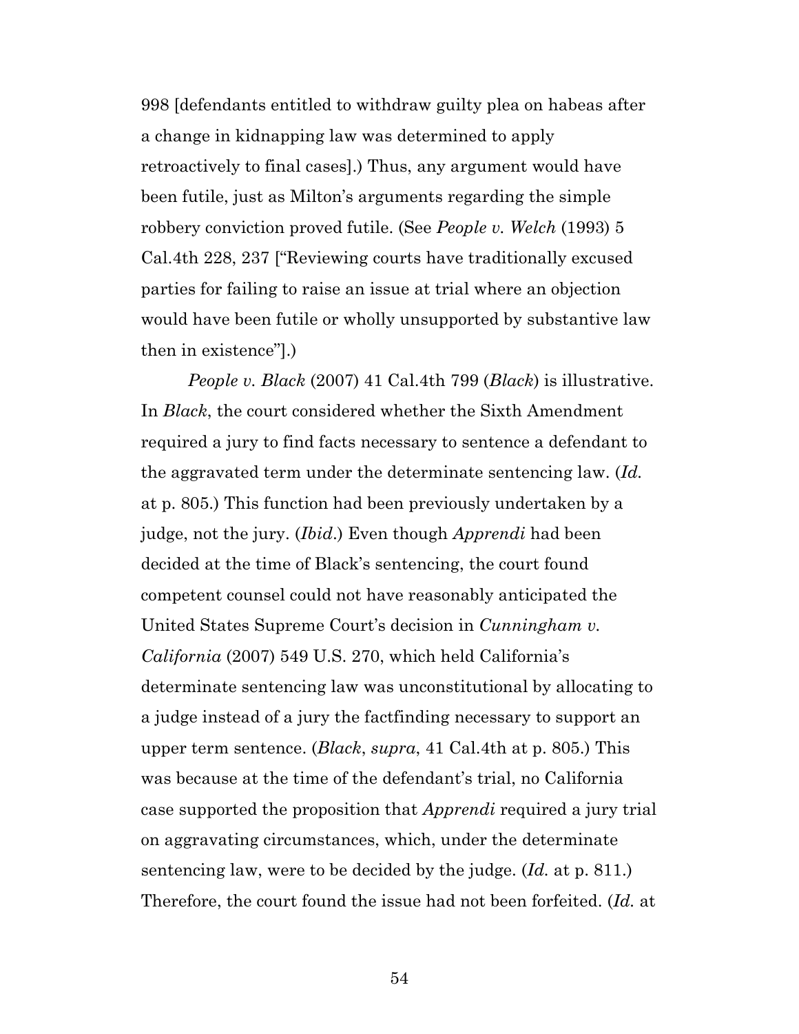998 [defendants entitled to withdraw guilty plea on habeas after a change in kidnapping law was determined to apply retroactively to final cases].) Thus, any argument would have been futile, just as Milton's arguments regarding the simple robbery conviction proved futile. (See *People v. Welch* (1993) 5 Cal.4th 228, 237 ["Reviewing courts have traditionally excused parties for failing to raise an issue at trial where an objection would have been futile or wholly unsupported by substantive law then in existence"].)

*People v. Black* (2007) 41 Cal.4th 799 (*Black*) is illustrative. In *Black*, the court considered whether the Sixth Amendment required a jury to find facts necessary to sentence a defendant to the aggravated term under the determinate sentencing law. (*Id.* at p. 805.) This function had been previously undertaken by a judge, not the jury. (*Ibid*.) Even though *Apprendi* had been decided at the time of Black's sentencing, the court found competent counsel could not have reasonably anticipated the United States Supreme Court's decision in *Cunningham v. California* (2007) 549 U.S. 270, which held California's determinate sentencing law was unconstitutional by allocating to a judge instead of a jury the factfinding necessary to support an upper term sentence. (*Black*, *supra*, 41 Cal.4th at p. 805.) This was because at the time of the defendant's trial, no California case supported the proposition that *Apprendi* required a jury trial on aggravating circumstances, which, under the determinate sentencing law, were to be decided by the judge. (*Id.* at p. 811.) Therefore, the court found the issue had not been forfeited. (*Id.* at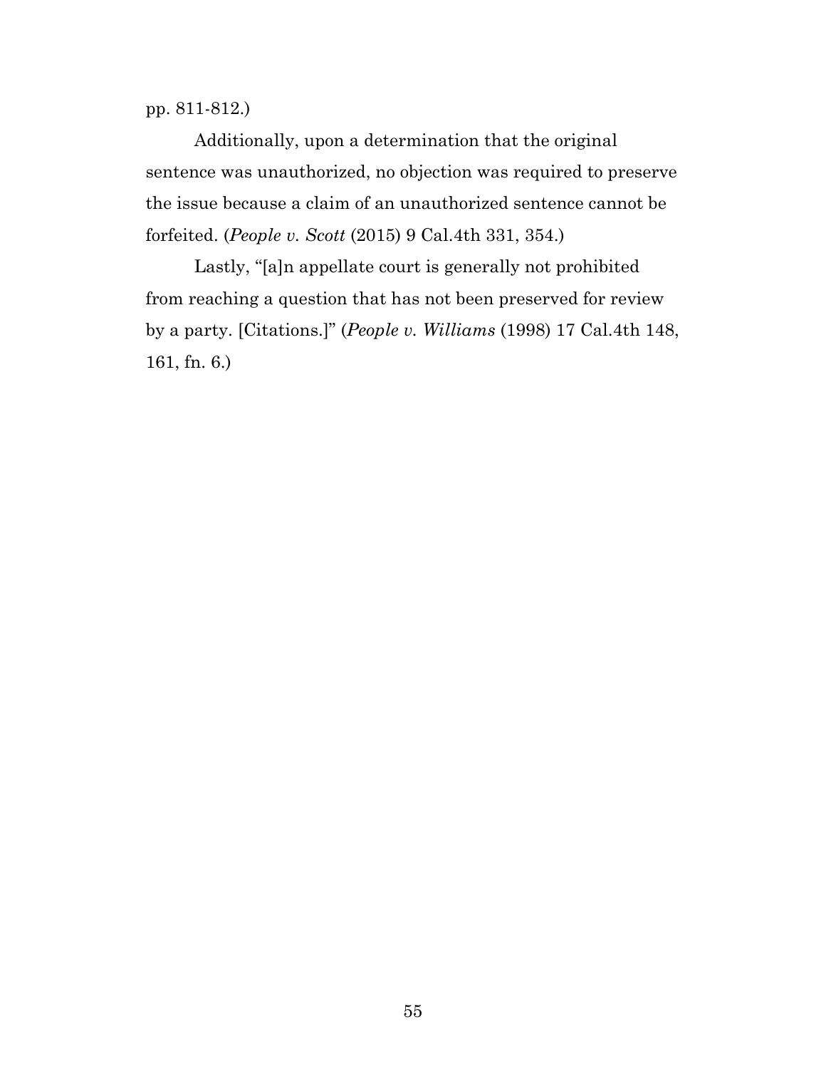pp. 811-812.)

Additionally, upon a determination that the original sentence was unauthorized, no objection was required to preserve the issue because a claim of an unauthorized sentence cannot be forfeited. (*People v. Scott* (2015) 9 Cal.4th 331, 354.)

Lastly, "[a]n appellate court is generally not prohibited from reaching a question that has not been preserved for review by a party. [Citations.]" (*People v. Williams* (1998) 17 Cal.4th 148, 161, fn. 6.)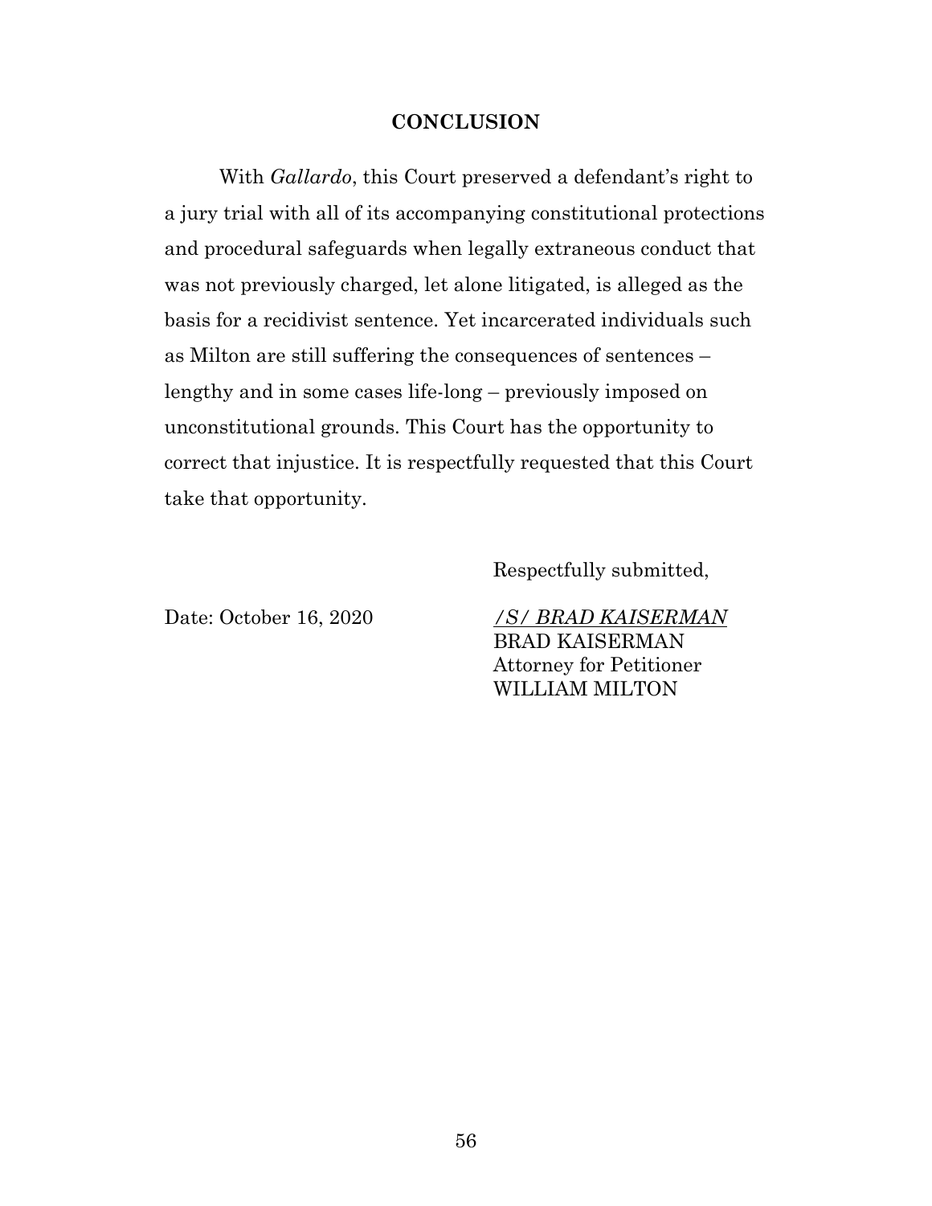## CONCLUSION

With *Gallardo*, this Court preserved a defendant's right to a jury trial with all of its accompanying constitutional protections and procedural safeguards when legally extraneous conduct that was not previously charged, let alone litigated, is alleged as the basis for a recidivist sentence. Yet incarcerated individuals such as Milton are still suffering the consequences of sentences – lengthy and in some cases life-long – previously imposed on unconstitutional grounds. This Court has the opportunity to correct that injustice. It is respectfully requested that this Court take that opportunity.

Respectfully submitted,

Date: October 16, 2020

*/S/ BRAD KAISERMAN*
BRAD KAISERMAN
Attorney for Petitioner
WILLIAM MILTON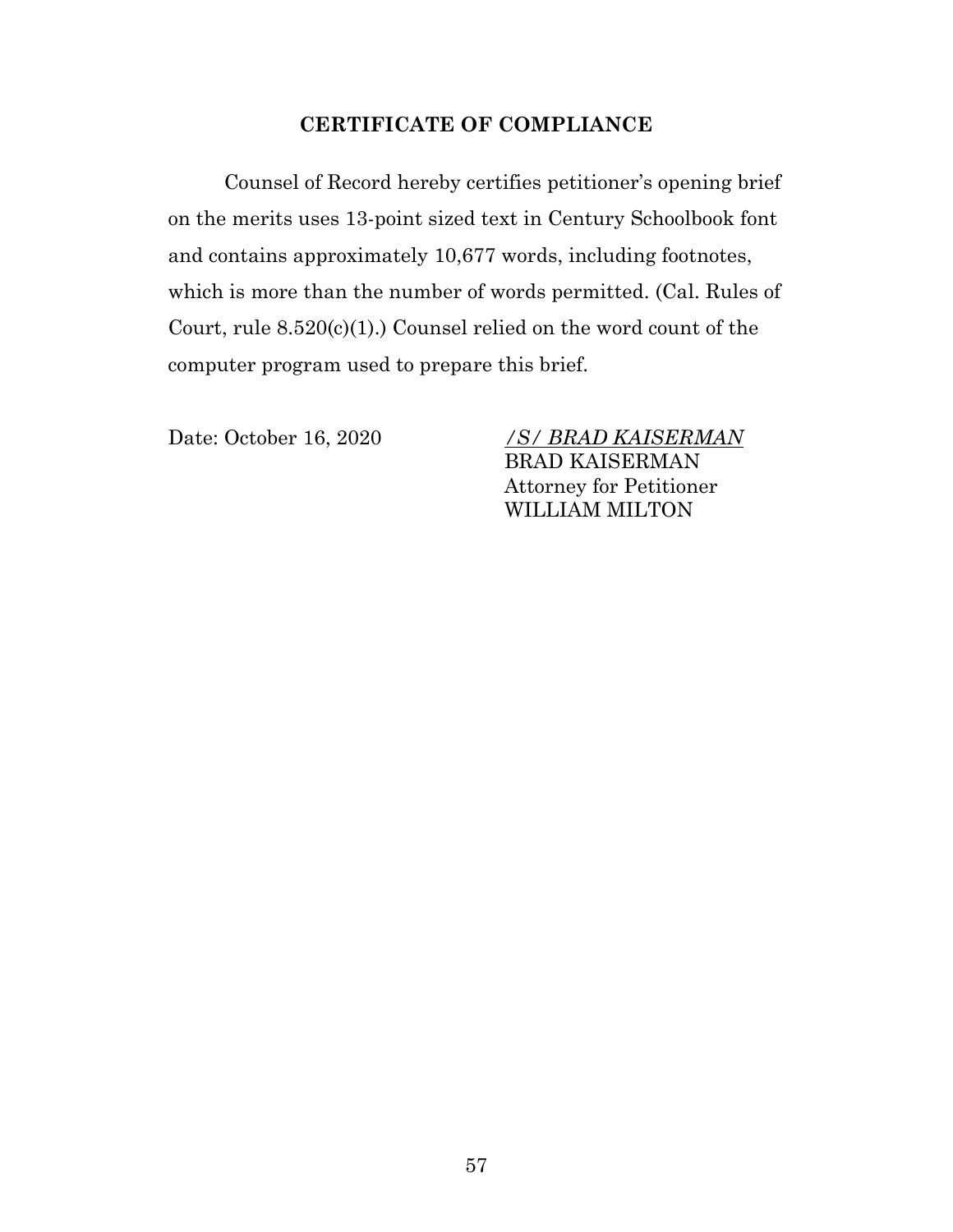## CERTIFICATE OF COMPLIANCE

Counsel of Record hereby certifies petitioner's opening brief on the merits uses 13-point sized text in Century Schoolbook font and contains approximately 10,677 words, including footnotes, which is more than the number of words permitted. (Cal. Rules of Court, rule 8.520(c)(1).) Counsel relied on the word count of the computer program used to prepare this brief.

Date: October 16, 2020

*/S/ BRAD KAISERMAN*
BRAD KAISERMAN
Attorney for Petitioner
WILLIAM MILTON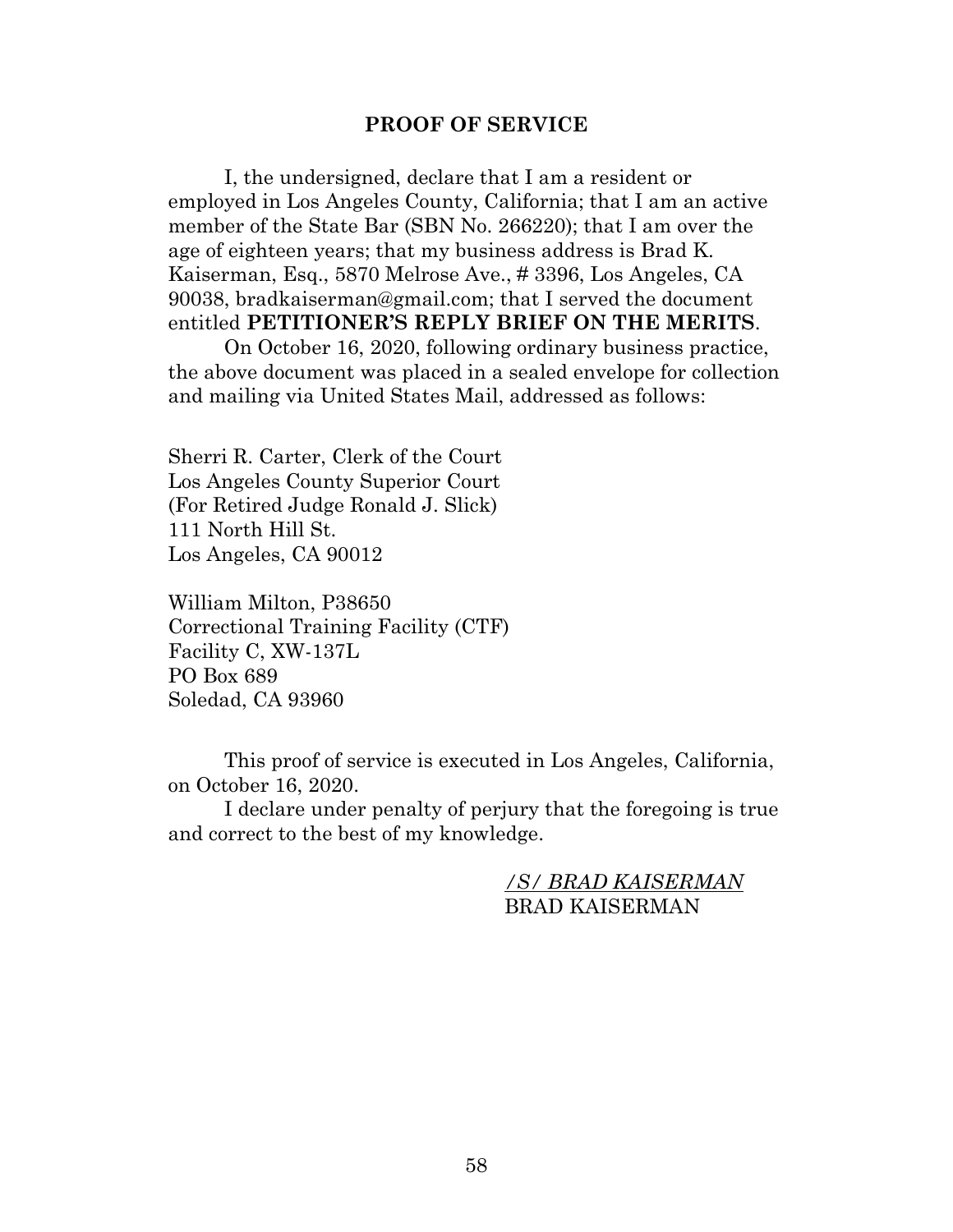## PROOF OF SERVICE

I, the undersigned, declare that I am a resident or employed in Los Angeles County, California; that I am an active member of the State Bar (SBN No. 266220); that I am over the age of eighteen years; that my business address is Brad K. Kaiserman, Esq., 5870 Melrose Ave., # 3396, Los Angeles, CA 90038, bradkaiserman@gmail.com; that I served the document entitled **PETITIONER'S REPLY BRIEF ON THE MERITS**.

On October 16, 2020, following ordinary business practice, the above document was placed in a sealed envelope for collection and mailing via United States Mail, addressed as follows:

Sherri R. Carter, Clerk of the Court
Los Angeles County Superior Court
(For Retired Judge Ronald J. Slick)
111 North Hill St.
Los Angeles, CA 90012

William Milton, P38650
Correctional Training Facility (CTF)
Facility C, XW-137L
PO Box 689
Soledad, CA 93960

This proof of service is executed in Los Angeles, California, on October 16, 2020.

I declare under penalty of perjury that the foregoing is true and correct to the best of my knowledge.

*/S/ BRAD KAISERMAN*
BRAD KAISERMAN